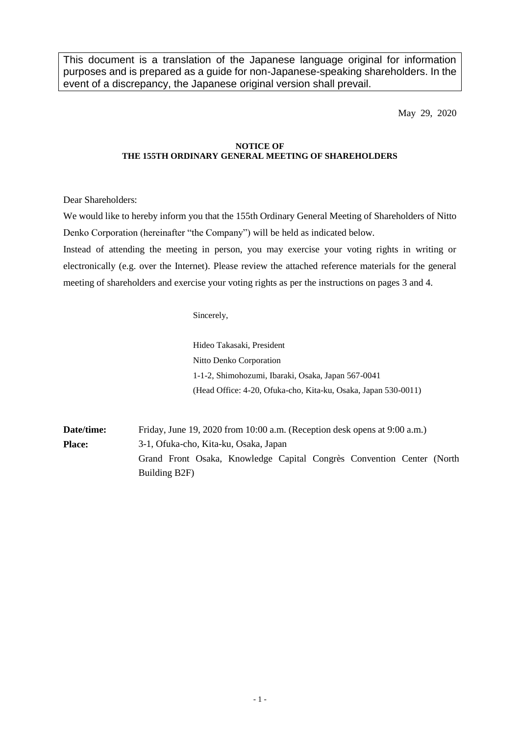This document is a translation of the Japanese language original for information purposes and is prepared as a guide for non-Japanese-speaking shareholders. In the event of a discrepancy, the Japanese original version shall prevail.

May 29, 2020

**NOTICE OF**
**THE 155TH ORDINARY GENERAL MEETING OF SHAREHOLDERS**

Dear Shareholders:

We would like to hereby inform you that the 155th Ordinary General Meeting of Shareholders of Nitto Denko Corporation (hereinafter "the Company") will be held as indicated below.

Instead of attending the meeting in person, you may exercise your voting rights in writing or electronically (e.g. over the Internet). Please review the attached reference materials for the general meeting of shareholders and exercise your voting rights as per the instructions on pages 3 and 4.

Sincerely,

Hideo Takasaki, President
Nitto Denko Corporation
1-1-2, Shimohozumi, Ibaraki, Osaka, Japan 567-0041
(Head Office: 4-20, Ofuka-cho, Kita-ku, Osaka, Japan 530-0011)

**Date/time:** Friday, June 19, 2020 from 10:00 a.m. (Reception desk opens at 9:00 a.m.)

**Place:** 3-1, Ofuka-cho, Kita-ku, Osaka, Japan
Grand Front Osaka, Knowledge Capital Congrès Convention Center (North Building B2F)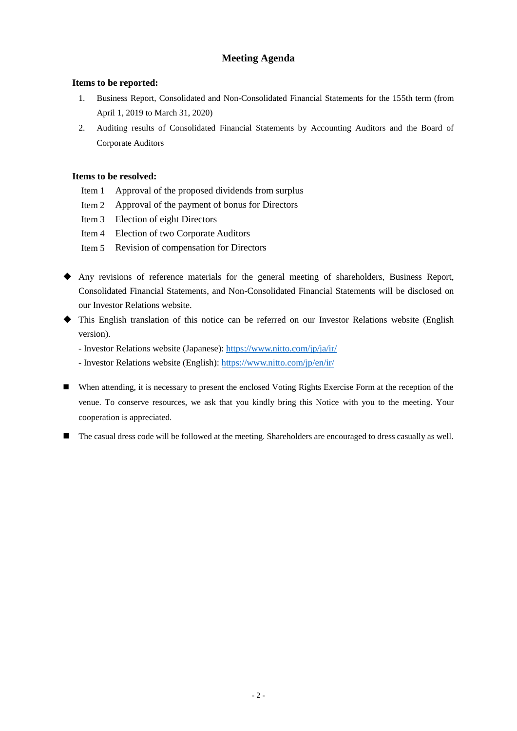# Meeting Agenda

**Items to be reported:**

1. Business Report, Consolidated and Non-Consolidated Financial Statements for the 155th term (from April 1, 2019 to March 31, 2020)
2. Auditing results of Consolidated Financial Statements by Accounting Auditors and the Board of Corporate Auditors

**Items to be resolved:**

Item 1 Approval of the proposed dividends from surplus

Item 2 Approval of the payment of bonus for Directors

Item 3 Election of eight Directors

Item 4 Election of two Corporate Auditors

Item 5 Revision of compensation for Directors

◆ Any revisions of reference materials for the general meeting of shareholders, Business Report, Consolidated Financial Statements, and Non-Consolidated Financial Statements will be disclosed on our Investor Relations website.

◆ This English translation of this notice can be referred on our Investor Relations website (English version).

- Investor Relations website (Japanese): https://www.nitto.com/jp/ja/ir/
- Investor Relations website (English): https://www.nitto.com/jp/en/ir/

■ When attending, it is necessary to present the enclosed Voting Rights Exercise Form at the reception of the venue. To conserve resources, we ask that you kindly bring this Notice with you to the meeting. Your cooperation is appreciated.

■ The casual dress code will be followed at the meeting. Shareholders are encouraged to dress casually as well.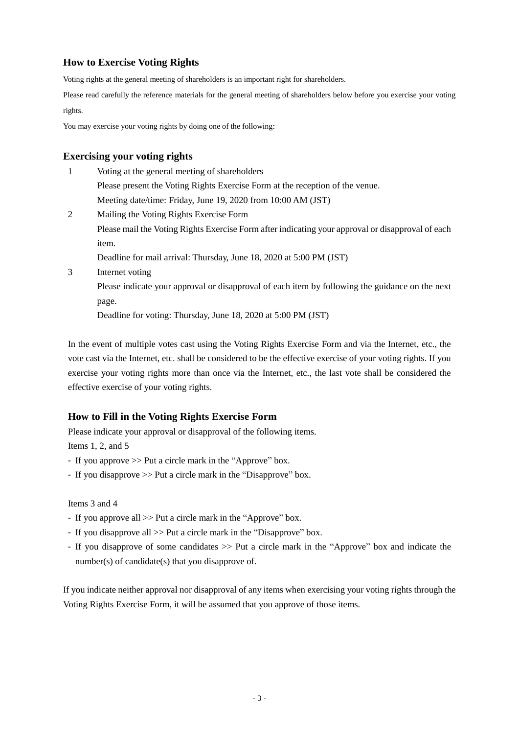## How to Exercise Voting Rights

Voting rights at the general meeting of shareholders is an important right for shareholders.

Please read carefully the reference materials for the general meeting of shareholders below before you exercise your voting rights.

You may exercise your voting rights by doing one of the following:

## Exercising your voting rights

1. Voting at the general meeting of shareholders
   Please present the Voting Rights Exercise Form at the reception of the venue.
   Meeting date/time: Friday, June 19, 2020 from 10:00 AM (JST)
2. Mailing the Voting Rights Exercise Form
   Please mail the Voting Rights Exercise Form after indicating your approval or disapproval of each item.
   Deadline for mail arrival: Thursday, June 18, 2020 at 5:00 PM (JST)
3. Internet voting
   Please indicate your approval or disapproval of each item by following the guidance on the next page.
   Deadline for voting: Thursday, June 18, 2020 at 5:00 PM (JST)

In the event of multiple votes cast using the Voting Rights Exercise Form and via the Internet, etc., the vote cast via the Internet, etc. shall be considered to be the effective exercise of your voting rights. If you exercise your voting rights more than once via the Internet, etc., the last vote shall be considered the effective exercise of your voting rights.

### How to Fill in the Voting Rights Exercise Form

Please indicate your approval or disapproval of the following items.

Items 1, 2, and 5

- If you approve >> Put a circle mark in the "Approve" box.
- If you disapprove >> Put a circle mark in the "Disapprove" box.

Items 3 and 4

- If you approve all >> Put a circle mark in the "Approve" box.
- If you disapprove all >> Put a circle mark in the "Disapprove" box.
- If you disapprove of some candidates >> Put a circle mark in the "Approve" box and indicate the number(s) of candidate(s) that you disapprove of.

If you indicate neither approval nor disapproval of any items when exercising your voting rights through the Voting Rights Exercise Form, it will be assumed that you approve of those items.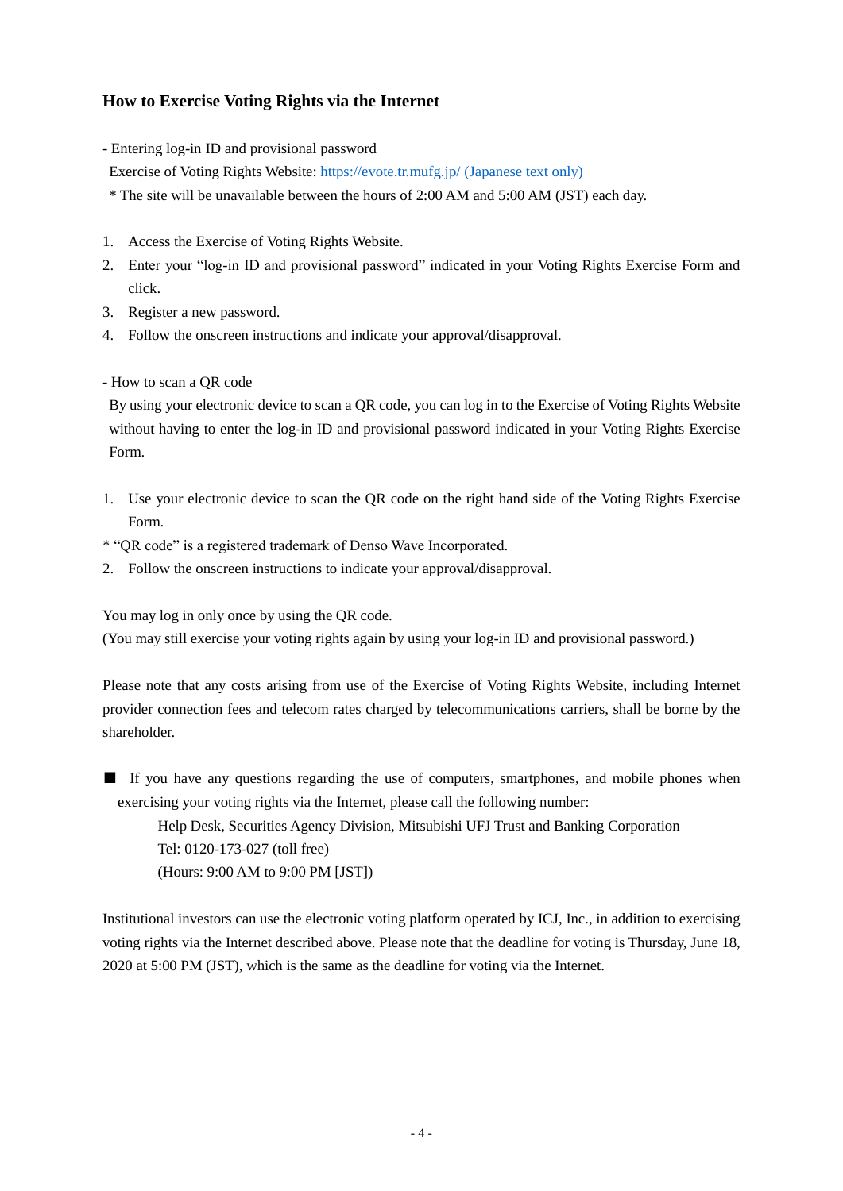## How to Exercise Voting Rights via the Internet

- Entering log-in ID and provisional password

Exercise of Voting Rights Website: https://evote.tr.mufg.jp/ (Japanese text only)

* The site will be unavailable between the hours of 2:00 AM and 5:00 AM (JST) each day.

1. Access the Exercise of Voting Rights Website.
2. Enter your "log-in ID and provisional password" indicated in your Voting Rights Exercise Form and click.
3. Register a new password.
4. Follow the onscreen instructions and indicate your approval/disapproval.

- How to scan a QR code

By using your electronic device to scan a QR code, you can log in to the Exercise of Voting Rights Website without having to enter the log-in ID and provisional password indicated in your Voting Rights Exercise Form.

1. Use your electronic device to scan the QR code on the right hand side of the Voting Rights Exercise Form.

* "QR code" is a registered trademark of Denso Wave Incorporated.

2. Follow the onscreen instructions to indicate your approval/disapproval.

You may log in only once by using the QR code.
(You may still exercise your voting rights again by using your log-in ID and provisional password.)

Please note that any costs arising from use of the Exercise of Voting Rights Website, including Internet provider connection fees and telecom rates charged by telecommunications carriers, shall be borne by the shareholder.

■ If you have any questions regarding the use of computers, smartphones, and mobile phones when exercising your voting rights via the Internet, please call the following number:

Help Desk, Securities Agency Division, Mitsubishi UFJ Trust and Banking Corporation
Tel: 0120-173-027 (toll free)
(Hours: 9:00 AM to 9:00 PM [JST])

Institutional investors can use the electronic voting platform operated by ICJ, Inc., in addition to exercising voting rights via the Internet described above. Please note that the deadline for voting is Thursday, June 18, 2020 at 5:00 PM (JST), which is the same as the deadline for voting via the Internet.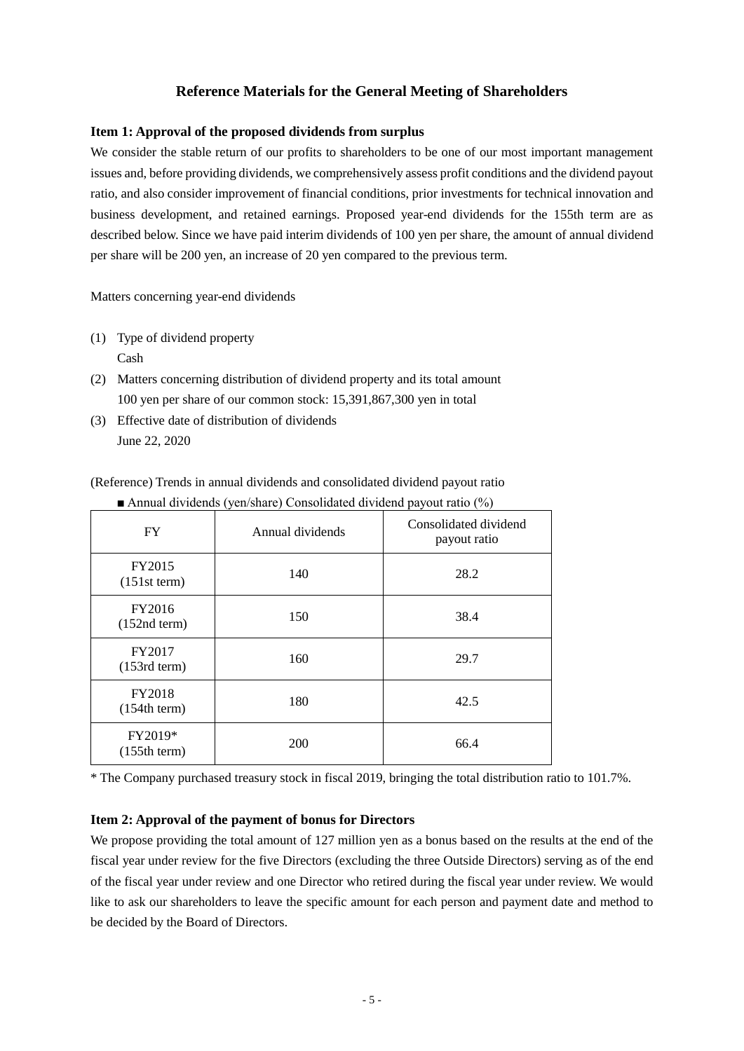## Reference Materials for the General Meeting of Shareholders

### Item 1: Approval of the proposed dividends from surplus

We consider the stable return of our profits to shareholders to be one of our most important management issues and, before providing dividends, we comprehensively assess profit conditions and the dividend payout ratio, and also consider improvement of financial conditions, prior investments for technical innovation and business development, and retained earnings. Proposed year-end dividends for the 155th term are as described below. Since we have paid interim dividends of 100 yen per share, the amount of annual dividend per share will be 200 yen, an increase of 20 yen compared to the previous term.

Matters concerning year-end dividends

(1) Type of dividend property
    Cash
(2) Matters concerning distribution of dividend property and its total amount
    100 yen per share of our common stock: 15,391,867,300 yen in total
(3) Effective date of distribution of dividends
    June 22, 2020

(Reference) Trends in annual dividends and consolidated dividend payout ratio

■ Annual dividends (yen/share) Consolidated dividend payout ratio (%)

| FY | Annual dividends | Consolidated dividend payout ratio |
|---|---|---|
| FY2015 (151st term) | 140 | 28.2 |
| FY2016 (152nd term) | 150 | 38.4 |
| FY2017 (153rd term) | 160 | 29.7 |
| FY2018 (154th term) | 180 | 42.5 |
| FY2019* (155th term) | 200 | 66.4 |

* The Company purchased treasury stock in fiscal 2019, bringing the total distribution ratio to 101.7%.

### Item 2: Approval of the payment of bonus for Directors

We propose providing the total amount of 127 million yen as a bonus based on the results at the end of the fiscal year under review for the five Directors (excluding the three Outside Directors) serving as of the end of the fiscal year under review and one Director who retired during the fiscal year under review. We would like to ask our shareholders to leave the specific amount for each person and payment date and method to be decided by the Board of Directors.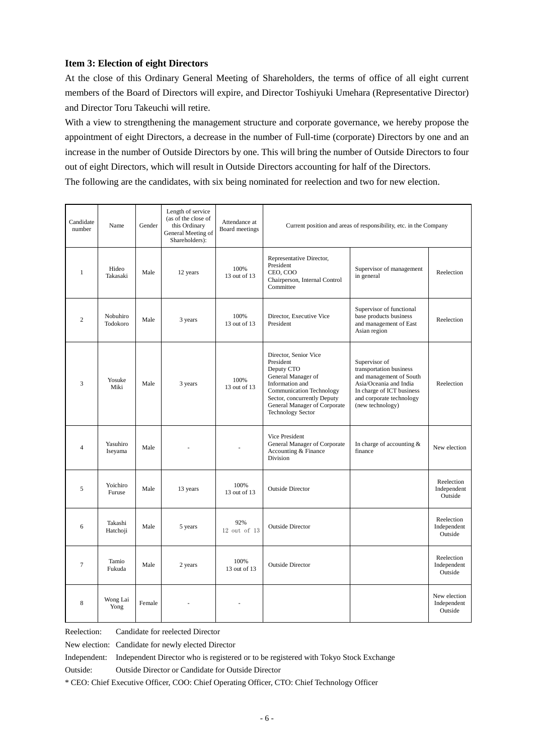### Item 3: Election of eight Directors

At the close of this Ordinary General Meeting of Shareholders, the terms of office of all eight current members of the Board of Directors will expire, and Director Toshiyuki Umehara (Representative Director) and Director Toru Takeuchi will retire.

With a view to strengthening the management structure and corporate governance, we hereby propose the appointment of eight Directors, a decrease in the number of Full-time (corporate) Directors by one and an increase in the number of Outside Directors by one. This will bring the number of Outside Directors to four out of eight Directors, which will result in Outside Directors accounting for half of the Directors.

The following are the candidates, with six being nominated for reelection and two for new election.

| Candidate number | Name | Gender | Length of service (as of the close of this Ordinary General Meeting of Shareholders): | Attendance at Board meetings | Current position and areas of responsibility, etc. in the Company | | |
|---|---|---|---|---|---|---|---|
| 1 | Hideo Takasaki | Male | 12 years | 100% 13 out of 13 | Representative Director, President CEO, COO Chairperson, Internal Control Committee | Supervisor of management in general | Reelection |
| 2 | Nobuhiro Todokoro | Male | 3 years | 100% 13 out of 13 | Director, Executive Vice President | Supervisor of functional base products business and management of East Asian region | Reelection |
| 3 | Yosuke Miki | Male | 3 years | 100% 13 out of 13 | Director, Senior Vice President Deputy CTO General Manager of Information and Communication Technology Sector, concurrently Deputy General Manager of Corporate Technology Sector | Supervisor of transportation business and management of South Asia/Oceania and India In charge of ICT business and corporate technology (new technology) | Reelection |
| 4 | Yasuhiro Iseyama | Male | - | - | Vice President General Manager of Corporate Accounting & Finance Division | In charge of accounting & finance | New election |
| 5 | Yoichiro Furuse | Male | 13 years | 100% 13 out of 13 | Outside Director | | Reelection Independent Outside |
| 6 | Takashi Hatchoji | Male | 5 years | 92% 12 out of 13 | Outside Director | | Reelection Independent Outside |
| 7 | Tamio Fukuda | Male | 2 years | 100% 13 out of 13 | Outside Director | | Reelection Independent Outside |
| 8 | Wong Lai Yong | Female | - | - | | | New election Independent Outside |

Reelection: Candidate for reelected Director

New election: Candidate for newly elected Director

Independent: Independent Director who is registered or to be registered with Tokyo Stock Exchange

Outside: Outside Director or Candidate for Outside Director

* CEO: Chief Executive Officer, COO: Chief Operating Officer, CTO: Chief Technology Officer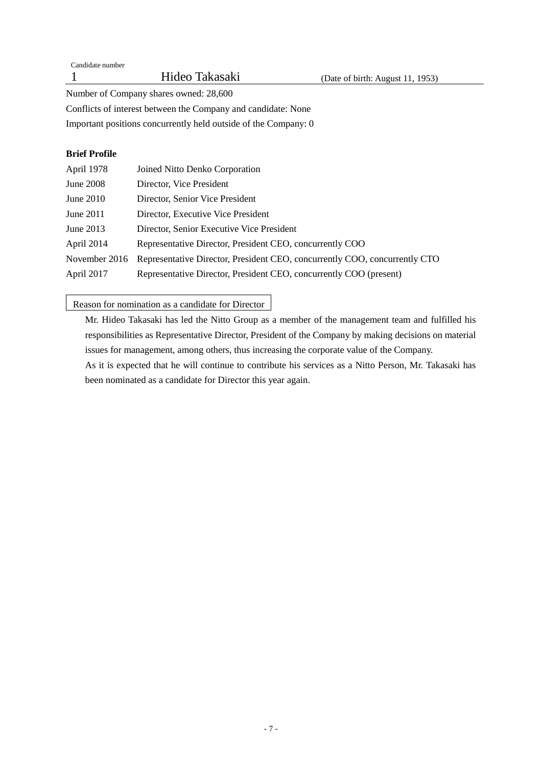Candidate number

| 1 | Hideo Takasaki | (Date of birth: August 11, 1953) |
|---|---|---|

Number of Company shares owned: 28,600

Conflicts of interest between the Company and candidate: None

Important positions concurrently held outside of the Company: 0

**Brief Profile**

| | |
|---|---|
| April 1978 | Joined Nitto Denko Corporation |
| June 2008 | Director, Vice President |
| June 2010 | Director, Senior Vice President |
| June 2011 | Director, Executive Vice President |
| June 2013 | Director, Senior Executive Vice President |
| April 2014 | Representative Director, President CEO, concurrently COO |
| November 2016 | Representative Director, President CEO, concurrently COO, concurrently CTO |
| April 2017 | Representative Director, President CEO, concurrently COO (present) |

Reason for nomination as a candidate for Director

Mr. Hideo Takasaki has led the Nitto Group as a member of the management team and fulfilled his responsibilities as Representative Director, President of the Company by making decisions on material issues for management, among others, thus increasing the corporate value of the Company.

As it is expected that he will continue to contribute his services as a Nitto Person, Mr. Takasaki has been nominated as a candidate for Director this year again.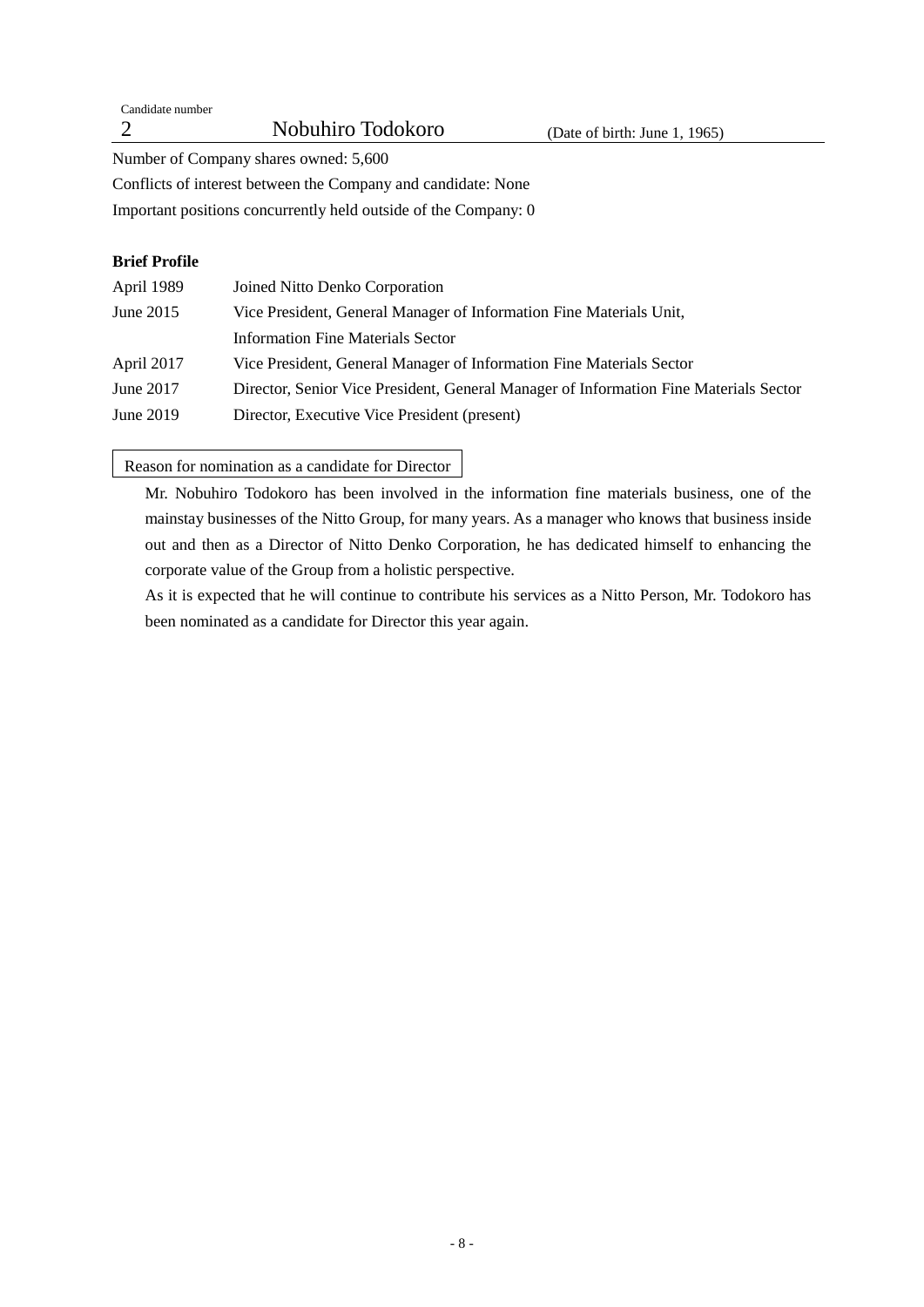Candidate number

## 2 Nobuhiro Todokoro (Date of birth: June 1, 1965)

Number of Company shares owned: 5,600

Conflicts of interest between the Company and candidate: None

Important positions concurrently held outside of the Company: 0

**Brief Profile**

| | |
|---|---|
| April 1989 | Joined Nitto Denko Corporation |
| June 2015 | Vice President, General Manager of Information Fine Materials Unit, Information Fine Materials Sector |
| April 2017 | Vice President, General Manager of Information Fine Materials Sector |
| June 2017 | Director, Senior Vice President, General Manager of Information Fine Materials Sector |
| June 2019 | Director, Executive Vice President (present) |

Reason for nomination as a candidate for Director

Mr. Nobuhiro Todokoro has been involved in the information fine materials business, one of the mainstay businesses of the Nitto Group, for many years. As a manager who knows that business inside out and then as a Director of Nitto Denko Corporation, he has dedicated himself to enhancing the corporate value of the Group from a holistic perspective.

As it is expected that he will continue to contribute his services as a Nitto Person, Mr. Todokoro has been nominated as a candidate for Director this year again.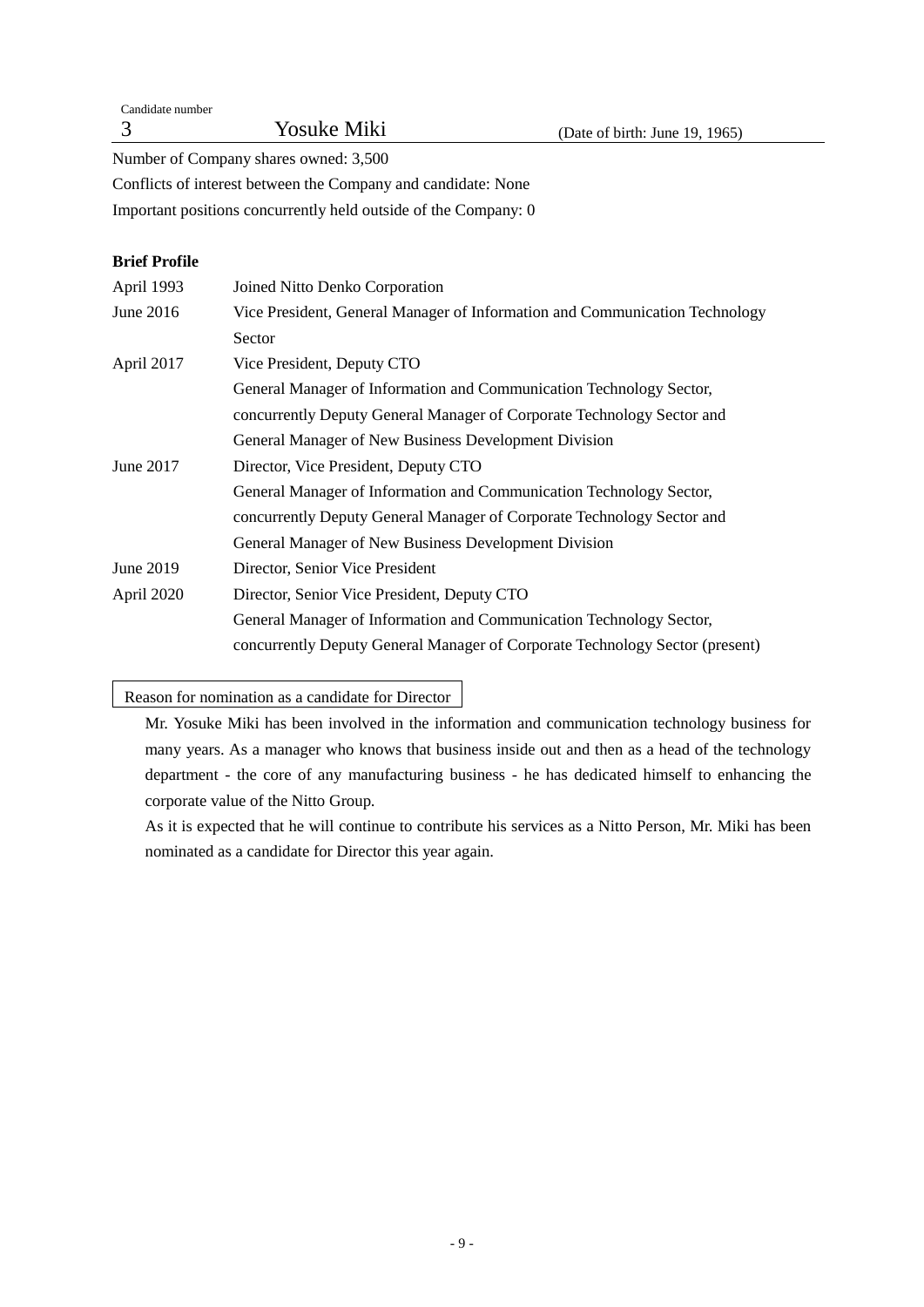Candidate number

**3** Yosuke Miki (Date of birth: June 19, 1965)

Number of Company shares owned: 3,500

Conflicts of interest between the Company and candidate: None

Important positions concurrently held outside of the Company: 0

**Brief Profile**

| | |
|---|---|
| April 1993 | Joined Nitto Denko Corporation |
| June 2016 | Vice President, General Manager of Information and Communication Technology Sector |
| April 2017 | Vice President, Deputy CTO<br>General Manager of Information and Communication Technology Sector, concurrently Deputy General Manager of Corporate Technology Sector and General Manager of New Business Development Division |
| June 2017 | Director, Vice President, Deputy CTO<br>General Manager of Information and Communication Technology Sector, concurrently Deputy General Manager of Corporate Technology Sector and General Manager of New Business Development Division |
| June 2019 | Director, Senior Vice President |
| April 2020 | Director, Senior Vice President, Deputy CTO<br>General Manager of Information and Communication Technology Sector, concurrently Deputy General Manager of Corporate Technology Sector (present) |

**Reason for nomination as a candidate for Director**

Mr. Yosuke Miki has been involved in the information and communication technology business for many years. As a manager who knows that business inside out and then as a head of the technology department - the core of any manufacturing business - he has dedicated himself to enhancing the corporate value of the Nitto Group.

As it is expected that he will continue to contribute his services as a Nitto Person, Mr. Miki has been nominated as a candidate for Director this year again.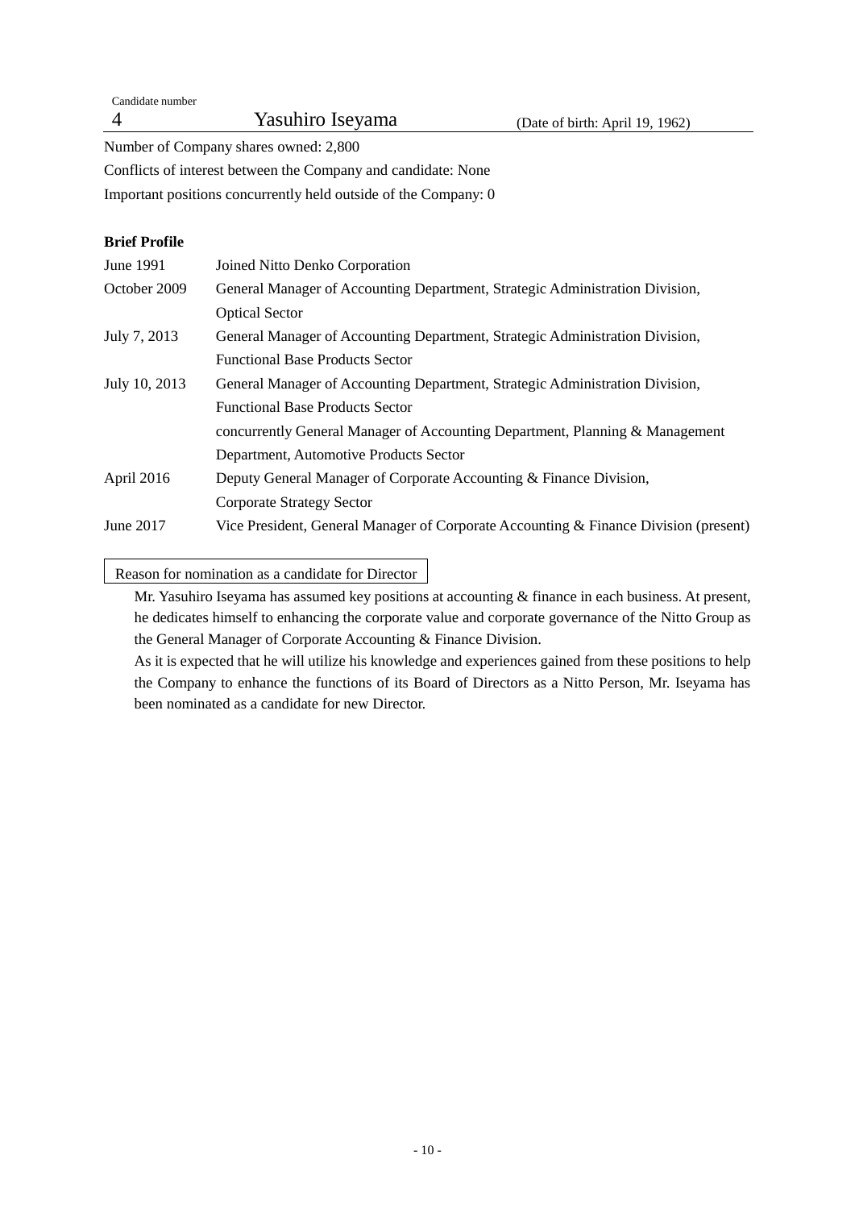Candidate number

| 4 | Yasuhiro Iseyama | (Date of birth: April 19, 1962) |
|---|---|---|

Number of Company shares owned: 2,800

Conflicts of interest between the Company and candidate: None

Important positions concurrently held outside of the Company: 0

**Brief Profile**

| | |
|---|---|
| June 1991 | Joined Nitto Denko Corporation |
| October 2009 | General Manager of Accounting Department, Strategic Administration Division, Optical Sector |
| July 7, 2013 | General Manager of Accounting Department, Strategic Administration Division, Functional Base Products Sector |
| July 10, 2013 | General Manager of Accounting Department, Strategic Administration Division, Functional Base Products Sector concurrently General Manager of Accounting Department, Planning & Management Department, Automotive Products Sector |
| April 2016 | Deputy General Manager of Corporate Accounting & Finance Division, Corporate Strategy Sector |
| June 2017 | Vice President, General Manager of Corporate Accounting & Finance Division (present) |

Reason for nomination as a candidate for Director

Mr. Yasuhiro Iseyama has assumed key positions at accounting & finance in each business. At present, he dedicates himself to enhancing the corporate value and corporate governance of the Nitto Group as the General Manager of Corporate Accounting & Finance Division.

As it is expected that he will utilize his knowledge and experiences gained from these positions to help the Company to enhance the functions of its Board of Directors as a Nitto Person, Mr. Iseyama has been nominated as a candidate for new Director.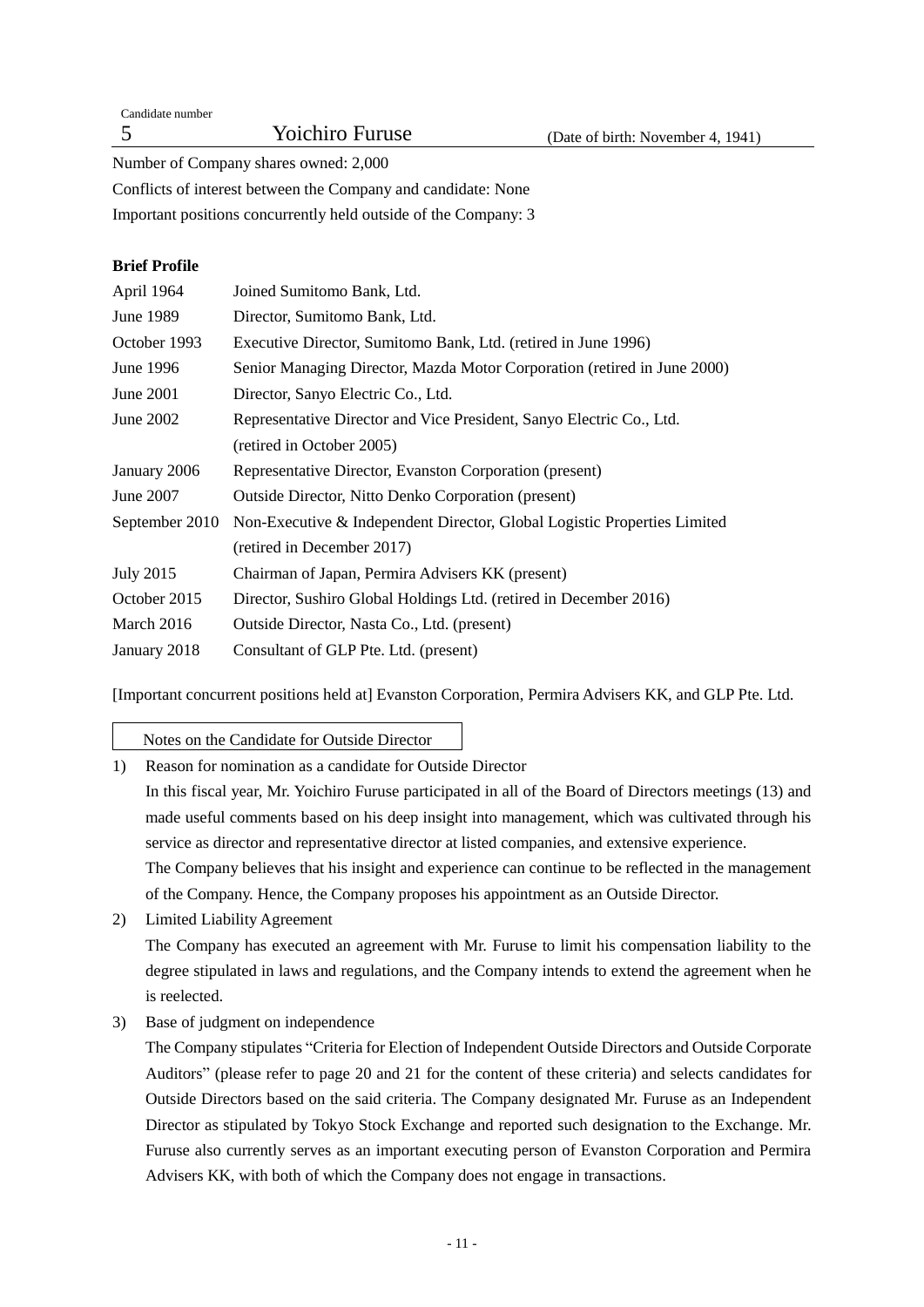Candidate number

5 Yoichiro Furuse (Date of birth: November 4, 1941)

Number of Company shares owned: 2,000

Conflicts of interest between the Company and candidate: None

Important positions concurrently held outside of the Company: 3

**Brief Profile**

| | |
|---|---|
| April 1964 | Joined Sumitomo Bank, Ltd. |
| June 1989 | Director, Sumitomo Bank, Ltd. |
| October 1993 | Executive Director, Sumitomo Bank, Ltd. (retired in June 1996) |
| June 1996 | Senior Managing Director, Mazda Motor Corporation (retired in June 2000) |
| June 2001 | Director, Sanyo Electric Co., Ltd. |
| June 2002 | Representative Director and Vice President, Sanyo Electric Co., Ltd. (retired in October 2005) |
| January 2006 | Representative Director, Evanston Corporation (present) |
| June 2007 | Outside Director, Nitto Denko Corporation (present) |
| September 2010 | Non-Executive & Independent Director, Global Logistic Properties Limited (retired in December 2017) |
| July 2015 | Chairman of Japan, Permira Advisers KK (present) |
| October 2015 | Director, Sushiro Global Holdings Ltd. (retired in December 2016) |
| March 2016 | Outside Director, Nasta Co., Ltd. (present) |
| January 2018 | Consultant of GLP Pte. Ltd. (present) |

[Important concurrent positions held at] Evanston Corporation, Permira Advisers KK, and GLP Pte. Ltd.

Notes on the Candidate for Outside Director

1) Reason for nomination as a candidate for Outside Director

   In this fiscal year, Mr. Yoichiro Furuse participated in all of the Board of Directors meetings (13) and made useful comments based on his deep insight into management, which was cultivated through his service as director and representative director at listed companies, and extensive experience.

   The Company believes that his insight and experience can continue to be reflected in the management of the Company. Hence, the Company proposes his appointment as an Outside Director.

2) Limited Liability Agreement

   The Company has executed an agreement with Mr. Furuse to limit his compensation liability to the degree stipulated in laws and regulations, and the Company intends to extend the agreement when he is reelected.

3) Base of judgment on independence

   The Company stipulates "Criteria for Election of Independent Outside Directors and Outside Corporate Auditors" (please refer to page 20 and 21 for the content of these criteria) and selects candidates for Outside Directors based on the said criteria. The Company designated Mr. Furuse as an Independent Director as stipulated by Tokyo Stock Exchange and reported such designation to the Exchange. Mr. Furuse also currently serves as an important executing person of Evanston Corporation and Permira Advisers KK, with both of which the Company does not engage in transactions.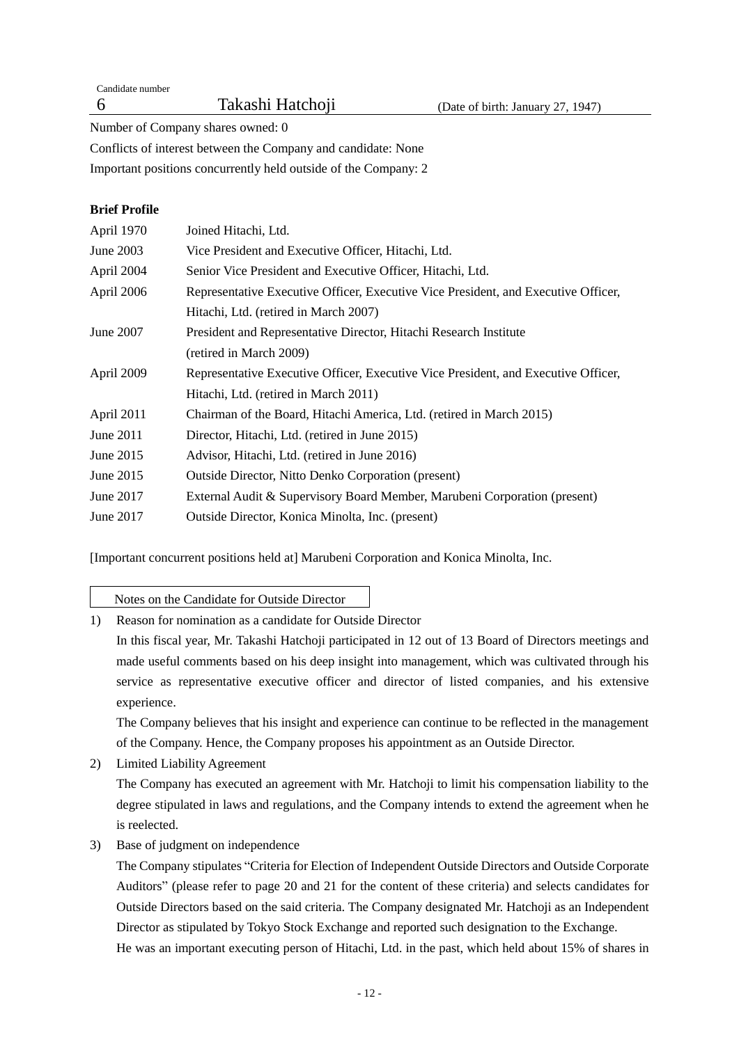Candidate number

6 Takashi Hatchoji (Date of birth: January 27, 1947)

Number of Company shares owned: 0

Conflicts of interest between the Company and candidate: None

Important positions concurrently held outside of the Company: 2

**Brief Profile**

| | |
|---|---|
| April 1970 | Joined Hitachi, Ltd. |
| June 2003 | Vice President and Executive Officer, Hitachi, Ltd. |
| April 2004 | Senior Vice President and Executive Officer, Hitachi, Ltd. |
| April 2006 | Representative Executive Officer, Executive Vice President, and Executive Officer, Hitachi, Ltd. (retired in March 2007) |
| June 2007 | President and Representative Director, Hitachi Research Institute (retired in March 2009) |
| April 2009 | Representative Executive Officer, Executive Vice President, and Executive Officer, Hitachi, Ltd. (retired in March 2011) |
| April 2011 | Chairman of the Board, Hitachi America, Ltd. (retired in March 2015) |
| June 2011 | Director, Hitachi, Ltd. (retired in June 2015) |
| June 2015 | Advisor, Hitachi, Ltd. (retired in June 2016) |
| June 2015 | Outside Director, Nitto Denko Corporation (present) |
| June 2017 | External Audit & Supervisory Board Member, Marubeni Corporation (present) |
| June 2017 | Outside Director, Konica Minolta, Inc. (present) |

[Important concurrent positions held at] Marubeni Corporation and Konica Minolta, Inc.

Notes on the Candidate for Outside Director

1) Reason for nomination as a candidate for Outside Director

   In this fiscal year, Mr. Takashi Hatchoji participated in 12 out of 13 Board of Directors meetings and made useful comments based on his deep insight into management, which was cultivated through his service as representative executive officer and director of listed companies, and his extensive experience.

   The Company believes that his insight and experience can continue to be reflected in the management of the Company. Hence, the Company proposes his appointment as an Outside Director.

2) Limited Liability Agreement

   The Company has executed an agreement with Mr. Hatchoji to limit his compensation liability to the degree stipulated in laws and regulations, and the Company intends to extend the agreement when he is reelected.

3) Base of judgment on independence

   The Company stipulates "Criteria for Election of Independent Outside Directors and Outside Corporate Auditors" (please refer to page 20 and 21 for the content of these criteria) and selects candidates for Outside Directors based on the said criteria. The Company designated Mr. Hatchoji as an Independent Director as stipulated by Tokyo Stock Exchange and reported such designation to the Exchange.

   He was an important executing person of Hitachi, Ltd. in the past, which held about 15% of shares in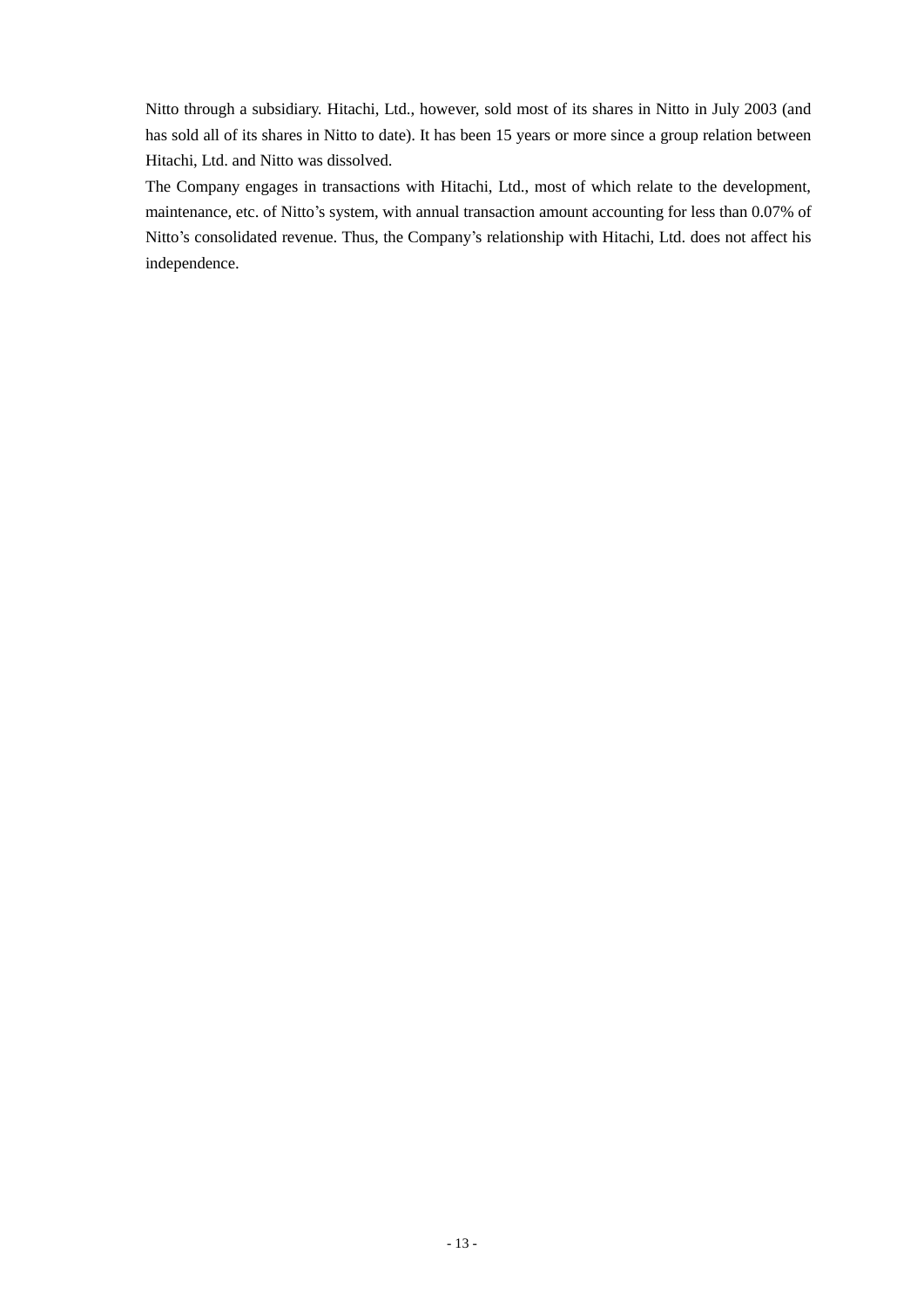Nitto through a subsidiary. Hitachi, Ltd., however, sold most of its shares in Nitto in July 2003 (and has sold all of its shares in Nitto to date). It has been 15 years or more since a group relation between Hitachi, Ltd. and Nitto was dissolved.

The Company engages in transactions with Hitachi, Ltd., most of which relate to the development, maintenance, etc. of Nitto's system, with annual transaction amount accounting for less than 0.07% of Nitto's consolidated revenue. Thus, the Company's relationship with Hitachi, Ltd. does not affect his independence.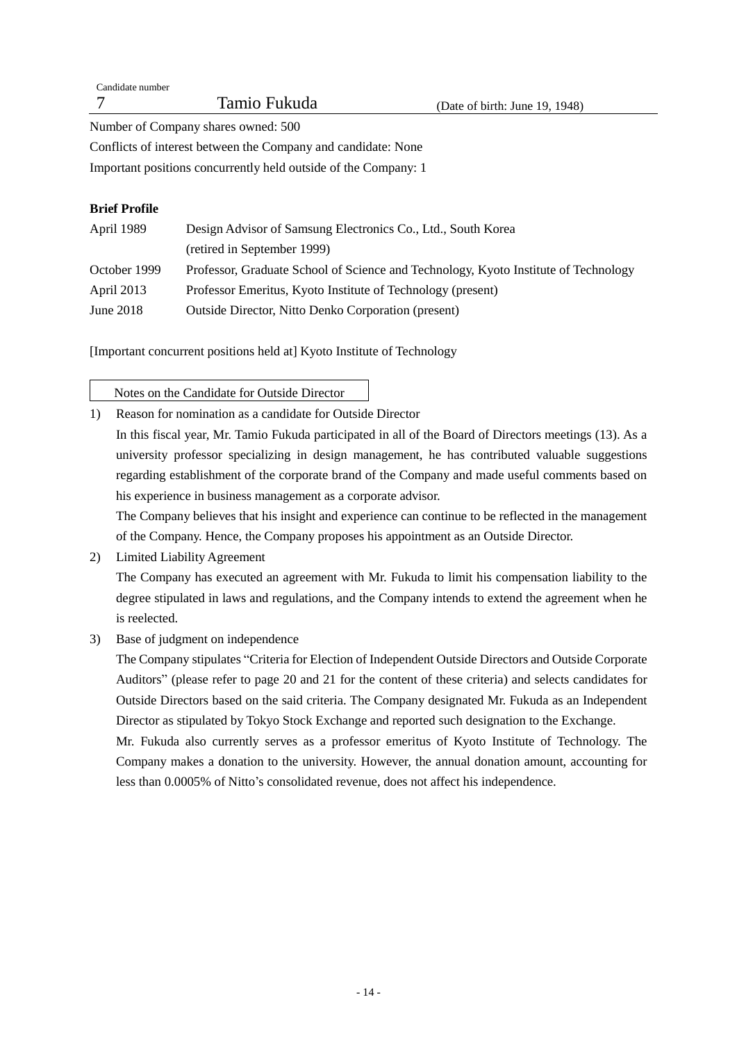Candidate number

7 Tamio Fukuda (Date of birth: June 19, 1948)

Number of Company shares owned: 500

Conflicts of interest between the Company and candidate: None

Important positions concurrently held outside of the Company: 1

**Brief Profile**

| | |
|---|---|
| April 1989 | Design Advisor of Samsung Electronics Co., Ltd., South Korea (retired in September 1999) |
| October 1999 | Professor, Graduate School of Science and Technology, Kyoto Institute of Technology |
| April 2013 | Professor Emeritus, Kyoto Institute of Technology (present) |
| June 2018 | Outside Director, Nitto Denko Corporation (present) |

[Important concurrent positions held at] Kyoto Institute of Technology

Notes on the Candidate for Outside Director

1) Reason for nomination as a candidate for Outside Director

In this fiscal year, Mr. Tamio Fukuda participated in all of the Board of Directors meetings (13). As a university professor specializing in design management, he has contributed valuable suggestions regarding establishment of the corporate brand of the Company and made useful comments based on his experience in business management as a corporate advisor.

The Company believes that his insight and experience can continue to be reflected in the management of the Company. Hence, the Company proposes his appointment as an Outside Director.

2) Limited Liability Agreement

The Company has executed an agreement with Mr. Fukuda to limit his compensation liability to the degree stipulated in laws and regulations, and the Company intends to extend the agreement when he is reelected.

3) Base of judgment on independence

The Company stipulates "Criteria for Election of Independent Outside Directors and Outside Corporate Auditors" (please refer to page 20 and 21 for the content of these criteria) and selects candidates for Outside Directors based on the said criteria. The Company designated Mr. Fukuda as an Independent Director as stipulated by Tokyo Stock Exchange and reported such designation to the Exchange.

Mr. Fukuda also currently serves as a professor emeritus of Kyoto Institute of Technology. The Company makes a donation to the university. However, the annual donation amount, accounting for less than 0.0005% of Nitto's consolidated revenue, does not affect his independence.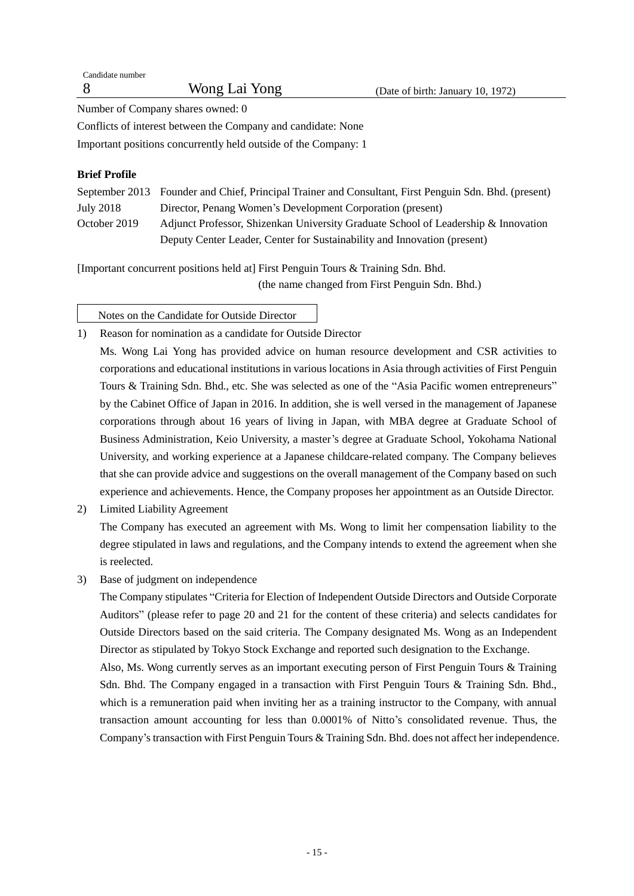Candidate number

| 8 | Wong Lai Yong | (Date of birth: January 10, 1972) |
|---|---|---|

Number of Company shares owned: 0

Conflicts of interest between the Company and candidate: None

Important positions concurrently held outside of the Company: 1

**Brief Profile**

| | |
|---|---|
| September 2013 | Founder and Chief, Principal Trainer and Consultant, First Penguin Sdn. Bhd. (present) |
| July 2018 | Director, Penang Women's Development Corporation (present) |
| October 2019 | Adjunct Professor, Shizenkan University Graduate School of Leadership & Innovation Deputy Center Leader, Center for Sustainability and Innovation (present) |

[Important concurrent positions held at] First Penguin Tours & Training Sdn. Bhd. (the name changed from First Penguin Sdn. Bhd.)

**Notes on the Candidate for Outside Director**

1) Reason for nomination as a candidate for Outside Director

   Ms. Wong Lai Yong has provided advice on human resource development and CSR activities to corporations and educational institutions in various locations in Asia through activities of First Penguin Tours & Training Sdn. Bhd., etc. She was selected as one of the "Asia Pacific women entrepreneurs" by the Cabinet Office of Japan in 2016. In addition, she is well versed in the management of Japanese corporations through about 16 years of living in Japan, with MBA degree at Graduate School of Business Administration, Keio University, a master's degree at Graduate School, Yokohama National University, and working experience at a Japanese childcare-related company. The Company believes that she can provide advice and suggestions on the overall management of the Company based on such experience and achievements. Hence, the Company proposes her appointment as an Outside Director.

2) Limited Liability Agreement

   The Company has executed an agreement with Ms. Wong to limit her compensation liability to the degree stipulated in laws and regulations, and the Company intends to extend the agreement when she is reelected.

3) Base of judgment on independence

   The Company stipulates "Criteria for Election of Independent Outside Directors and Outside Corporate Auditors" (please refer to page 20 and 21 for the content of these criteria) and selects candidates for Outside Directors based on the said criteria. The Company designated Ms. Wong as an Independent Director as stipulated by Tokyo Stock Exchange and reported such designation to the Exchange.

   Also, Ms. Wong currently serves as an important executing person of First Penguin Tours & Training Sdn. Bhd. The Company engaged in a transaction with First Penguin Tours & Training Sdn. Bhd., which is a remuneration paid when inviting her as a training instructor to the Company, with annual transaction amount accounting for less than 0.0001% of Nitto's consolidated revenue. Thus, the Company's transaction with First Penguin Tours & Training Sdn. Bhd. does not affect her independence.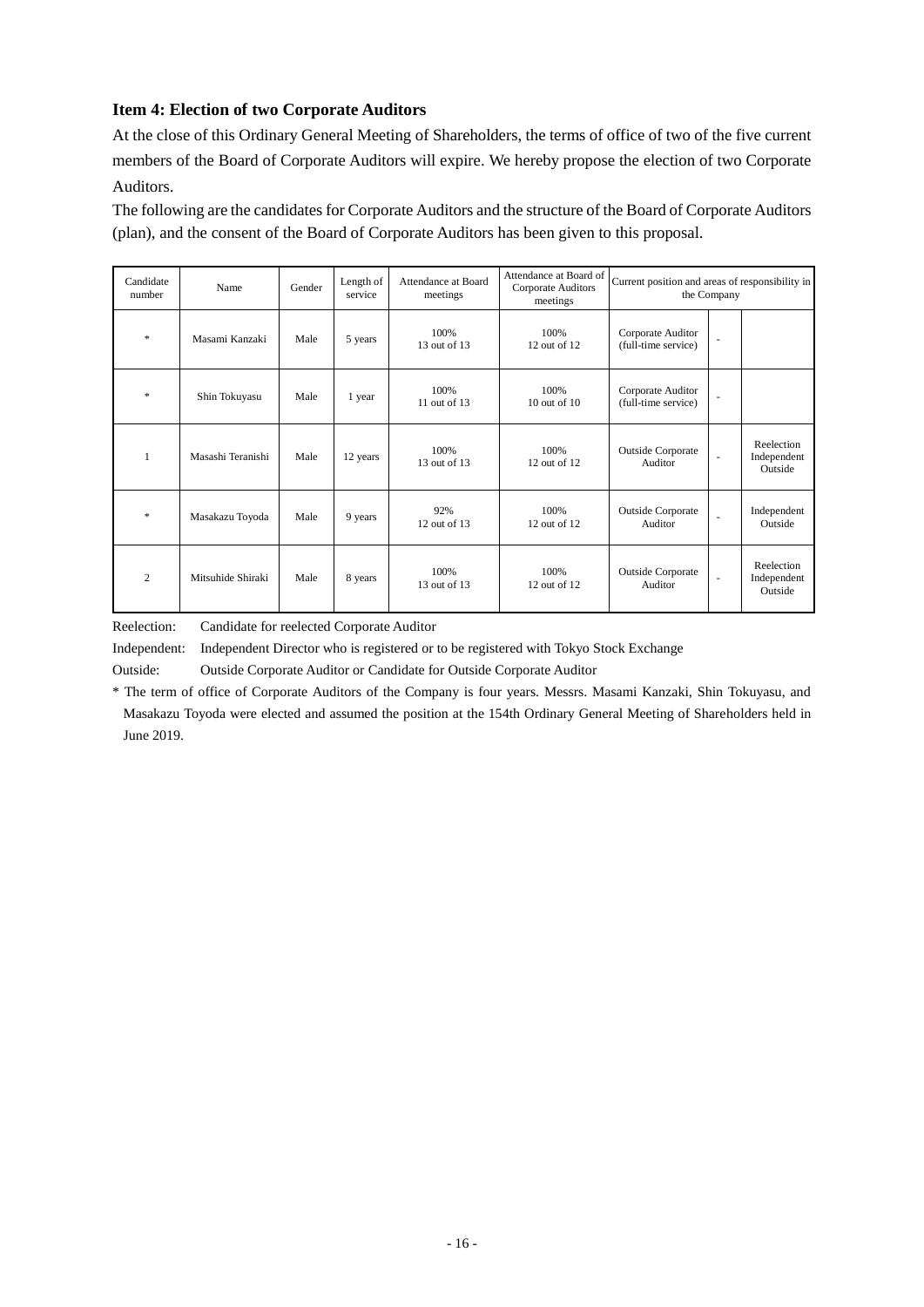### Item 4: Election of two Corporate Auditors

At the close of this Ordinary General Meeting of Shareholders, the terms of office of two of the five current members of the Board of Corporate Auditors will expire. We hereby propose the election of two Corporate Auditors.

The following are the candidates for Corporate Auditors and the structure of the Board of Corporate Auditors (plan), and the consent of the Board of Corporate Auditors has been given to this proposal.

| Candidate number | Name | Gender | Length of service | Attendance at Board meetings | Attendance at Board of Corporate Auditors meetings | Current position and areas of responsibility in the Company | | |
|---|---|---|---|---|---|---|---|---|
| * | Masami Kanzaki | Male | 5 years | 100% 13 out of 13 | 100% 12 out of 12 | Corporate Auditor (full-time service) | - | |
| * | Shin Tokuyasu | Male | 1 year | 100% 11 out of 13 | 100% 10 out of 10 | Corporate Auditor (full-time service) | - | |
| 1 | Masashi Teranishi | Male | 12 years | 100% 13 out of 13 | 100% 12 out of 12 | Outside Corporate Auditor | - | Reelection Independent Outside |
| * | Masakazu Toyoda | Male | 9 years | 92% 12 out of 13 | 100% 12 out of 12 | Outside Corporate Auditor | - | Independent Outside |
| 2 | Mitsuhide Shiraki | Male | 8 years | 100% 13 out of 13 | 100% 12 out of 12 | Outside Corporate Auditor | - | Reelection Independent Outside |

Reelection: Candidate for reelected Corporate Auditor

Independent: Independent Director who is registered or to be registered with Tokyo Stock Exchange

Outside: Outside Corporate Auditor or Candidate for Outside Corporate Auditor

* The term of office of Corporate Auditors of the Company is four years. Messrs. Masami Kanzaki, Shin Tokuyasu, and Masakazu Toyoda were elected and assumed the position at the 154th Ordinary General Meeting of Shareholders held in June 2019.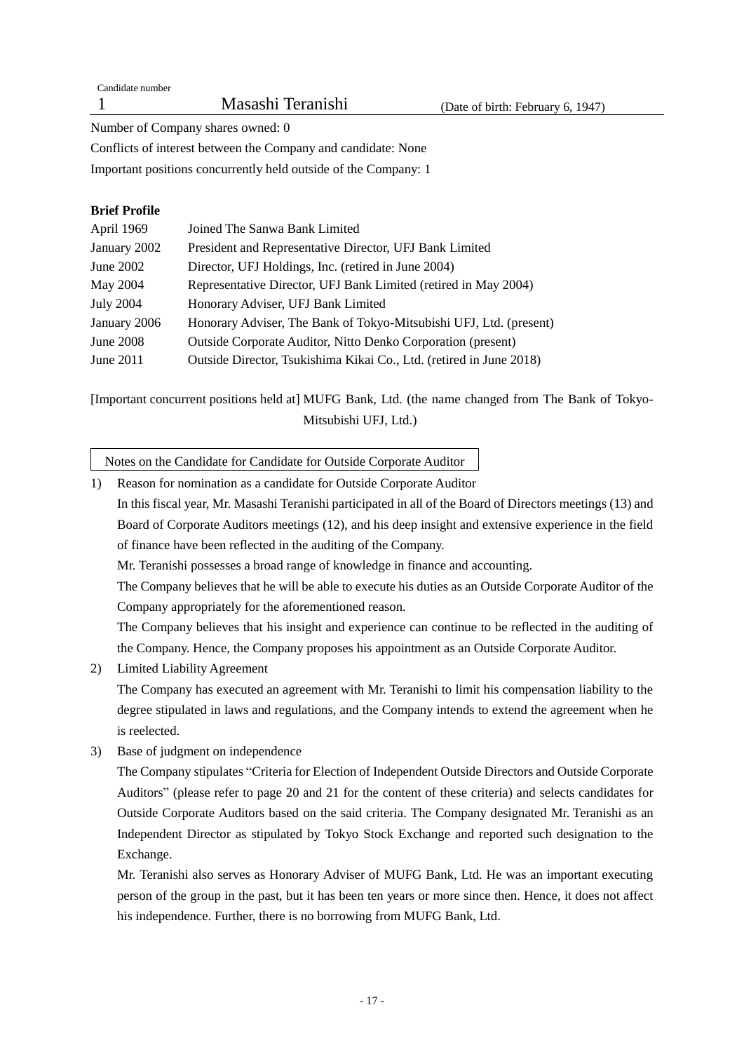Candidate number

**1** Masashi Teranishi (Date of birth: February 6, 1947)

Number of Company shares owned: 0

Conflicts of interest between the Company and candidate: None

Important positions concurrently held outside of the Company: 1

**Brief Profile**

| | |
|---|---|
| April 1969 | Joined The Sanwa Bank Limited |
| January 2002 | President and Representative Director, UFJ Bank Limited |
| June 2002 | Director, UFJ Holdings, Inc. (retired in June 2004) |
| May 2004 | Representative Director, UFJ Bank Limited (retired in May 2004) |
| July 2004 | Honorary Adviser, UFJ Bank Limited |
| January 2006 | Honorary Adviser, The Bank of Tokyo-Mitsubishi UFJ, Ltd. (present) |
| June 2008 | Outside Corporate Auditor, Nitto Denko Corporation (present) |
| June 2011 | Outside Director, Tsukishima Kikai Co., Ltd. (retired in June 2018) |

[Important concurrent positions held at] MUFG Bank, Ltd. (the name changed from The Bank of Tokyo-Mitsubishi UFJ, Ltd.)

Notes on the Candidate for Candidate for Outside Corporate Auditor

1) Reason for nomination as a candidate for Outside Corporate Auditor

   In this fiscal year, Mr. Masashi Teranishi participated in all of the Board of Directors meetings (13) and Board of Corporate Auditors meetings (12), and his deep insight and extensive experience in the field of finance have been reflected in the auditing of the Company.

   Mr. Teranishi possesses a broad range of knowledge in finance and accounting.

   The Company believes that he will be able to execute his duties as an Outside Corporate Auditor of the Company appropriately for the aforementioned reason.

   The Company believes that his insight and experience can continue to be reflected in the auditing of the Company. Hence, the Company proposes his appointment as an Outside Corporate Auditor.

2) Limited Liability Agreement

   The Company has executed an agreement with Mr. Teranishi to limit his compensation liability to the degree stipulated in laws and regulations, and the Company intends to extend the agreement when he is reelected.

3) Base of judgment on independence

   The Company stipulates "Criteria for Election of Independent Outside Directors and Outside Corporate Auditors" (please refer to page 20 and 21 for the content of these criteria) and selects candidates for Outside Corporate Auditors based on the said criteria. The Company designated Mr. Teranishi as an Independent Director as stipulated by Tokyo Stock Exchange and reported such designation to the Exchange.

   Mr. Teranishi also serves as Honorary Adviser of MUFG Bank, Ltd. He was an important executing person of the group in the past, but it has been ten years or more since then. Hence, it does not affect his independence. Further, there is no borrowing from MUFG Bank, Ltd.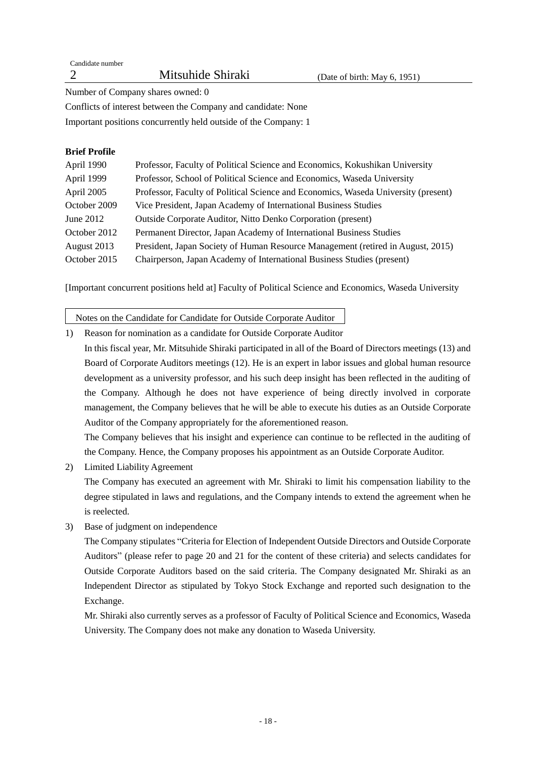Candidate number

**2** Mitsuhide Shiraki (Date of birth: May 6, 1951)

Number of Company shares owned: 0

Conflicts of interest between the Company and candidate: None

Important positions concurrently held outside of the Company: 1

**Brief Profile**

| | |
|---|---|
| April 1990 | Professor, Faculty of Political Science and Economics, Kokushikan University |
| April 1999 | Professor, School of Political Science and Economics, Waseda University |
| April 2005 | Professor, Faculty of Political Science and Economics, Waseda University (present) |
| October 2009 | Vice President, Japan Academy of International Business Studies |
| June 2012 | Outside Corporate Auditor, Nitto Denko Corporation (present) |
| October 2012 | Permanent Director, Japan Academy of International Business Studies |
| August 2013 | President, Japan Society of Human Resource Management (retired in August, 2015) |
| October 2015 | Chairperson, Japan Academy of International Business Studies (present) |

[Important concurrent positions held at] Faculty of Political Science and Economics, Waseda University

Notes on the Candidate for Candidate for Outside Corporate Auditor

1) Reason for nomination as a candidate for Outside Corporate Auditor

   In this fiscal year, Mr. Mitsuhide Shiraki participated in all of the Board of Directors meetings (13) and Board of Corporate Auditors meetings (12). He is an expert in labor issues and global human resource development as a university professor, and his such deep insight has been reflected in the auditing of the Company. Although he does not have experience of being directly involved in corporate management, the Company believes that he will be able to execute his duties as an Outside Corporate Auditor of the Company appropriately for the aforementioned reason.

   The Company believes that his insight and experience can continue to be reflected in the auditing of the Company. Hence, the Company proposes his appointment as an Outside Corporate Auditor.

2) Limited Liability Agreement

   The Company has executed an agreement with Mr. Shiraki to limit his compensation liability to the degree stipulated in laws and regulations, and the Company intends to extend the agreement when he is reelected.

3) Base of judgment on independence

   The Company stipulates "Criteria for Election of Independent Outside Directors and Outside Corporate Auditors" (please refer to page 20 and 21 for the content of these criteria) and selects candidates for Outside Corporate Auditors based on the said criteria. The Company designated Mr. Shiraki as an Independent Director as stipulated by Tokyo Stock Exchange and reported such designation to the Exchange.

   Mr. Shiraki also currently serves as a professor of Faculty of Political Science and Economics, Waseda University. The Company does not make any donation to Waseda University.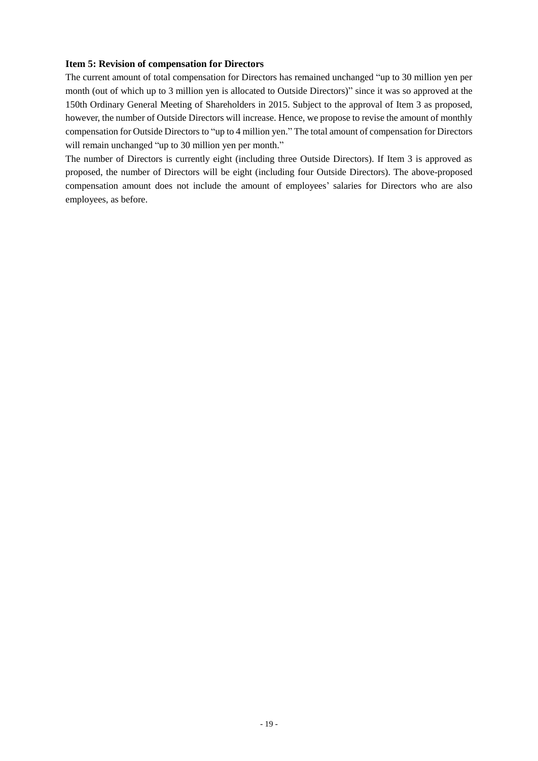**Item 5: Revision of compensation for Directors**

The current amount of total compensation for Directors has remained unchanged "up to 30 million yen per month (out of which up to 3 million yen is allocated to Outside Directors)" since it was so approved at the 150th Ordinary General Meeting of Shareholders in 2015. Subject to the approval of Item 3 as proposed, however, the number of Outside Directors will increase. Hence, we propose to revise the amount of monthly compensation for Outside Directors to "up to 4 million yen." The total amount of compensation for Directors will remain unchanged "up to 30 million yen per month."

The number of Directors is currently eight (including three Outside Directors). If Item 3 is approved as proposed, the number of Directors will be eight (including four Outside Directors). The above-proposed compensation amount does not include the amount of employees' salaries for Directors who are also employees, as before.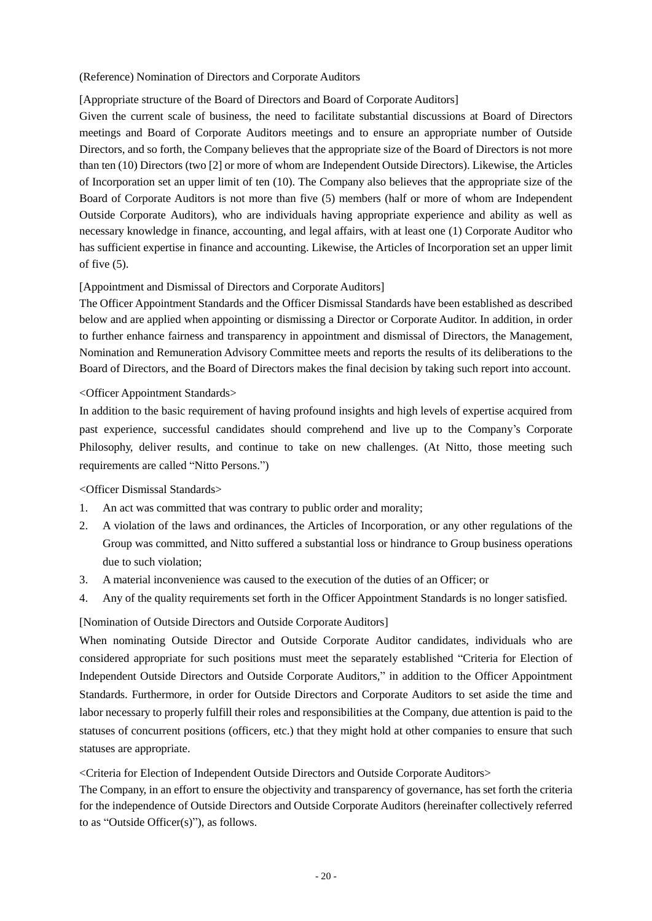(Reference) Nomination of Directors and Corporate Auditors

[Appropriate structure of the Board of Directors and Board of Corporate Auditors]

Given the current scale of business, the need to facilitate substantial discussions at Board of Directors meetings and Board of Corporate Auditors meetings and to ensure an appropriate number of Outside Directors, and so forth, the Company believes that the appropriate size of the Board of Directors is not more than ten (10) Directors (two [2] or more of whom are Independent Outside Directors). Likewise, the Articles of Incorporation set an upper limit of ten (10). The Company also believes that the appropriate size of the Board of Corporate Auditors is not more than five (5) members (half or more of whom are Independent Outside Corporate Auditors), who are individuals having appropriate experience and ability as well as necessary knowledge in finance, accounting, and legal affairs, with at least one (1) Corporate Auditor who has sufficient expertise in finance and accounting. Likewise, the Articles of Incorporation set an upper limit of five (5).

[Appointment and Dismissal of Directors and Corporate Auditors]

The Officer Appointment Standards and the Officer Dismissal Standards have been established as described below and are applied when appointing or dismissing a Director or Corporate Auditor. In addition, in order to further enhance fairness and transparency in appointment and dismissal of Directors, the Management, Nomination and Remuneration Advisory Committee meets and reports the results of its deliberations to the Board of Directors, and the Board of Directors makes the final decision by taking such report into account.

<Officer Appointment Standards>

In addition to the basic requirement of having profound insights and high levels of expertise acquired from past experience, successful candidates should comprehend and live up to the Company's Corporate Philosophy, deliver results, and continue to take on new challenges. (At Nitto, those meeting such requirements are called "Nitto Persons.")

<Officer Dismissal Standards>

1. An act was committed that was contrary to public order and morality;
2. A violation of the laws and ordinances, the Articles of Incorporation, or any other regulations of the Group was committed, and Nitto suffered a substantial loss or hindrance to Group business operations due to such violation;
3. A material inconvenience was caused to the execution of the duties of an Officer; or
4. Any of the quality requirements set forth in the Officer Appointment Standards is no longer satisfied.

[Nomination of Outside Directors and Outside Corporate Auditors]

When nominating Outside Director and Outside Corporate Auditor candidates, individuals who are considered appropriate for such positions must meet the separately established "Criteria for Election of Independent Outside Directors and Outside Corporate Auditors," in addition to the Officer Appointment Standards. Furthermore, in order for Outside Directors and Corporate Auditors to set aside the time and labor necessary to properly fulfill their roles and responsibilities at the Company, due attention is paid to the statuses of concurrent positions (officers, etc.) that they might hold at other companies to ensure that such statuses are appropriate.

<Criteria for Election of Independent Outside Directors and Outside Corporate Auditors>

The Company, in an effort to ensure the objectivity and transparency of governance, has set forth the criteria for the independence of Outside Directors and Outside Corporate Auditors (hereinafter collectively referred to as "Outside Officer(s)"), as follows.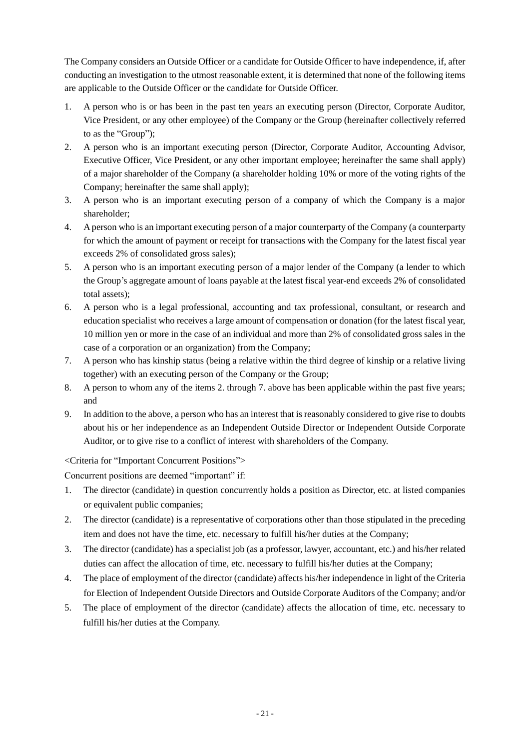The Company considers an Outside Officer or a candidate for Outside Officer to have independence, if, after conducting an investigation to the utmost reasonable extent, it is determined that none of the following items are applicable to the Outside Officer or the candidate for Outside Officer.

1. A person who is or has been in the past ten years an executing person (Director, Corporate Auditor, Vice President, or any other employee) of the Company or the Group (hereinafter collectively referred to as the "Group");
2. A person who is an important executing person (Director, Corporate Auditor, Accounting Advisor, Executive Officer, Vice President, or any other important employee; hereinafter the same shall apply) of a major shareholder of the Company (a shareholder holding 10% or more of the voting rights of the Company; hereinafter the same shall apply);
3. A person who is an important executing person of a company of which the Company is a major shareholder;
4. A person who is an important executing person of a major counterparty of the Company (a counterparty for which the amount of payment or receipt for transactions with the Company for the latest fiscal year exceeds 2% of consolidated gross sales);
5. A person who is an important executing person of a major lender of the Company (a lender to which the Group's aggregate amount of loans payable at the latest fiscal year-end exceeds 2% of consolidated total assets);
6. A person who is a legal professional, accounting and tax professional, consultant, or research and education specialist who receives a large amount of compensation or donation (for the latest fiscal year, 10 million yen or more in the case of an individual and more than 2% of consolidated gross sales in the case of a corporation or an organization) from the Company;
7. A person who has kinship status (being a relative within the third degree of kinship or a relative living together) with an executing person of the Company or the Group;
8. A person to whom any of the items 2. through 7. above has been applicable within the past five years; and
9. In addition to the above, a person who has an interest that is reasonably considered to give rise to doubts about his or her independence as an Independent Outside Director or Independent Outside Corporate Auditor, or to give rise to a conflict of interest with shareholders of the Company.

<Criteria for "Important Concurrent Positions">

Concurrent positions are deemed "important" if:

1. The director (candidate) in question concurrently holds a position as Director, etc. at listed companies or equivalent public companies;
2. The director (candidate) is a representative of corporations other than those stipulated in the preceding item and does not have the time, etc. necessary to fulfill his/her duties at the Company;
3. The director (candidate) has a specialist job (as a professor, lawyer, accountant, etc.) and his/her related duties can affect the allocation of time, etc. necessary to fulfill his/her duties at the Company;
4. The place of employment of the director (candidate) affects his/her independence in light of the Criteria for Election of Independent Outside Directors and Outside Corporate Auditors of the Company; and/or
5. The place of employment of the director (candidate) affects the allocation of time, etc. necessary to fulfill his/her duties at the Company.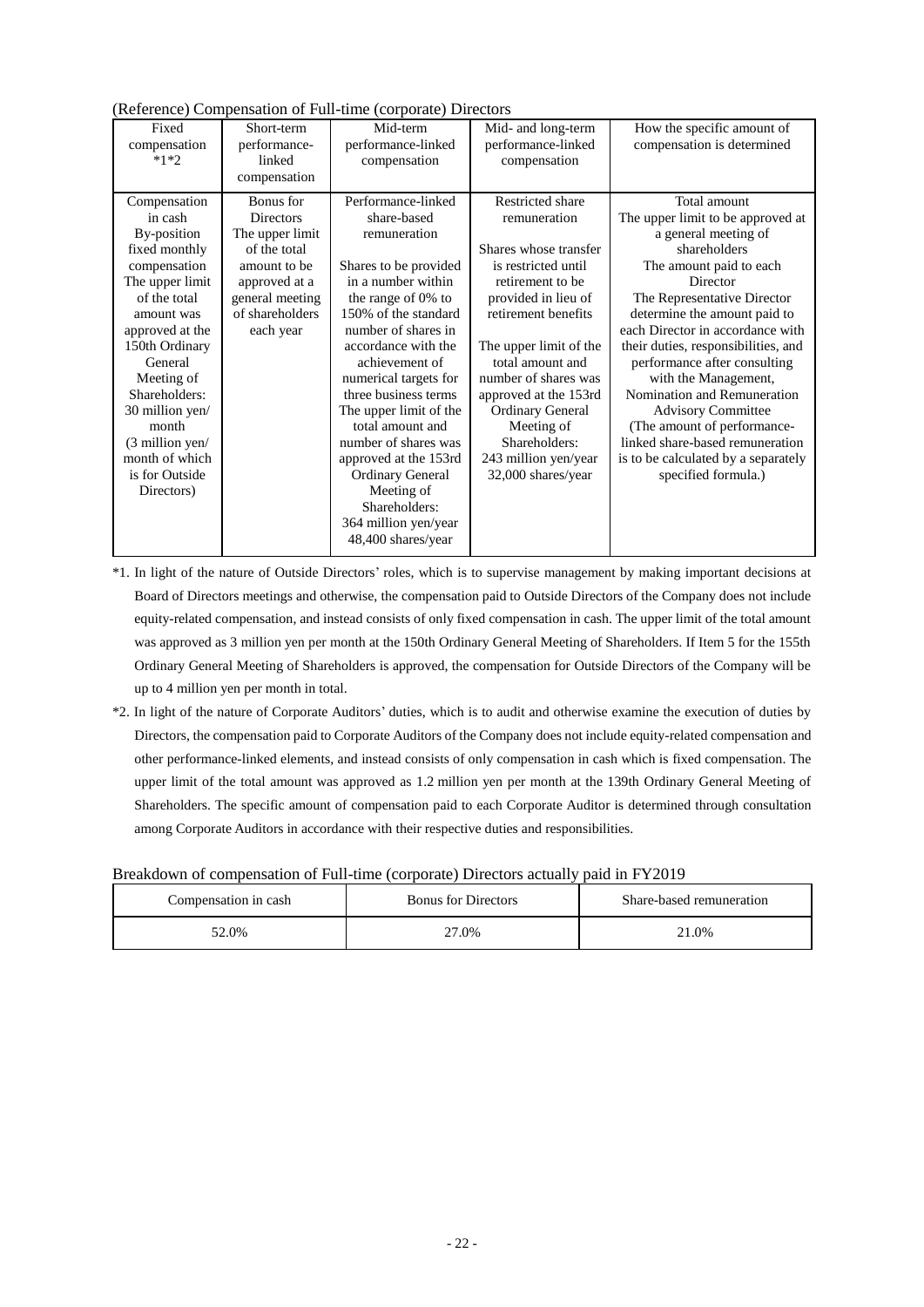(Reference) Compensation of Full-time (corporate) Directors

| Fixed compensation *1*2 | Short-term performance-linked compensation | Mid-term performance-linked compensation | Mid- and long-term performance-linked compensation | How the specific amount of compensation is determined |
|---|---|---|---|---|
| Compensation in cash<br>By-position fixed monthly compensation<br>The upper limit of the total amount was approved at the 150th Ordinary General Meeting of Shareholders: 30 million yen/ month (3 million yen/ month of which is for Outside Directors) | Bonus for Directors<br>The upper limit of the total amount to be approved at a general meeting of shareholders each year | Performance-linked share-based remuneration<br><br>Shares to be provided in a number within the range of 0% to 150% of the standard number of shares in accordance with the achievement of numerical targets for three business terms<br>The upper limit of the total amount and number of shares was approved at the 153rd Ordinary General Meeting of Shareholders: 364 million yen/year 48,400 shares/year | Restricted share remuneration<br><br>Shares whose transfer is restricted until retirement to be provided in lieu of retirement benefits<br><br>The upper limit of the total amount and number of shares was approved at the 153rd Ordinary General Meeting of Shareholders: 243 million yen/year 32,000 shares/year | Total amount<br>The upper limit to be approved at a general meeting of shareholders<br>The amount paid to each Director<br>The Representative Director determine the amount paid to each Director in accordance with their duties, responsibilities, and performance after consulting with the Management, Nomination and Remuneration Advisory Committee<br>(The amount of performance-linked share-based remuneration is to be calculated by a separately specified formula.) |

*1. In light of the nature of Outside Directors' roles, which is to supervise management by making important decisions at Board of Directors meetings and otherwise, the compensation paid to Outside Directors of the Company does not include equity-related compensation, and instead consists of only fixed compensation in cash. The upper limit of the total amount was approved as 3 million yen per month at the 150th Ordinary General Meeting of Shareholders. If Item 5 for the 155th Ordinary General Meeting of Shareholders is approved, the compensation for Outside Directors of the Company will be up to 4 million yen per month in total.

*2. In light of the nature of Corporate Auditors' duties, which is to audit and otherwise examine the execution of duties by Directors, the compensation paid to Corporate Auditors of the Company does not include equity-related compensation and other performance-linked elements, and instead consists of only compensation in cash which is fixed compensation. The upper limit of the total amount was approved as 1.2 million yen per month at the 139th Ordinary General Meeting of Shareholders. The specific amount of compensation paid to each Corporate Auditor is determined through consultation among Corporate Auditors in accordance with their respective duties and responsibilities.

Breakdown of compensation of Full-time (corporate) Directors actually paid in FY2019

| Compensation in cash | Bonus for Directors | Share-based remuneration |
|---|---|---|
| 52.0% | 27.0% | 21.0% |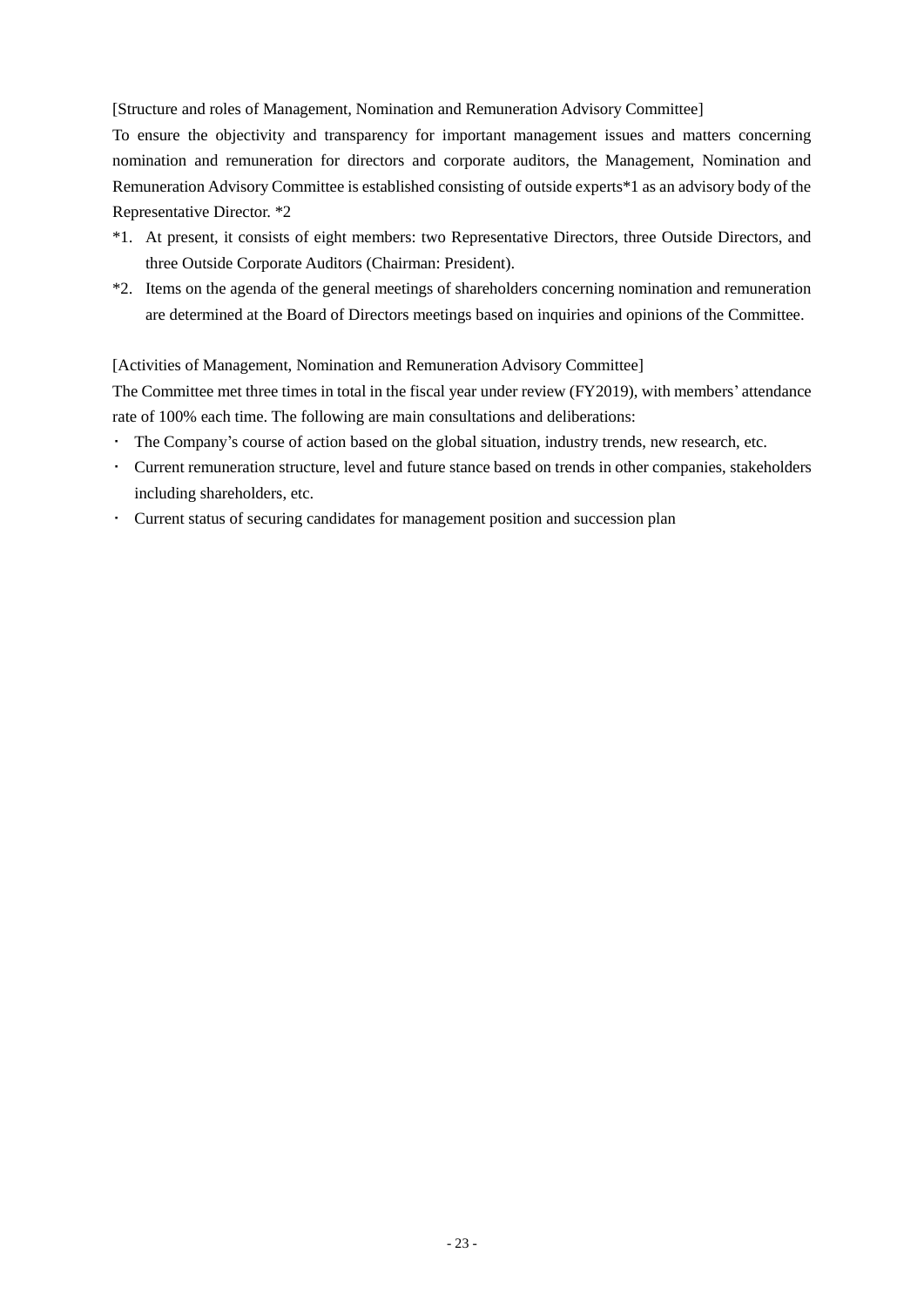[Structure and roles of Management, Nomination and Remuneration Advisory Committee]

To ensure the objectivity and transparency for important management issues and matters concerning nomination and remuneration for directors and corporate auditors, the Management, Nomination and Remuneration Advisory Committee is established consisting of outside experts*1 as an advisory body of the Representative Director. *2

*1. At present, it consists of eight members: two Representative Directors, three Outside Directors, and three Outside Corporate Auditors (Chairman: President).

*2. Items on the agenda of the general meetings of shareholders concerning nomination and remuneration are determined at the Board of Directors meetings based on inquiries and opinions of the Committee.

[Activities of Management, Nomination and Remuneration Advisory Committee]

The Committee met three times in total in the fiscal year under review (FY2019), with members' attendance rate of 100% each time. The following are main consultations and deliberations:

- The Company's course of action based on the global situation, industry trends, new research, etc.
- Current remuneration structure, level and future stance based on trends in other companies, stakeholders including shareholders, etc.
- Current status of securing candidates for management position and succession plan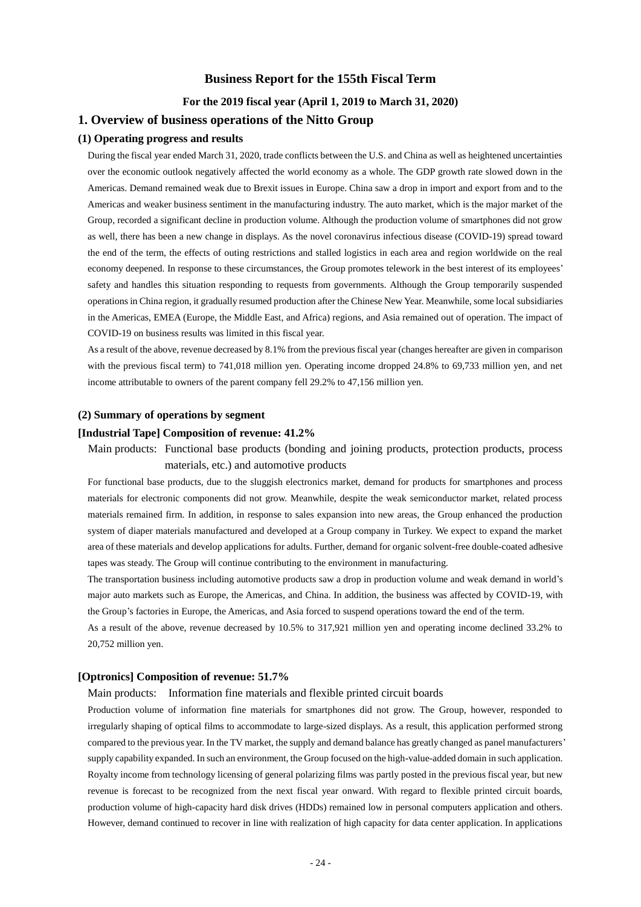## Business Report for the 155th Fiscal Term

### For the 2019 fiscal year (April 1, 2019 to March 31, 2020)

## 1. Overview of business operations of the Nitto Group

### (1) Operating progress and results

During the fiscal year ended March 31, 2020, trade conflicts between the U.S. and China as well as heightened uncertainties over the economic outlook negatively affected the world economy as a whole. The GDP growth rate slowed down in the Americas. Demand remained weak due to Brexit issues in Europe. China saw a drop in import and export from and to the Americas and weaker business sentiment in the manufacturing industry. The auto market, which is the major market of the Group, recorded a significant decline in production volume. Although the production volume of smartphones did not grow as well, there has been a new change in displays. As the novel coronavirus infectious disease (COVID-19) spread toward the end of the term, the effects of outing restrictions and stalled logistics in each area and region worldwide on the real economy deepened. In response to these circumstances, the Group promotes telework in the best interest of its employees' safety and handles this situation responding to requests from governments. Although the Group temporarily suspended operations in China region, it gradually resumed production after the Chinese New Year. Meanwhile, some local subsidiaries in the Americas, EMEA (Europe, the Middle East, and Africa) regions, and Asia remained out of operation. The impact of COVID-19 on business results was limited in this fiscal year.

As a result of the above, revenue decreased by 8.1% from the previous fiscal year (changes hereafter are given in comparison with the previous fiscal term) to 741,018 million yen. Operating income dropped 24.8% to 69,733 million yen, and net income attributable to owners of the parent company fell 29.2% to 47,156 million yen.

### (2) Summary of operations by segment

#### [Industrial Tape] Composition of revenue: 41.2%

Main products: Functional base products (bonding and joining products, protection products, process materials, etc.) and automotive products

For functional base products, due to the sluggish electronics market, demand for products for smartphones and process materials for electronic components did not grow. Meanwhile, despite the weak semiconductor market, related process materials remained firm. In addition, in response to sales expansion into new areas, the Group enhanced the production system of diaper materials manufactured and developed at a Group company in Turkey. We expect to expand the market area of these materials and develop applications for adults. Further, demand for organic solvent-free double-coated adhesive tapes was steady. The Group will continue contributing to the environment in manufacturing.

The transportation business including automotive products saw a drop in production volume and weak demand in world's major auto markets such as Europe, the Americas, and China. In addition, the business was affected by COVID-19, with the Group's factories in Europe, the Americas, and Asia forced to suspend operations toward the end of the term.

As a result of the above, revenue decreased by 10.5% to 317,921 million yen and operating income declined 33.2% to 20,752 million yen.

#### [Optronics] Composition of revenue: 51.7%

Main products: Information fine materials and flexible printed circuit boards

Production volume of information fine materials for smartphones did not grow. The Group, however, responded to irregularly shaping of optical films to accommodate to large-sized displays. As a result, this application performed strong compared to the previous year. In the TV market, the supply and demand balance has greatly changed as panel manufacturers' supply capability expanded. In such an environment, the Group focused on the high-value-added domain in such application. Royalty income from technology licensing of general polarizing films was partly posted in the previous fiscal year, but new revenue is forecast to be recognized from the next fiscal year onward. With regard to flexible printed circuit boards, production volume of high-capacity hard disk drives (HDDs) remained low in personal computers application and others. However, demand continued to recover in line with realization of high capacity for data center application. In applications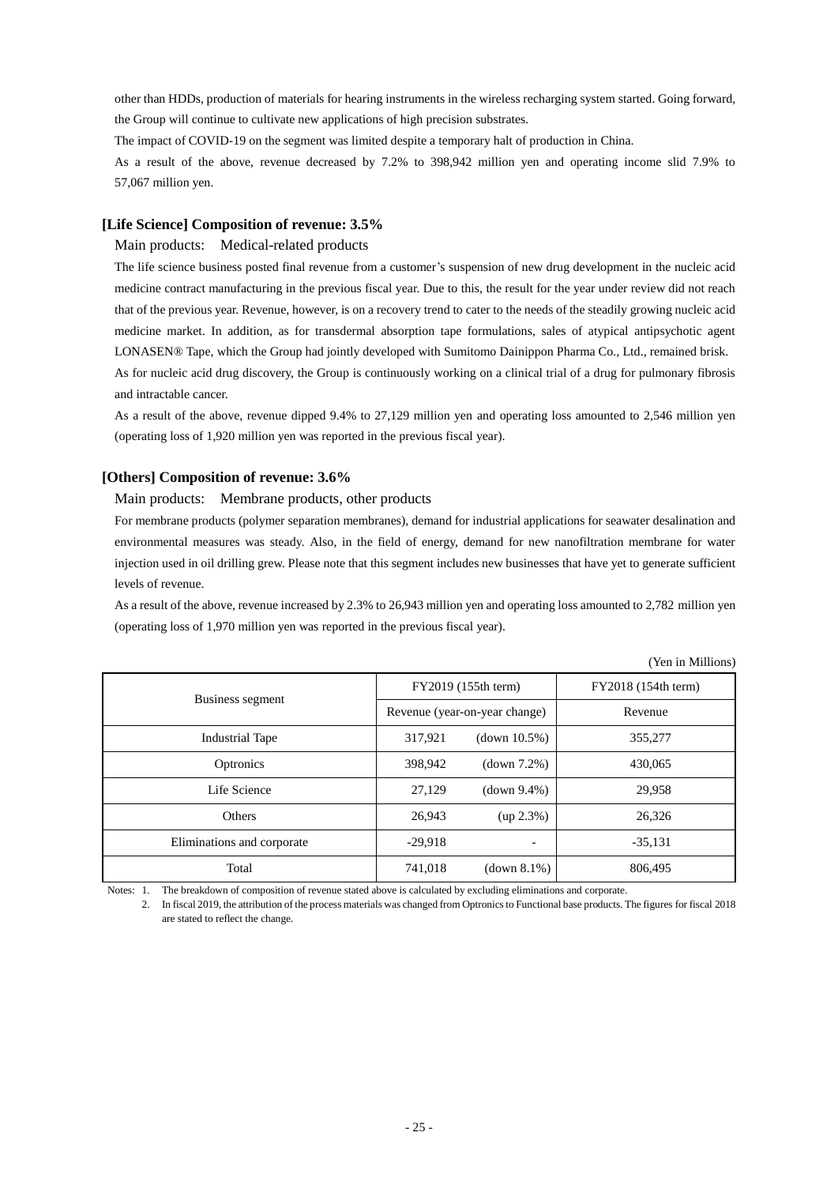other than HDDs, production of materials for hearing instruments in the wireless recharging system started. Going forward, the Group will continue to cultivate new applications of high precision substrates.

The impact of COVID-19 on the segment was limited despite a temporary halt of production in China.

As a result of the above, revenue decreased by 7.2% to 398,942 million yen and operating income slid 7.9% to 57,067 million yen.

**[Life Science] Composition of revenue: 3.5%**

Main products: Medical-related products

The life science business posted final revenue from a customer's suspension of new drug development in the nucleic acid medicine contract manufacturing in the previous fiscal year. Due to this, the result for the year under review did not reach that of the previous year. Revenue, however, is on a recovery trend to cater to the needs of the steadily growing nucleic acid medicine market. In addition, as for transdermal absorption tape formulations, sales of atypical antipsychotic agent LONASEN® Tape, which the Group had jointly developed with Sumitomo Dainippon Pharma Co., Ltd., remained brisk.

As for nucleic acid drug discovery, the Group is continuously working on a clinical trial of a drug for pulmonary fibrosis and intractable cancer.

As a result of the above, revenue dipped 9.4% to 27,129 million yen and operating loss amounted to 2,546 million yen (operating loss of 1,920 million yen was reported in the previous fiscal year).

**[Others] Composition of revenue: 3.6%**

Main products: Membrane products, other products

For membrane products (polymer separation membranes), demand for industrial applications for seawater desalination and environmental measures was steady. Also, in the field of energy, demand for new nanofiltration membrane for water injection used in oil drilling grew. Please note that this segment includes new businesses that have yet to generate sufficient levels of revenue.

As a result of the above, revenue increased by 2.3% to 26,943 million yen and operating loss amounted to 2,782 million yen (operating loss of 1,970 million yen was reported in the previous fiscal year).

(Yen in Millions)

| Business segment | FY2019 (155th term) | | FY2018 (154th term) |
|---|---|---|---|
| | Revenue (year-on-year change) | | Revenue |
| Industrial Tape | 317,921 | (down 10.5%) | 355,277 |
| Optronics | 398,942 | (down 7.2%) | 430,065 |
| Life Science | 27,129 | (down 9.4%) | 29,958 |
| Others | 26,943 | (up 2.3%) | 26,326 |
| Eliminations and corporate | -29,918 | - | -35,131 |
| Total | 741,018 | (down 8.1%) | 806,495 |

Notes: 1. The breakdown of composition of revenue stated above is calculated by excluding eliminations and corporate.

2. In fiscal 2019, the attribution of the process materials was changed from Optronics to Functional base products. The figures for fiscal 2018 are stated to reflect the change.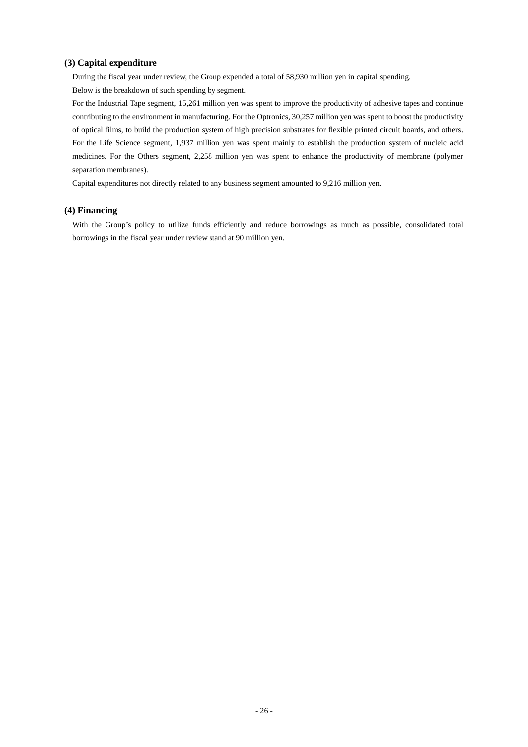### (3) Capital expenditure

During the fiscal year under review, the Group expended a total of 58,930 million yen in capital spending.

Below is the breakdown of such spending by segment.

For the Industrial Tape segment, 15,261 million yen was spent to improve the productivity of adhesive tapes and continue contributing to the environment in manufacturing. For the Optronics, 30,257 million yen was spent to boost the productivity of optical films, to build the production system of high precision substrates for flexible printed circuit boards, and others. For the Life Science segment, 1,937 million yen was spent mainly to establish the production system of nucleic acid medicines. For the Others segment, 2,258 million yen was spent to enhance the productivity of membrane (polymer separation membranes).

Capital expenditures not directly related to any business segment amounted to 9,216 million yen.

### (4) Financing

With the Group's policy to utilize funds efficiently and reduce borrowings as much as possible, consolidated total borrowings in the fiscal year under review stand at 90 million yen.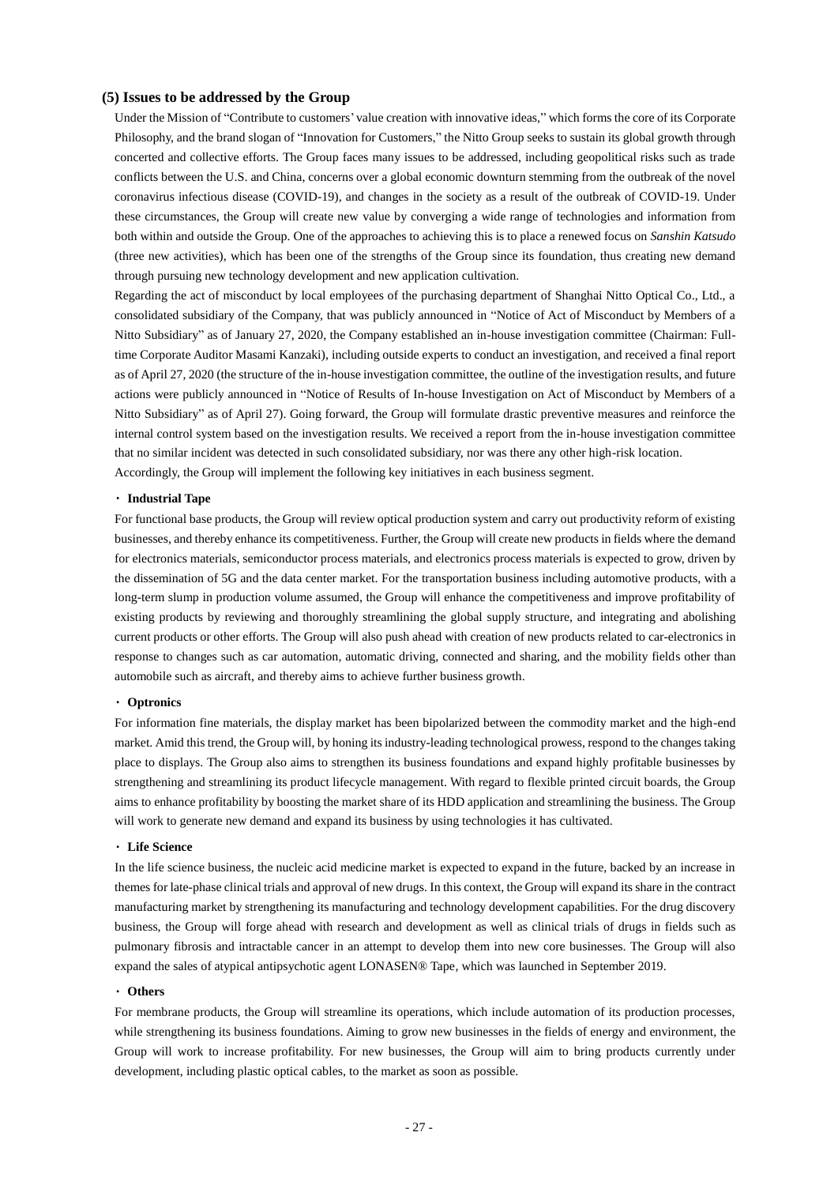### (5) Issues to be addressed by the Group

Under the Mission of "Contribute to customers' value creation with innovative ideas," which forms the core of its Corporate Philosophy, and the brand slogan of "Innovation for Customers," the Nitto Group seeks to sustain its global growth through concerted and collective efforts. The Group faces many issues to be addressed, including geopolitical risks such as trade conflicts between the U.S. and China, concerns over a global economic downturn stemming from the outbreak of the novel coronavirus infectious disease (COVID-19), and changes in the society as a result of the outbreak of COVID-19. Under these circumstances, the Group will create new value by converging a wide range of technologies and information from both within and outside the Group. One of the approaches to achieving this is to place a renewed focus on *Sanshin Katsudo* (three new activities), which has been one of the strengths of the Group since its foundation, thus creating new demand through pursuing new technology development and new application cultivation.

Regarding the act of misconduct by local employees of the purchasing department of Shanghai Nitto Optical Co., Ltd., a consolidated subsidiary of the Company, that was publicly announced in "Notice of Act of Misconduct by Members of a Nitto Subsidiary" as of January 27, 2020, the Company established an in-house investigation committee (Chairman: Full-time Corporate Auditor Masami Kanzaki), including outside experts to conduct an investigation, and received a final report as of April 27, 2020 (the structure of the in-house investigation committee, the outline of the investigation results, and future actions were publicly announced in "Notice of Results of In-house Investigation on Act of Misconduct by Members of a Nitto Subsidiary" as of April 27). Going forward, the Group will formulate drastic preventive measures and reinforce the internal control system based on the investigation results. We received a report from the in-house investigation committee that no similar incident was detected in such consolidated subsidiary, nor was there any other high-risk location.

Accordingly, the Group will implement the following key initiatives in each business segment.

**・ Industrial Tape**

For functional base products, the Group will review optical production system and carry out productivity reform of existing businesses, and thereby enhance its competitiveness. Further, the Group will create new products in fields where the demand for electronics materials, semiconductor process materials, and electronics process materials is expected to grow, driven by the dissemination of 5G and the data center market. For the transportation business including automotive products, with a long-term slump in production volume assumed, the Group will enhance the competitiveness and improve profitability of existing products by reviewing and thoroughly streamlining the global supply structure, and integrating and abolishing current products or other efforts. The Group will also push ahead with creation of new products related to car-electronics in response to changes such as car automation, automatic driving, connected and sharing, and the mobility fields other than automobile such as aircraft, and thereby aims to achieve further business growth.

**・ Optronics**

For information fine materials, the display market has been bipolarized between the commodity market and the high-end market. Amid this trend, the Group will, by honing its industry-leading technological prowess, respond to the changes taking place to displays. The Group also aims to strengthen its business foundations and expand highly profitable businesses by strengthening and streamlining its product lifecycle management. With regard to flexible printed circuit boards, the Group aims to enhance profitability by boosting the market share of its HDD application and streamlining the business. The Group will work to generate new demand and expand its business by using technologies it has cultivated.

**・ Life Science**

In the life science business, the nucleic acid medicine market is expected to expand in the future, backed by an increase in themes for late-phase clinical trials and approval of new drugs. In this context, the Group will expand its share in the contract manufacturing market by strengthening its manufacturing and technology development capabilities. For the drug discovery business, the Group will forge ahead with research and development as well as clinical trials of drugs in fields such as pulmonary fibrosis and intractable cancer in an attempt to develop them into new core businesses. The Group will also expand the sales of atypical antipsychotic agent LONASEN® Tape, which was launched in September 2019.

**・ Others**

For membrane products, the Group will streamline its operations, which include automation of its production processes, while strengthening its business foundations. Aiming to grow new businesses in the fields of energy and environment, the Group will work to increase profitability. For new businesses, the Group will aim to bring products currently under development, including plastic optical cables, to the market as soon as possible.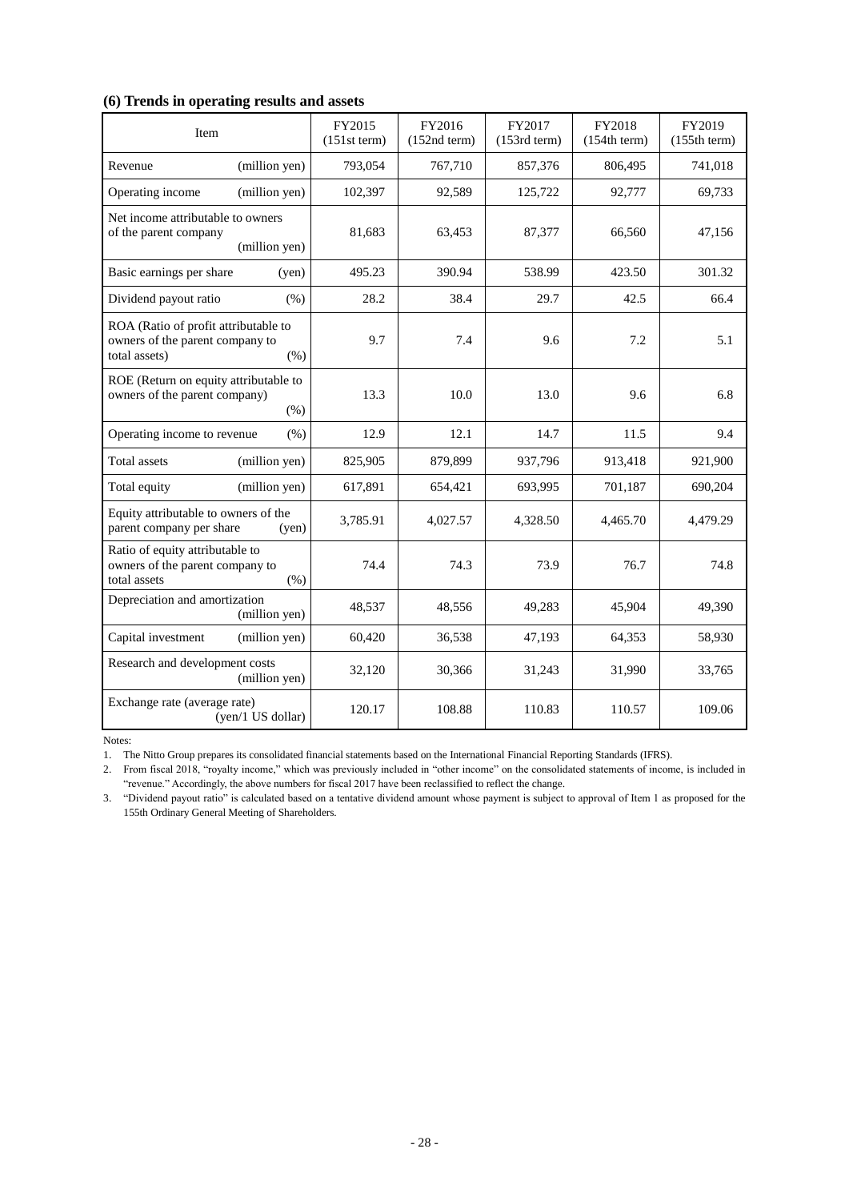### (6) Trends in operating results and assets

| Item | FY2015 (151st term) | FY2016 (152nd term) | FY2017 (153rd term) | FY2018 (154th term) | FY2019 (155th term) |
|---|---|---|---|---|---|
| Revenue (million yen) | 793,054 | 767,710 | 857,376 | 806,495 | 741,018 |
| Operating income (million yen) | 102,397 | 92,589 | 125,722 | 92,777 | 69,733 |
| Net income attributable to owners of the parent company (million yen) | 81,683 | 63,453 | 87,377 | 66,560 | 47,156 |
| Basic earnings per share (yen) | 495.23 | 390.94 | 538.99 | 423.50 | 301.32 |
| Dividend payout ratio (%) | 28.2 | 38.4 | 29.7 | 42.5 | 66.4 |
| ROA (Ratio of profit attributable to owners of the parent company to total assets) (%) | 9.7 | 7.4 | 9.6 | 7.2 | 5.1 |
| ROE (Return on equity attributable to owners of the parent company) (%) | 13.3 | 10.0 | 13.0 | 9.6 | 6.8 |
| Operating income to revenue (%) | 12.9 | 12.1 | 14.7 | 11.5 | 9.4 |
| Total assets (million yen) | 825,905 | 879,899 | 937,796 | 913,418 | 921,900 |
| Total equity (million yen) | 617,891 | 654,421 | 693,995 | 701,187 | 690,204 |
| Equity attributable to owners of the parent company per share (yen) | 3,785.91 | 4,027.57 | 4,328.50 | 4,465.70 | 4,479.29 |
| Ratio of equity attributable to owners of the parent company to total assets (%) | 74.4 | 74.3 | 73.9 | 76.7 | 74.8 |
| Depreciation and amortization (million yen) | 48,537 | 48,556 | 49,283 | 45,904 | 49,390 |
| Capital investment (million yen) | 60,420 | 36,538 | 47,193 | 64,353 | 58,930 |
| Research and development costs (million yen) | 32,120 | 30,366 | 31,243 | 31,990 | 33,765 |
| Exchange rate (average rate) (yen/1 US dollar) | 120.17 | 108.88 | 110.83 | 110.57 | 109.06 |

Notes:

1. The Nitto Group prepares its consolidated financial statements based on the International Financial Reporting Standards (IFRS).
2. From fiscal 2018, "royalty income," which was previously included in "other income" on the consolidated statements of income, is included in "revenue." Accordingly, the above numbers for fiscal 2017 have been reclassified to reflect the change.
3. "Dividend payout ratio" is calculated based on a tentative dividend amount whose payment is subject to approval of Item 1 as proposed for the 155th Ordinary General Meeting of Shareholders.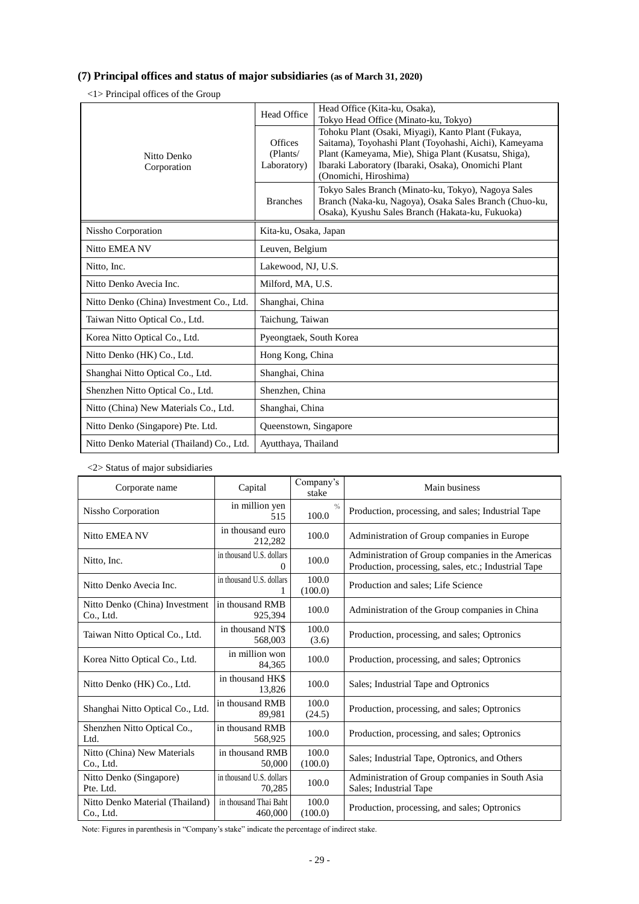### (7) Principal offices and status of major subsidiaries (as of March 31, 2020)

<1> Principal offices of the Group

| | | |
|---|---|---|
| Nitto Denko Corporation | Head Office | Head Office (Kita-ku, Osaka), Tokyo Head Office (Minato-ku, Tokyo) |
| | Offices (Plants/ Laboratory) | Tohoku Plant (Osaki, Miyagi), Kanto Plant (Fukaya, Saitama), Toyohashi Plant (Toyohashi, Aichi), Kameyama Plant (Kameyama, Mie), Shiga Plant (Kusatsu, Shiga), Ibaraki Laboratory (Ibaraki, Osaka), Onomichi Plant (Onomichi, Hiroshima) |
| | Branches | Tokyo Sales Branch (Minato-ku, Tokyo), Nagoya Sales Branch (Naka-ku, Nagoya), Osaka Sales Branch (Chuo-ku, Osaka), Kyushu Sales Branch (Hakata-ku, Fukuoka) |
| Nissho Corporation | Kita-ku, Osaka, Japan | |
| Nitto EMEA NV | Leuven, Belgium | |
| Nitto, Inc. | Lakewood, NJ, U.S. | |
| Nitto Denko Avecia Inc. | Milford, MA, U.S. | |
| Nitto Denko (China) Investment Co., Ltd. | Shanghai, China | |
| Taiwan Nitto Optical Co., Ltd. | Taichung, Taiwan | |
| Korea Nitto Optical Co., Ltd. | Pyeongtaek, South Korea | |
| Nitto Denko (HK) Co., Ltd. | Hong Kong, China | |
| Shanghai Nitto Optical Co., Ltd. | Shanghai, China | |
| Shenzhen Nitto Optical Co., Ltd. | Shenzhen, China | |
| Nitto (China) New Materials Co., Ltd. | Shanghai, China | |
| Nitto Denko (Singapore) Pte. Ltd. | Queenstown, Singapore | |
| Nitto Denko Material (Thailand) Co., Ltd. | Ayutthaya, Thailand | |

<2> Status of major subsidiaries

| Corporate name | Capital | Company's stake | Main business |
|---|---|---|---|
| Nissho Corporation | in million yen 515 | % 100.0 | Production, processing, and sales; Industrial Tape |
| Nitto EMEA NV | in thousand euro 212,282 | 100.0 | Administration of Group companies in Europe |
| Nitto, Inc. | in thousand U.S. dollars 0 | 100.0 | Administration of Group companies in the Americas Production, processing, sales, etc.; Industrial Tape |
| Nitto Denko Avecia Inc. | in thousand U.S. dollars 1 | 100.0 (100.0) | Production and sales; Life Science |
| Nitto Denko (China) Investment Co., Ltd. | in thousand RMB 925,394 | 100.0 | Administration of the Group companies in China |
| Taiwan Nitto Optical Co., Ltd. | in thousand NT$ 568,003 | 100.0 (3.6) | Production, processing, and sales; Optronics |
| Korea Nitto Optical Co., Ltd. | in million won 84,365 | 100.0 | Production, processing, and sales; Optronics |
| Nitto Denko (HK) Co., Ltd. | in thousand HK$ 13,826 | 100.0 | Sales; Industrial Tape and Optronics |
| Shanghai Nitto Optical Co., Ltd. | in thousand RMB 89,981 | 100.0 (24.5) | Production, processing, and sales; Optronics |
| Shenzhen Nitto Optical Co., Ltd. | in thousand RMB 568,925 | 100.0 | Production, processing, and sales; Optronics |
| Nitto (China) New Materials Co., Ltd. | in thousand RMB 50,000 | 100.0 (100.0) | Sales; Industrial Tape, Optronics, and Others |
| Nitto Denko (Singapore) Pte. Ltd. | in thousand U.S. dollars 70,285 | 100.0 | Administration of Group companies in South Asia Sales; Industrial Tape |
| Nitto Denko Material (Thailand) Co., Ltd. | in thousand Thai Baht 460,000 | 100.0 (100.0) | Production, processing, and sales; Optronics |

Note: Figures in parenthesis in "Company's stake" indicate the percentage of indirect stake.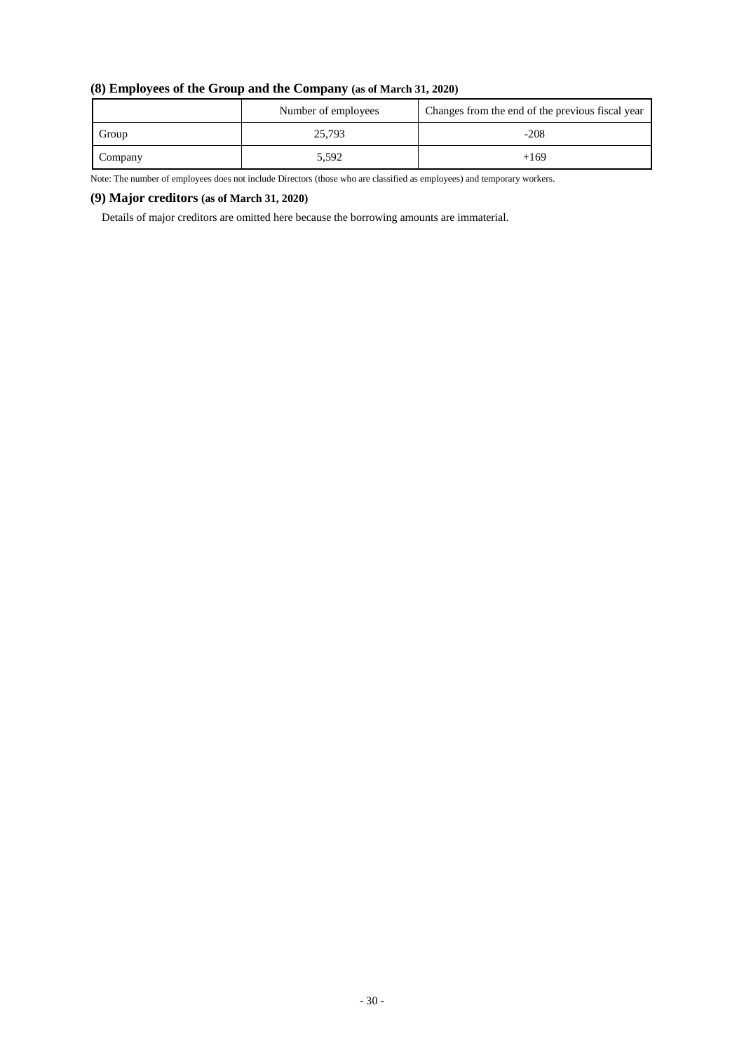### (8) Employees of the Group and the Company (as of March 31, 2020)

| | Number of employees | Changes from the end of the previous fiscal year |
|---|---|---|
| Group | 25,793 | -208 |
| Company | 5,592 | +169 |

Note: The number of employees does not include Directors (those who are classified as employees) and temporary workers.

### (9) Major creditors (as of March 31, 2020)

Details of major creditors are omitted here because the borrowing amounts are immaterial.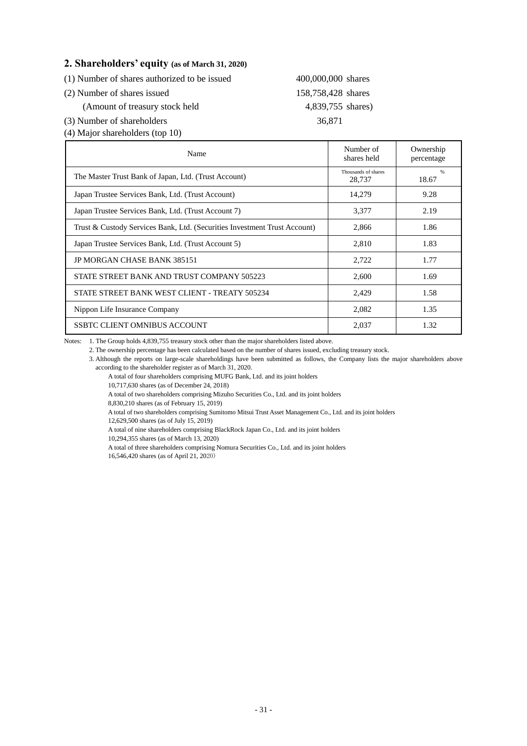## 2. Shareholders' equity (as of March 31, 2020)

(1) Number of shares authorized to be issued 400,000,000 shares

(2) Number of shares issued 158,758,428 shares

(Amount of treasury stock held 4,839,755 shares)

(3) Number of shareholders 36,871

(4) Major shareholders (top 10)

| Name | Number of shares held | Ownership percentage |
|---|---|---|
| | Thousands of shares | % |
| The Master Trust Bank of Japan, Ltd. (Trust Account) | 28,737 | 18.67 |
| Japan Trustee Services Bank, Ltd. (Trust Account) | 14,279 | 9.28 |
| Japan Trustee Services Bank, Ltd. (Trust Account 7) | 3,377 | 2.19 |
| Trust & Custody Services Bank, Ltd. (Securities Investment Trust Account) | 2,866 | 1.86 |
| Japan Trustee Services Bank, Ltd. (Trust Account 5) | 2,810 | 1.83 |
| JP MORGAN CHASE BANK 385151 | 2,722 | 1.77 |
| STATE STREET BANK AND TRUST COMPANY 505223 | 2,600 | 1.69 |
| STATE STREET BANK WEST CLIENT - TREATY 505234 | 2,429 | 1.58 |
| Nippon Life Insurance Company | 2,082 | 1.35 |
| SSBTC CLIENT OMNIBUS ACCOUNT | 2,037 | 1.32 |

Notes:
1. The Group holds 4,839,755 treasury stock other than the major shareholders listed above.
2. The ownership percentage has been calculated based on the number of shares issued, excluding treasury stock.
3. Although the reports on large-scale shareholdings have been submitted as follows, the Company lists the major shareholders above according to the shareholder register as of March 31, 2020.

   A total of four shareholders comprising MUFG Bank, Ltd. and its joint holders
   10,717,630 shares (as of December 24, 2018)
   A total of two shareholders comprising Mizuho Securities Co., Ltd. and its joint holders
   8,830,210 shares (as of February 15, 2019)
   A total of two shareholders comprising Sumitomo Mitsui Trust Asset Management Co., Ltd. and its joint holders
   12,629,500 shares (as of July 15, 2019)
   A total of nine shareholders comprising BlackRock Japan Co., Ltd. and its joint holders
   10,294,355 shares (as of March 13, 2020)
   A total of three shareholders comprising Nomura Securities Co., Ltd. and its joint holders
   16,546,420 shares (as of April 21, 2020）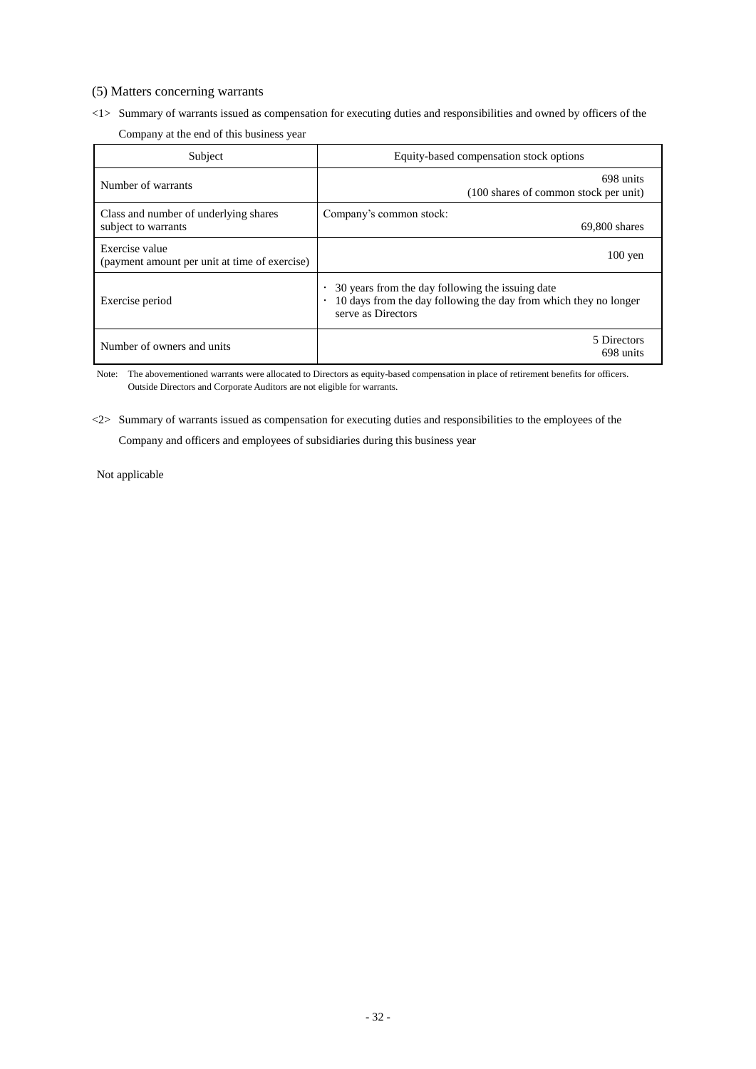### (5) Matters concerning warrants

<1> Summary of warrants issued as compensation for executing duties and responsibilities and owned by officers of the Company at the end of this business year

| Subject | Equity-based compensation stock options |
|---|---|
| Number of warrants | 698 units<br>(100 shares of common stock per unit) |
| Class and number of underlying shares subject to warrants | Company's common stock:<br>69,800 shares |
| Exercise value<br>(payment amount per unit at time of exercise) | 100 yen |
| Exercise period | · 30 years from the day following the issuing date<br>· 10 days from the day following the day from which they no longer serve as Directors |
| Number of owners and units | 5 Directors<br>698 units |

Note: The abovementioned warrants were allocated to Directors as equity-based compensation in place of retirement benefits for officers. Outside Directors and Corporate Auditors are not eligible for warrants.

<2> Summary of warrants issued as compensation for executing duties and responsibilities to the employees of the Company and officers and employees of subsidiaries during this business year

Not applicable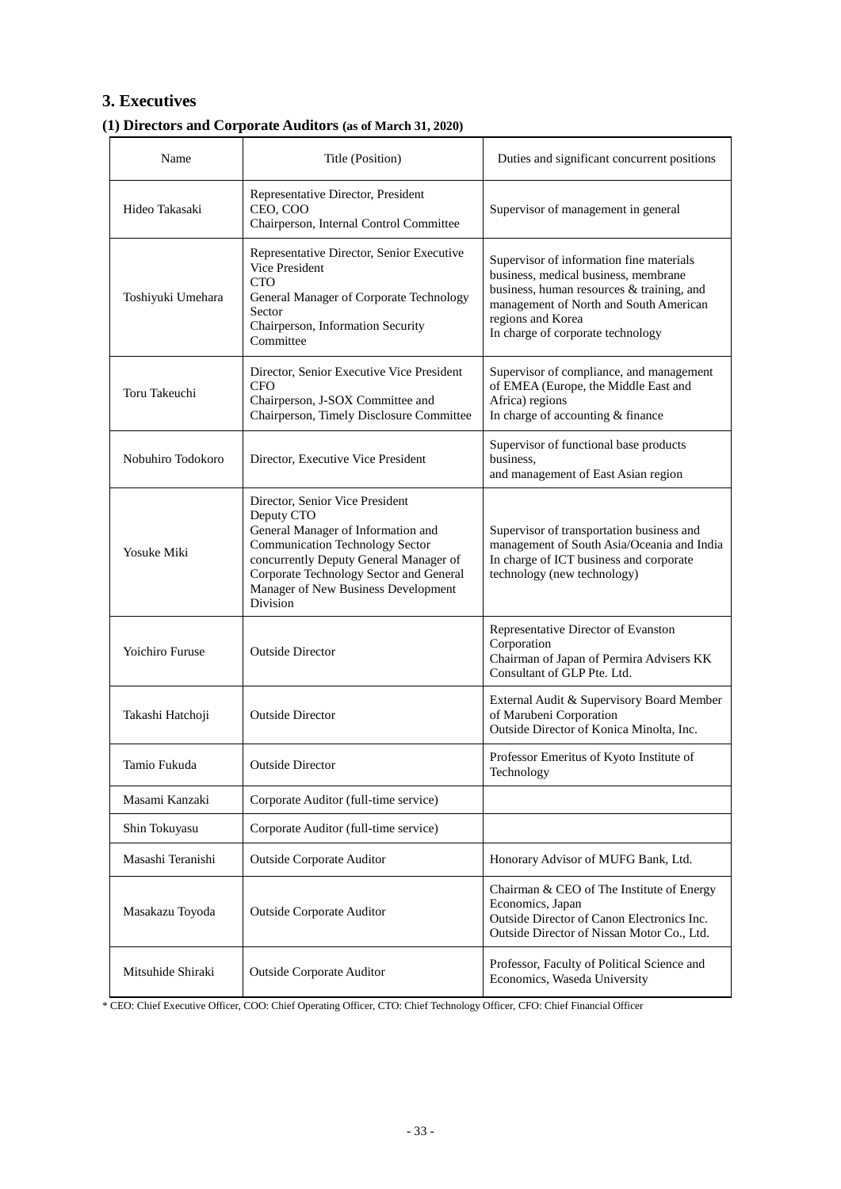## 3. Executives

### (1) Directors and Corporate Auditors (as of March 31, 2020)

| Name | Title (Position) | Duties and significant concurrent positions |
|---|---|---|
| Hideo Takasaki | Representative Director, President<br>CEO, COO<br>Chairperson, Internal Control Committee | Supervisor of management in general |
| Toshiyuki Umehara | Representative Director, Senior Executive Vice President<br>CTO<br>General Manager of Corporate Technology Sector<br>Chairperson, Information Security Committee | Supervisor of information fine materials business, medical business, membrane business, human resources & training, and management of North and South American regions and Korea<br>In charge of corporate technology |
| Toru Takeuchi | Director, Senior Executive Vice President<br>CFO<br>Chairperson, J-SOX Committee and Chairperson, Timely Disclosure Committee | Supervisor of compliance, and management of EMEA (Europe, the Middle East and Africa) regions<br>In charge of accounting & finance |
| Nobuhiro Todokoro | Director, Executive Vice President | Supervisor of functional base products business,<br>and management of East Asian region |
| Yosuke Miki | Director, Senior Vice President<br>Deputy CTO<br>General Manager of Information and Communication Technology Sector concurrently Deputy General Manager of Corporate Technology Sector and General Manager of New Business Development Division | Supervisor of transportation business and management of South Asia/Oceania and India<br>In charge of ICT business and corporate technology (new technology) |
| Yoichiro Furuse | Outside Director | Representative Director of Evanston Corporation<br>Chairman of Japan of Permira Advisers KK<br>Consultant of GLP Pte. Ltd. |
| Takashi Hatchoji | Outside Director | External Audit & Supervisory Board Member of Marubeni Corporation<br>Outside Director of Konica Minolta, Inc. |
| Tamio Fukuda | Outside Director | Professor Emeritus of Kyoto Institute of Technology |
| Masami Kanzaki | Corporate Auditor (full-time service) | |
| Shin Tokuyasu | Corporate Auditor (full-time service) | |
| Masashi Teranishi | Outside Corporate Auditor | Honorary Advisor of MUFG Bank, Ltd. |
| Masakazu Toyoda | Outside Corporate Auditor | Chairman & CEO of The Institute of Energy Economics, Japan<br>Outside Director of Canon Electronics Inc.<br>Outside Director of Nissan Motor Co., Ltd. |
| Mitsuhide Shiraki | Outside Corporate Auditor | Professor, Faculty of Political Science and Economics, Waseda University |

* CEO: Chief Executive Officer, COO: Chief Operating Officer, CTO: Chief Technology Officer, CFO: Chief Financial Officer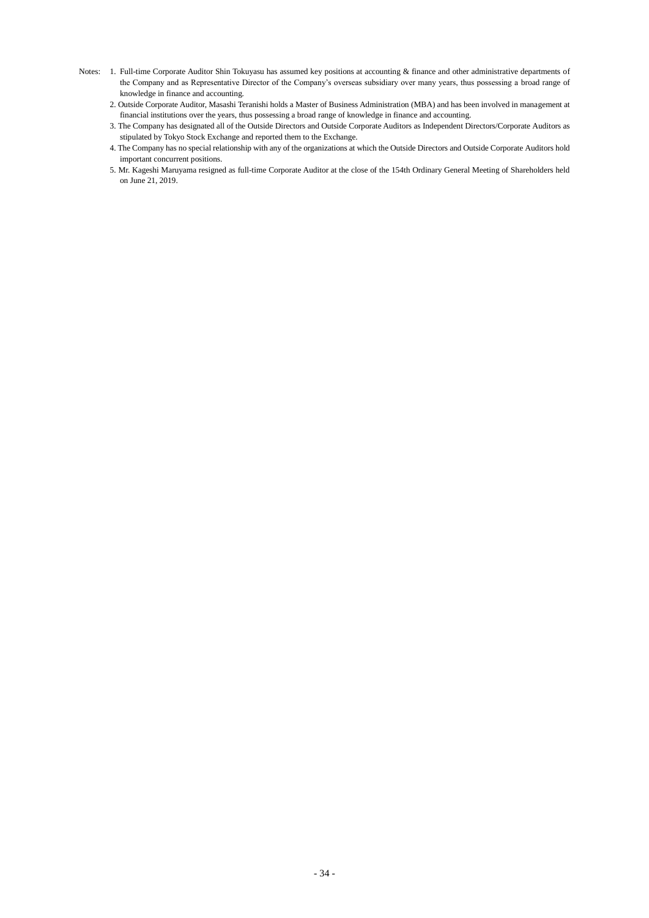Notes:

1. Full-time Corporate Auditor Shin Tokuyasu has assumed key positions at accounting & finance and other administrative departments of the Company and as Representative Director of the Company's overseas subsidiary over many years, thus possessing a broad range of knowledge in finance and accounting.
2. Outside Corporate Auditor, Masashi Teranishi holds a Master of Business Administration (MBA) and has been involved in management at financial institutions over the years, thus possessing a broad range of knowledge in finance and accounting.
3. The Company has designated all of the Outside Directors and Outside Corporate Auditors as Independent Directors/Corporate Auditors as stipulated by Tokyo Stock Exchange and reported them to the Exchange.
4. The Company has no special relationship with any of the organizations at which the Outside Directors and Outside Corporate Auditors hold important concurrent positions.
5. Mr. Kageshi Maruyama resigned as full-time Corporate Auditor at the close of the 154th Ordinary General Meeting of Shareholders held on June 21, 2019.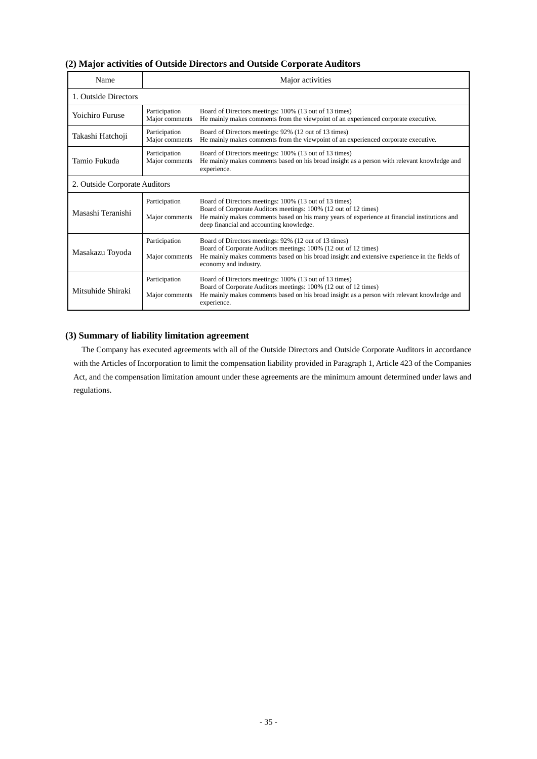### (2) Major activities of Outside Directors and Outside Corporate Auditors

| Name | Major activities | |
|---|---|---|
| 1. Outside Directors | | |
| Yoichiro Furuse | Participation | Board of Directors meetings: 100% (13 out of 13 times) |
| | Major comments | He mainly makes comments from the viewpoint of an experienced corporate executive. |
| Takashi Hatchoji | Participation | Board of Directors meetings: 92% (12 out of 13 times) |
| | Major comments | He mainly makes comments from the viewpoint of an experienced corporate executive. |
| Tamio Fukuda | Participation | Board of Directors meetings: 100% (13 out of 13 times) |
| | Major comments | He mainly makes comments based on his broad insight as a person with relevant knowledge and experience. |
| 2. Outside Corporate Auditors | | |
| Masashi Teranishi | Participation | Board of Directors meetings: 100% (13 out of 13 times)<br>Board of Corporate Auditors meetings: 100% (12 out of 12 times) |
| | Major comments | He mainly makes comments based on his many years of experience at financial institutions and deep financial and accounting knowledge. |
| Masakazu Toyoda | Participation | Board of Directors meetings: 92% (12 out of 13 times)<br>Board of Corporate Auditors meetings: 100% (12 out of 12 times) |
| | Major comments | He mainly makes comments based on his broad insight and extensive experience in the fields of economy and industry. |
| Mitsuhide Shiraki | Participation | Board of Directors meetings: 100% (13 out of 13 times)<br>Board of Corporate Auditors meetings: 100% (12 out of 12 times) |
| | Major comments | He mainly makes comments based on his broad insight as a person with relevant knowledge and experience. |

### (3) Summary of liability limitation agreement

The Company has executed agreements with all of the Outside Directors and Outside Corporate Auditors in accordance with the Articles of Incorporation to limit the compensation liability provided in Paragraph 1, Article 423 of the Companies Act, and the compensation limitation amount under these agreements are the minimum amount determined under laws and regulations.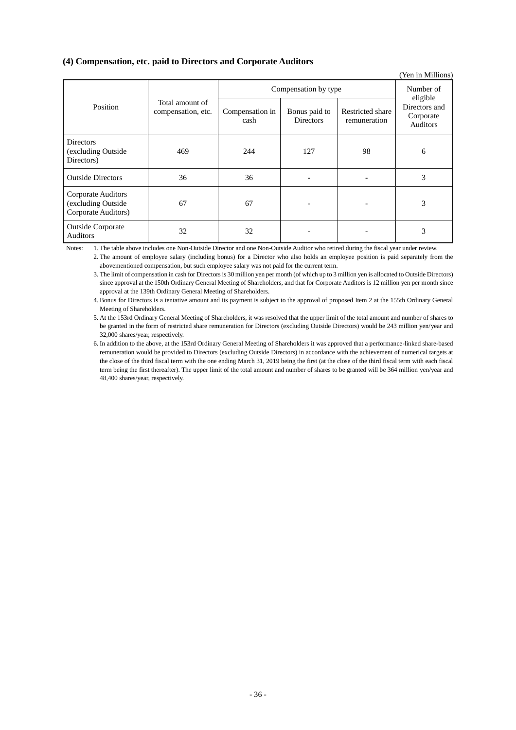### (4) Compensation, etc. paid to Directors and Corporate Auditors

(Yen in Millions)

| Position | Total amount of compensation, etc. | Compensation by type | | | Number of eligible Directors and Corporate Auditors |
|---|---|---|---|---|---|
| | | Compensation in cash | Bonus paid to Directors | Restricted share remuneration | |
| Directors (excluding Outside Directors) | 469 | 244 | 127 | 98 | 6 |
| Outside Directors | 36 | 36 | - | - | 3 |
| Corporate Auditors (excluding Outside Corporate Auditors) | 67 | 67 | - | - | 3 |
| Outside Corporate Auditors | 32 | 32 | - | - | 3 |

Notes:
1. The table above includes one Non-Outside Director and one Non-Outside Auditor who retired during the fiscal year under review.
2. The amount of employee salary (including bonus) for a Director who also holds an employee position is paid separately from the abovementioned compensation, but such employee salary was not paid for the current term.
3. The limit of compensation in cash for Directors is 30 million yen per month (of which up to 3 million yen is allocated to Outside Directors) since approval at the 150th Ordinary General Meeting of Shareholders, and that for Corporate Auditors is 12 million yen per month since approval at the 139th Ordinary General Meeting of Shareholders.
4. Bonus for Directors is a tentative amount and its payment is subject to the approval of proposed Item 2 at the 155th Ordinary General Meeting of Shareholders.
5. At the 153rd Ordinary General Meeting of Shareholders, it was resolved that the upper limit of the total amount and number of shares to be granted in the form of restricted share remuneration for Directors (excluding Outside Directors) would be 243 million yen/year and 32,000 shares/year, respectively.
6. In addition to the above, at the 153rd Ordinary General Meeting of Shareholders it was approved that a performance-linked share-based remuneration would be provided to Directors (excluding Outside Directors) in accordance with the achievement of numerical targets at the close of the third fiscal term with the one ending March 31, 2019 being the first (at the close of the third fiscal term with each fiscal term being the first thereafter). The upper limit of the total amount and number of shares to be granted will be 364 million yen/year and 48,400 shares/year, respectively.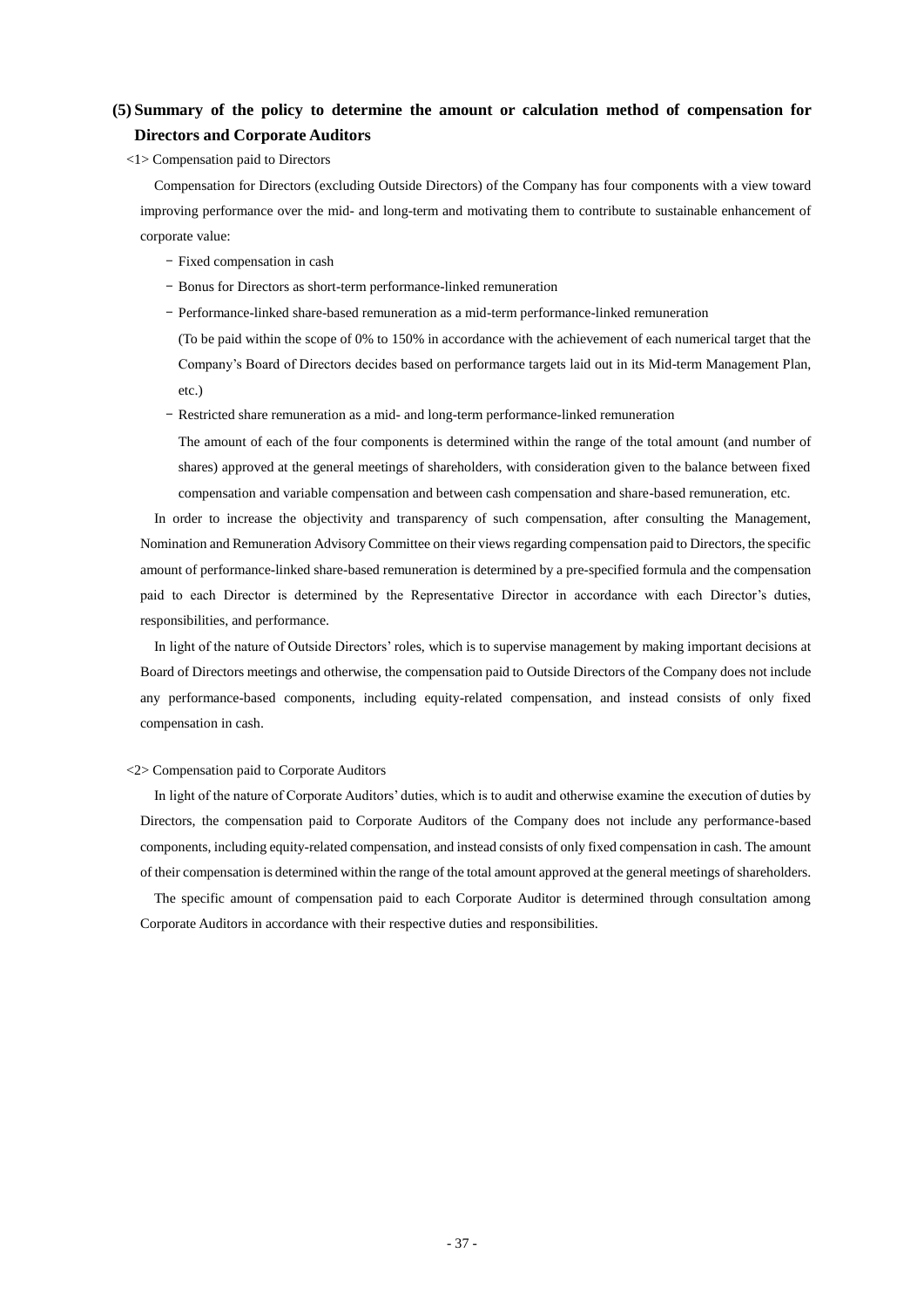## (5) Summary of the policy to determine the amount or calculation method of compensation for Directors and Corporate Auditors

<1> Compensation paid to Directors

Compensation for Directors (excluding Outside Directors) of the Company has four components with a view toward improving performance over the mid- and long-term and motivating them to contribute to sustainable enhancement of corporate value:

- Fixed compensation in cash
- Bonus for Directors as short-term performance-linked remuneration
- Performance-linked share-based remuneration as a mid-term performance-linked remuneration

  (To be paid within the scope of 0% to 150% in accordance with the achievement of each numerical target that the Company's Board of Directors decides based on performance targets laid out in its Mid-term Management Plan, etc.)
- Restricted share remuneration as a mid- and long-term performance-linked remuneration

  The amount of each of the four components is determined within the range of the total amount (and number of shares) approved at the general meetings of shareholders, with consideration given to the balance between fixed compensation and variable compensation and between cash compensation and share-based remuneration, etc.

In order to increase the objectivity and transparency of such compensation, after consulting the Management, Nomination and Remuneration Advisory Committee on their views regarding compensation paid to Directors, the specific amount of performance-linked share-based remuneration is determined by a pre-specified formula and the compensation paid to each Director is determined by the Representative Director in accordance with each Director's duties, responsibilities, and performance.

In light of the nature of Outside Directors' roles, which is to supervise management by making important decisions at Board of Directors meetings and otherwise, the compensation paid to Outside Directors of the Company does not include any performance-based components, including equity-related compensation, and instead consists of only fixed compensation in cash.

<2> Compensation paid to Corporate Auditors

In light of the nature of Corporate Auditors' duties, which is to audit and otherwise examine the execution of duties by Directors, the compensation paid to Corporate Auditors of the Company does not include any performance-based components, including equity-related compensation, and instead consists of only fixed compensation in cash. The amount of their compensation is determined within the range of the total amount approved at the general meetings of shareholders.

The specific amount of compensation paid to each Corporate Auditor is determined through consultation among Corporate Auditors in accordance with their respective duties and responsibilities.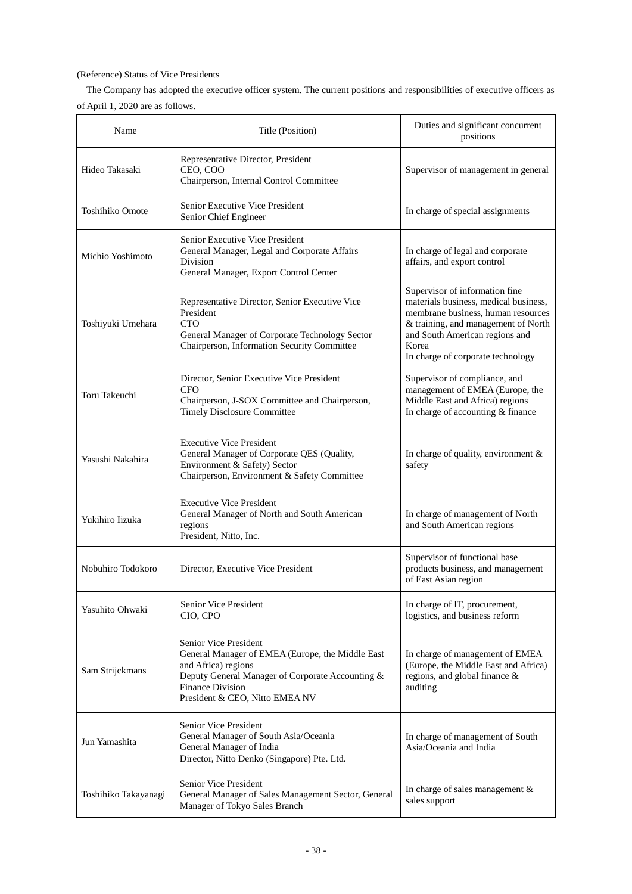(Reference) Status of Vice Presidents

The Company has adopted the executive officer system. The current positions and responsibilities of executive officers as of April 1, 2020 are as follows.

| Name | Title (Position) | Duties and significant concurrent positions |
|---|---|---|
| Hideo Takasaki | Representative Director, President<br>CEO, COO<br>Chairperson, Internal Control Committee | Supervisor of management in general |
| Toshihiko Omote | Senior Executive Vice President<br>Senior Chief Engineer | In charge of special assignments |
| Michio Yoshimoto | Senior Executive Vice President<br>General Manager, Legal and Corporate Affairs Division<br>General Manager, Export Control Center | In charge of legal and corporate affairs, and export control |
| Toshiyuki Umehara | Representative Director, Senior Executive Vice President<br>CTO<br>General Manager of Corporate Technology Sector<br>Chairperson, Information Security Committee | Supervisor of information fine materials business, medical business, membrane business, human resources & training, and management of North and South American regions and Korea<br>In charge of corporate technology |
| Toru Takeuchi | Director, Senior Executive Vice President<br>CFO<br>Chairperson, J-SOX Committee and Chairperson, Timely Disclosure Committee | Supervisor of compliance, and management of EMEA (Europe, the Middle East and Africa) regions<br>In charge of accounting & finance |
| Yasushi Nakahira | Executive Vice President<br>General Manager of Corporate QES (Quality, Environment & Safety) Sector<br>Chairperson, Environment & Safety Committee | In charge of quality, environment & safety |
| Yukihiro Iizuka | Executive Vice President<br>General Manager of North and South American regions<br>President, Nitto, Inc. | In charge of management of North and South American regions |
| Nobuhiro Todokoro | Director, Executive Vice President | Supervisor of functional base products business, and management of East Asian region |
| Yasuhito Ohwaki | Senior Vice President<br>CIO, CPO | In charge of IT, procurement, logistics, and business reform |
| Sam Strijckmans | Senior Vice President<br>General Manager of EMEA (Europe, the Middle East and Africa) regions<br>Deputy General Manager of Corporate Accounting & Finance Division<br>President & CEO, Nitto EMEA NV | In charge of management of EMEA (Europe, the Middle East and Africa) regions, and global finance & auditing |
| Jun Yamashita | Senior Vice President<br>General Manager of South Asia/Oceania<br>General Manager of India<br>Director, Nitto Denko (Singapore) Pte. Ltd. | In charge of management of South Asia/Oceania and India |
| Toshihiko Takayanagi | Senior Vice President<br>General Manager of Sales Management Sector, General Manager of Tokyo Sales Branch | In charge of sales management & sales support |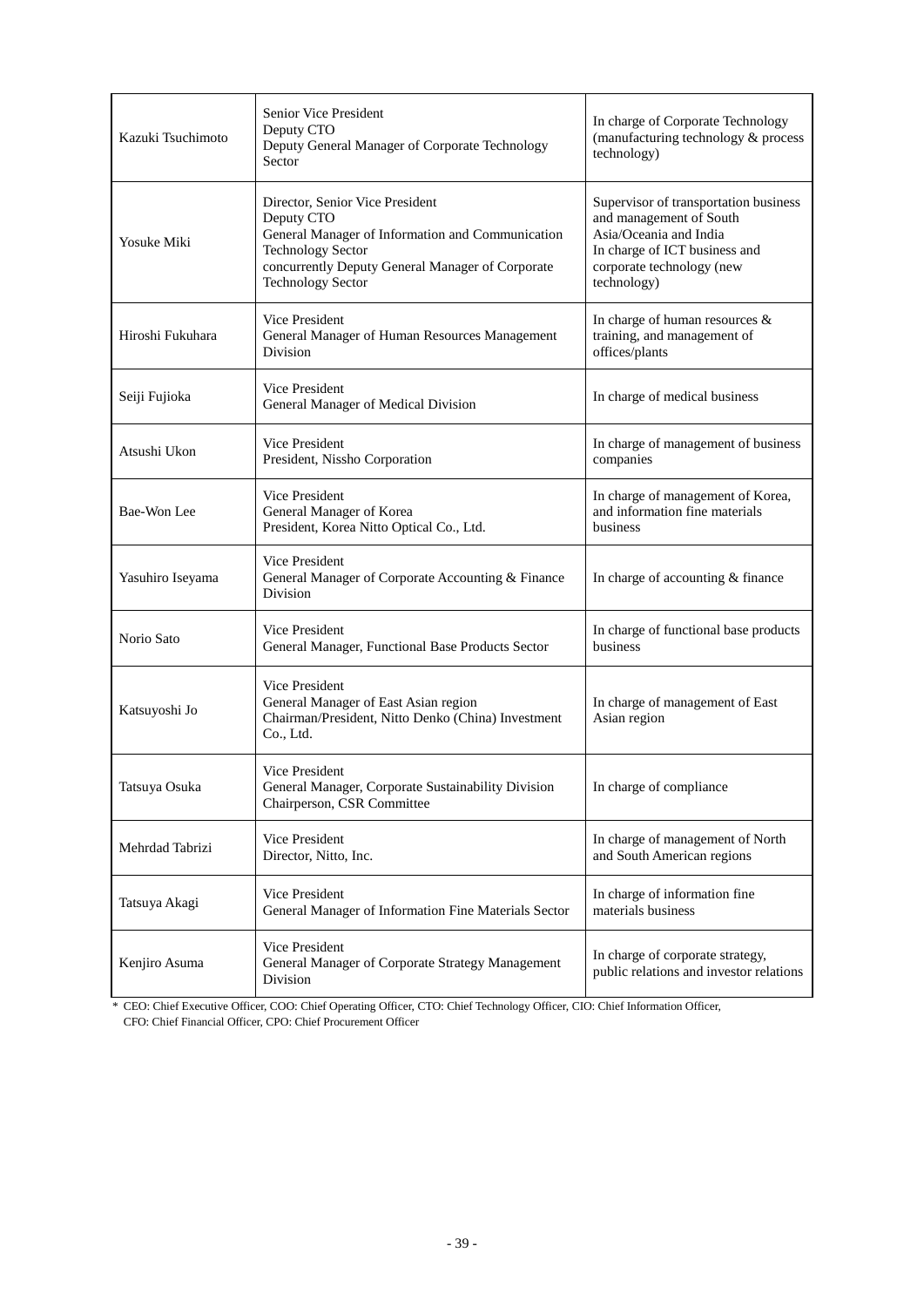| | | |
|---|---|---|
| Kazuki Tsuchimoto | Senior Vice President<br>Deputy CTO<br>Deputy General Manager of Corporate Technology Sector | In charge of Corporate Technology (manufacturing technology & process technology) |
| Yosuke Miki | Director, Senior Vice President<br>Deputy CTO<br>General Manager of Information and Communication Technology Sector<br>concurrently Deputy General Manager of Corporate Technology Sector | Supervisor of transportation business and management of South Asia/Oceania and India<br>In charge of ICT business and corporate technology (new technology) |
| Hiroshi Fukuhara | Vice President<br>General Manager of Human Resources Management Division | In charge of human resources & training, and management of offices/plants |
| Seiji Fujioka | Vice President<br>General Manager of Medical Division | In charge of medical business |
| Atsushi Ukon | Vice President<br>President, Nissho Corporation | In charge of management of business companies |
| Bae-Won Lee | Vice President<br>General Manager of Korea<br>President, Korea Nitto Optical Co., Ltd. | In charge of management of Korea, and information fine materials business |
| Yasuhiro Iseyama | Vice President<br>General Manager of Corporate Accounting & Finance Division | In charge of accounting & finance |
| Norio Sato | Vice President<br>General Manager, Functional Base Products Sector | In charge of functional base products business |
| Katsuyoshi Jo | Vice President<br>General Manager of East Asian region<br>Chairman/President, Nitto Denko (China) Investment Co., Ltd. | In charge of management of East Asian region |
| Tatsuya Osuka | Vice President<br>General Manager, Corporate Sustainability Division<br>Chairperson, CSR Committee | In charge of compliance |
| Mehrdad Tabrizi | Vice President<br>Director, Nitto, Inc. | In charge of management of North and South American regions |
| Tatsuya Akagi | Vice President<br>General Manager of Information Fine Materials Sector | In charge of information fine materials business |
| Kenjiro Asuma | Vice President<br>General Manager of Corporate Strategy Management Division | In charge of corporate strategy, public relations and investor relations |

\* CEO: Chief Executive Officer, COO: Chief Operating Officer, CTO: Chief Technology Officer, CIO: Chief Information Officer, CFO: Chief Financial Officer, CPO: Chief Procurement Officer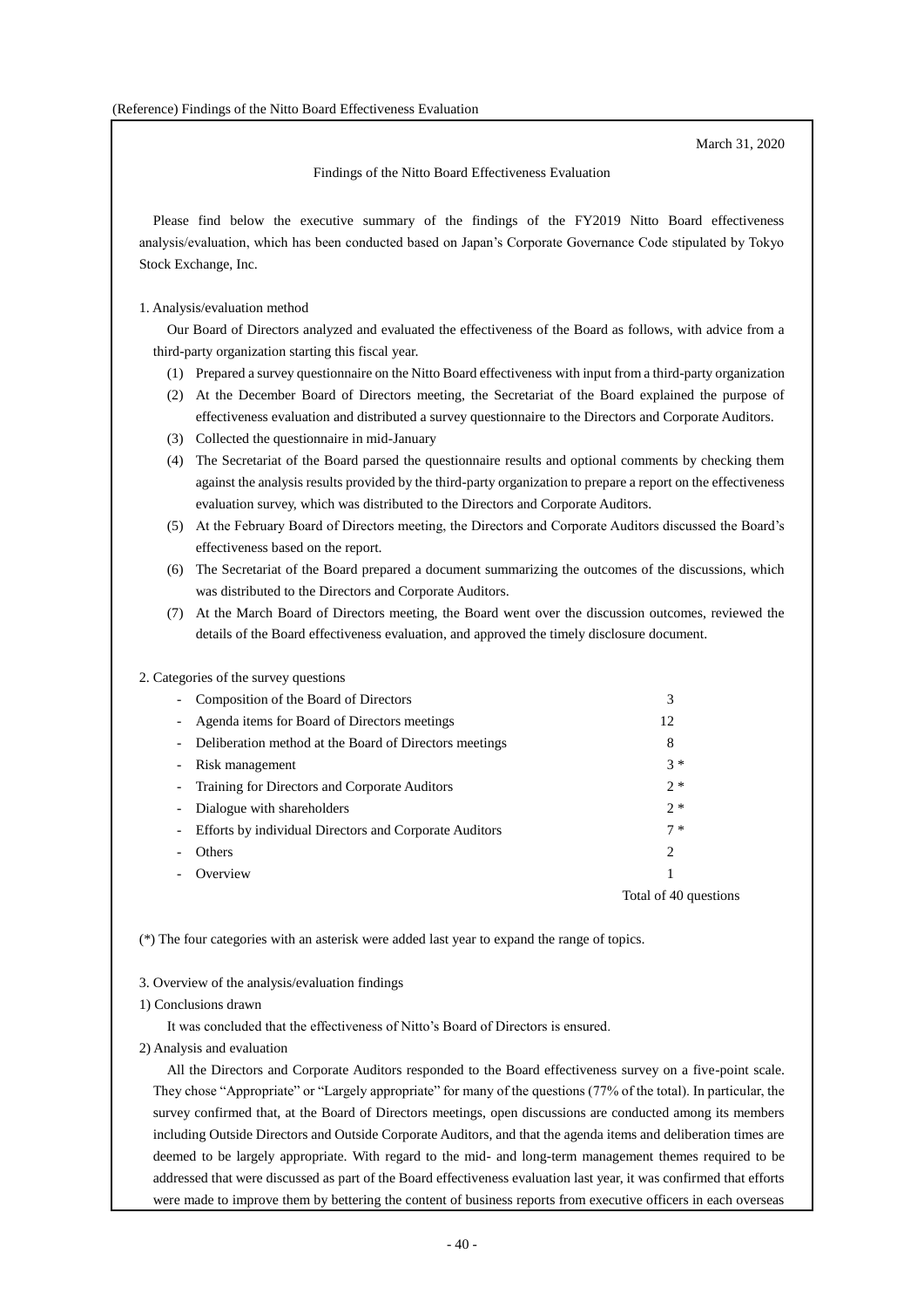(Reference) Findings of the Nitto Board Effectiveness Evaluation

March 31, 2020

Findings of the Nitto Board Effectiveness Evaluation

Please find below the executive summary of the findings of the FY2019 Nitto Board effectiveness analysis/evaluation, which has been conducted based on Japan's Corporate Governance Code stipulated by Tokyo Stock Exchange, Inc.

1. Analysis/evaluation method

Our Board of Directors analyzed and evaluated the effectiveness of the Board as follows, with advice from a third-party organization starting this fiscal year.

(1) Prepared a survey questionnaire on the Nitto Board effectiveness with input from a third-party organization
(2) At the December Board of Directors meeting, the Secretariat of the Board explained the purpose of effectiveness evaluation and distributed a survey questionnaire to the Directors and Corporate Auditors.
(3) Collected the questionnaire in mid-January
(4) The Secretariat of the Board parsed the questionnaire results and optional comments by checking them against the analysis results provided by the third-party organization to prepare a report on the effectiveness evaluation survey, which was distributed to the Directors and Corporate Auditors.
(5) At the February Board of Directors meeting, the Directors and Corporate Auditors discussed the Board's effectiveness based on the report.
(6) The Secretariat of the Board prepared a document summarizing the outcomes of the discussions, which was distributed to the Directors and Corporate Auditors.
(7) At the March Board of Directors meeting, the Board went over the discussion outcomes, reviewed the details of the Board effectiveness evaluation, and approved the timely disclosure document.

2. Categories of the survey questions

| Category | Number |
|---|---|
| - Composition of the Board of Directors | 3 |
| - Agenda items for Board of Directors meetings | 12 |
| - Deliberation method at the Board of Directors meetings | 8 |
| - Risk management | 3 * |
| - Training for Directors and Corporate Auditors | 2 * |
| - Dialogue with shareholders | 2 * |
| - Efforts by individual Directors and Corporate Auditors | 7 * |
| - Others | 2 |
| - Overview | 1 |
| | Total of 40 questions |

(*) The four categories with an asterisk were added last year to expand the range of topics.

3. Overview of the analysis/evaluation findings

1) Conclusions drawn

It was concluded that the effectiveness of Nitto's Board of Directors is ensured.

2) Analysis and evaluation

All the Directors and Corporate Auditors responded to the Board effectiveness survey on a five-point scale. They chose "Appropriate" or "Largely appropriate" for many of the questions (77% of the total). In particular, the survey confirmed that, at the Board of Directors meetings, open discussions are conducted among its members including Outside Directors and Outside Corporate Auditors, and that the agenda items and deliberation times are deemed to be largely appropriate. With regard to the mid- and long-term management themes required to be addressed that were discussed as part of the Board effectiveness evaluation last year, it was confirmed that efforts were made to improve them by bettering the content of business reports from executive officers in each overseas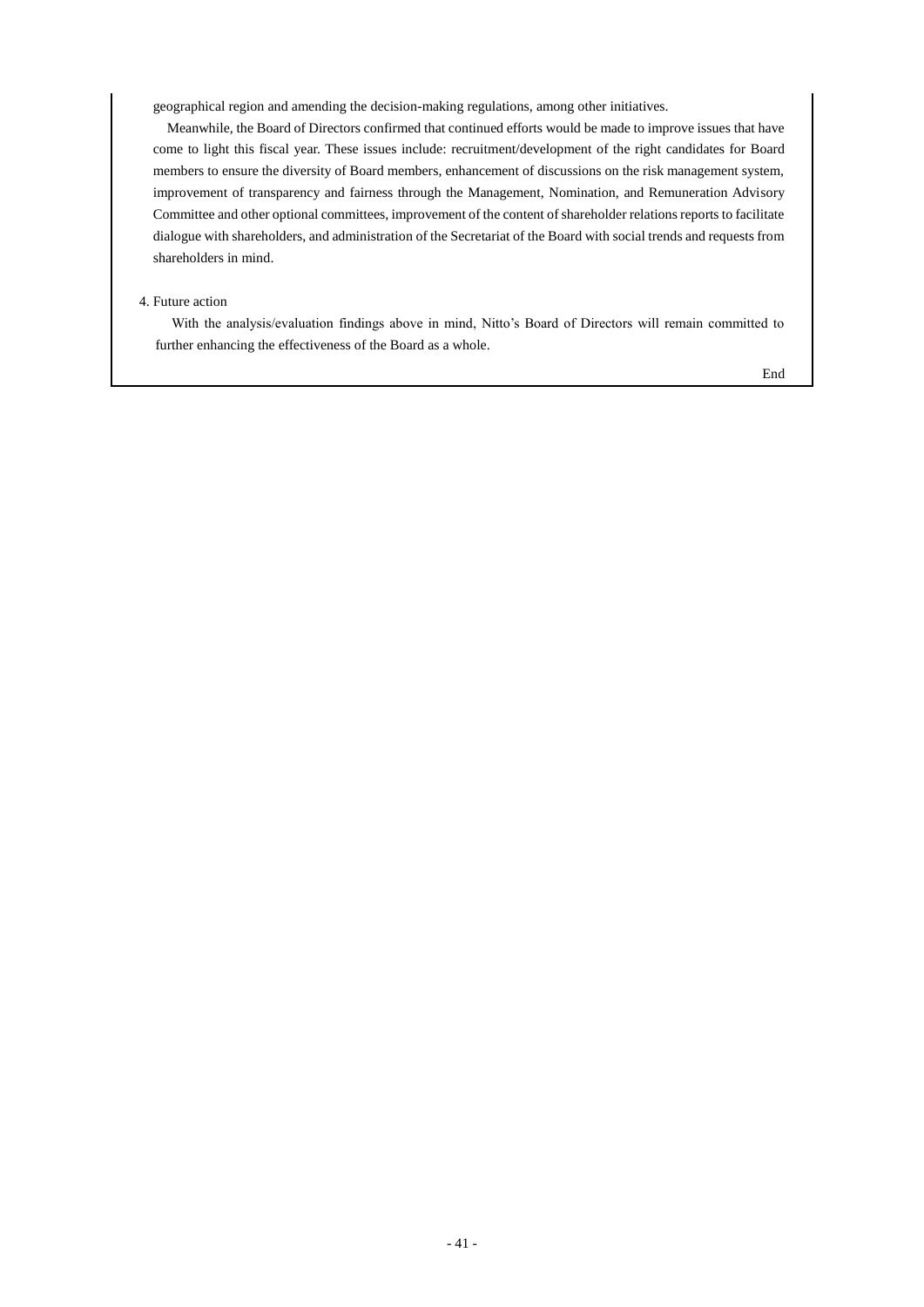geographical region and amending the decision-making regulations, among other initiatives.

Meanwhile, the Board of Directors confirmed that continued efforts would be made to improve issues that have come to light this fiscal year. These issues include: recruitment/development of the right candidates for Board members to ensure the diversity of Board members, enhancement of discussions on the risk management system, improvement of transparency and fairness through the Management, Nomination, and Remuneration Advisory Committee and other optional committees, improvement of the content of shareholder relations reports to facilitate dialogue with shareholders, and administration of the Secretariat of the Board with social trends and requests from shareholders in mind.

4. Future action

With the analysis/evaluation findings above in mind, Nitto's Board of Directors will remain committed to further enhancing the effectiveness of the Board as a whole.

End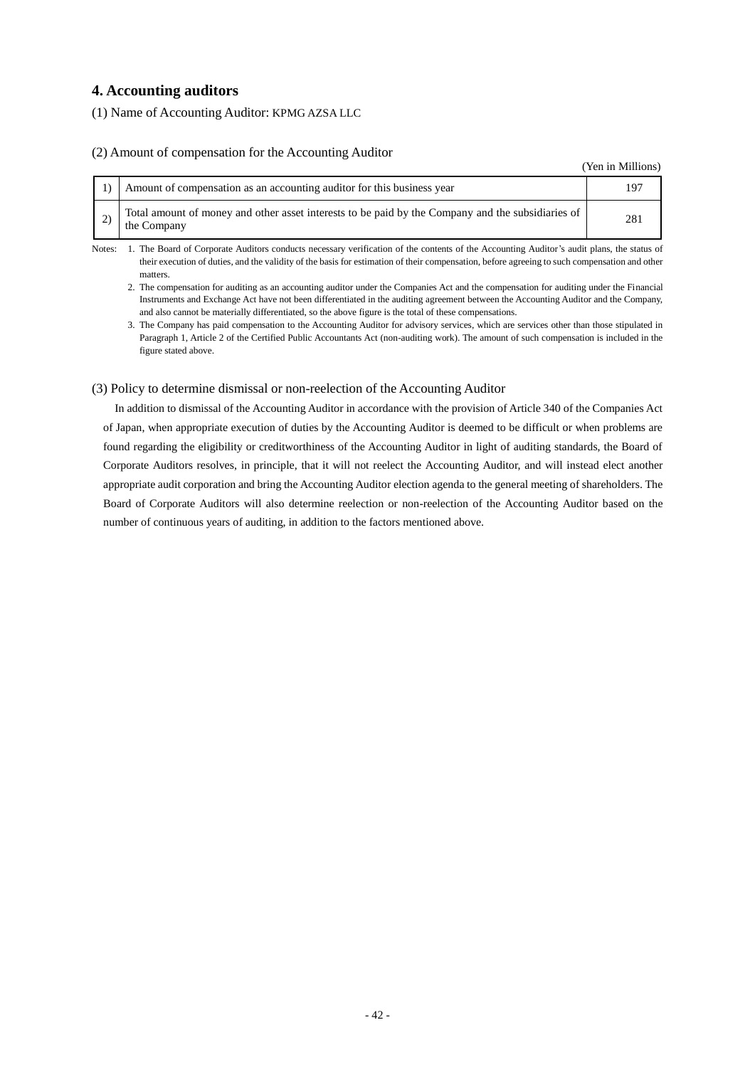## 4. Accounting auditors

(1) Name of Accounting Auditor: KPMG AZSA LLC

(2) Amount of compensation for the Accounting Auditor

(Yen in Millions)

| | | |
|---|---|---|
| 1) | Amount of compensation as an accounting auditor for this business year | 197 |
| 2) | Total amount of money and other asset interests to be paid by the Company and the subsidiaries of the Company | 281 |

Notes:
1. The Board of Corporate Auditors conducts necessary verification of the contents of the Accounting Auditor's audit plans, the status of their execution of duties, and the validity of the basis for estimation of their compensation, before agreeing to such compensation and other matters.
2. The compensation for auditing as an accounting auditor under the Companies Act and the compensation for auditing under the Financial Instruments and Exchange Act have not been differentiated in the auditing agreement between the Accounting Auditor and the Company, and also cannot be materially differentiated, so the above figure is the total of these compensations.
3. The Company has paid compensation to the Accounting Auditor for advisory services, which are services other than those stipulated in Paragraph 1, Article 2 of the Certified Public Accountants Act (non-auditing work). The amount of such compensation is included in the figure stated above.

(3) Policy to determine dismissal or non-reelection of the Accounting Auditor

In addition to dismissal of the Accounting Auditor in accordance with the provision of Article 340 of the Companies Act of Japan, when appropriate execution of duties by the Accounting Auditor is deemed to be difficult or when problems are found regarding the eligibility or creditworthiness of the Accounting Auditor in light of auditing standards, the Board of Corporate Auditors resolves, in principle, that it will not reelect the Accounting Auditor, and will instead elect another appropriate audit corporation and bring the Accounting Auditor election agenda to the general meeting of shareholders. The Board of Corporate Auditors will also determine reelection or non-reelection of the Accounting Auditor based on the number of continuous years of auditing, in addition to the factors mentioned above.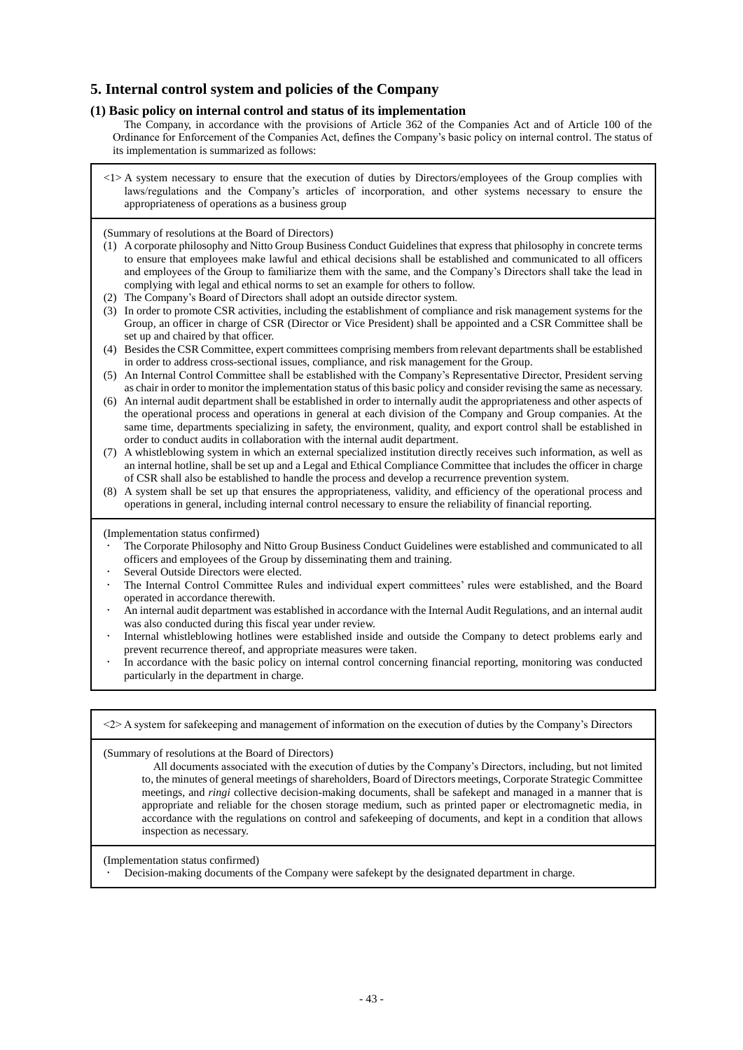## 5. Internal control system and policies of the Company

### (1) Basic policy on internal control and status of its implementation

The Company, in accordance with the provisions of Article 362 of the Companies Act and of Article 100 of the Ordinance for Enforcement of the Companies Act, defines the Company's basic policy on internal control. The status of its implementation is summarized as follows:

<1> A system necessary to ensure that the execution of duties by Directors/employees of the Group complies with laws/regulations and the Company's articles of incorporation, and other systems necessary to ensure the appropriateness of operations as a business group

(Summary of resolutions at the Board of Directors)

(1) A corporate philosophy and Nitto Group Business Conduct Guidelines that express that philosophy in concrete terms to ensure that employees make lawful and ethical decisions shall be established and communicated to all officers and employees of the Group to familiarize them with the same, and the Company's Directors shall take the lead in complying with legal and ethical norms to set an example for others to follow.

(2) The Company's Board of Directors shall adopt an outside director system.

(3) In order to promote CSR activities, including the establishment of compliance and risk management systems for the Group, an officer in charge of CSR (Director or Vice President) shall be appointed and a CSR Committee shall be set up and chaired by that officer.

(4) Besides the CSR Committee, expert committees comprising members from relevant departments shall be established in order to address cross-sectional issues, compliance, and risk management for the Group.

(5) An Internal Control Committee shall be established with the Company's Representative Director, President serving as chair in order to monitor the implementation status of this basic policy and consider revising the same as necessary.

(6) An internal audit department shall be established in order to internally audit the appropriateness and other aspects of the operational process and operations in general at each division of the Company and Group companies. At the same time, departments specializing in safety, the environment, quality, and export control shall be established in order to conduct audits in collaboration with the internal audit department.

(7) A whistleblowing system in which an external specialized institution directly receives such information, as well as an internal hotline, shall be set up and a Legal and Ethical Compliance Committee that includes the officer in charge of CSR shall also be established to handle the process and develop a recurrence prevention system.

(8) A system shall be set up that ensures the appropriateness, validity, and efficiency of the operational process and operations in general, including internal control necessary to ensure the reliability of financial reporting.

(Implementation status confirmed)

- The Corporate Philosophy and Nitto Group Business Conduct Guidelines were established and communicated to all officers and employees of the Group by disseminating them and training.
- Several Outside Directors were elected.
- The Internal Control Committee Rules and individual expert committees' rules were established, and the Board operated in accordance therewith.
- An internal audit department was established in accordance with the Internal Audit Regulations, and an internal audit was also conducted during this fiscal year under review.
- Internal whistleblowing hotlines were established inside and outside the Company to detect problems early and prevent recurrence thereof, and appropriate measures were taken.
- In accordance with the basic policy on internal control concerning financial reporting, monitoring was conducted particularly in the department in charge.

<2> A system for safekeeping and management of information on the execution of duties by the Company's Directors

(Summary of resolutions at the Board of Directors)

All documents associated with the execution of duties by the Company's Directors, including, but not limited to, the minutes of general meetings of shareholders, Board of Directors meetings, Corporate Strategic Committee meetings, and *ringi* collective decision-making documents, shall be safekept and managed in a manner that is appropriate and reliable for the chosen storage medium, such as printed paper or electromagnetic media, in accordance with the regulations on control and safekeeping of documents, and kept in a condition that allows inspection as necessary.

(Implementation status confirmed)

- Decision-making documents of the Company were safekept by the designated department in charge.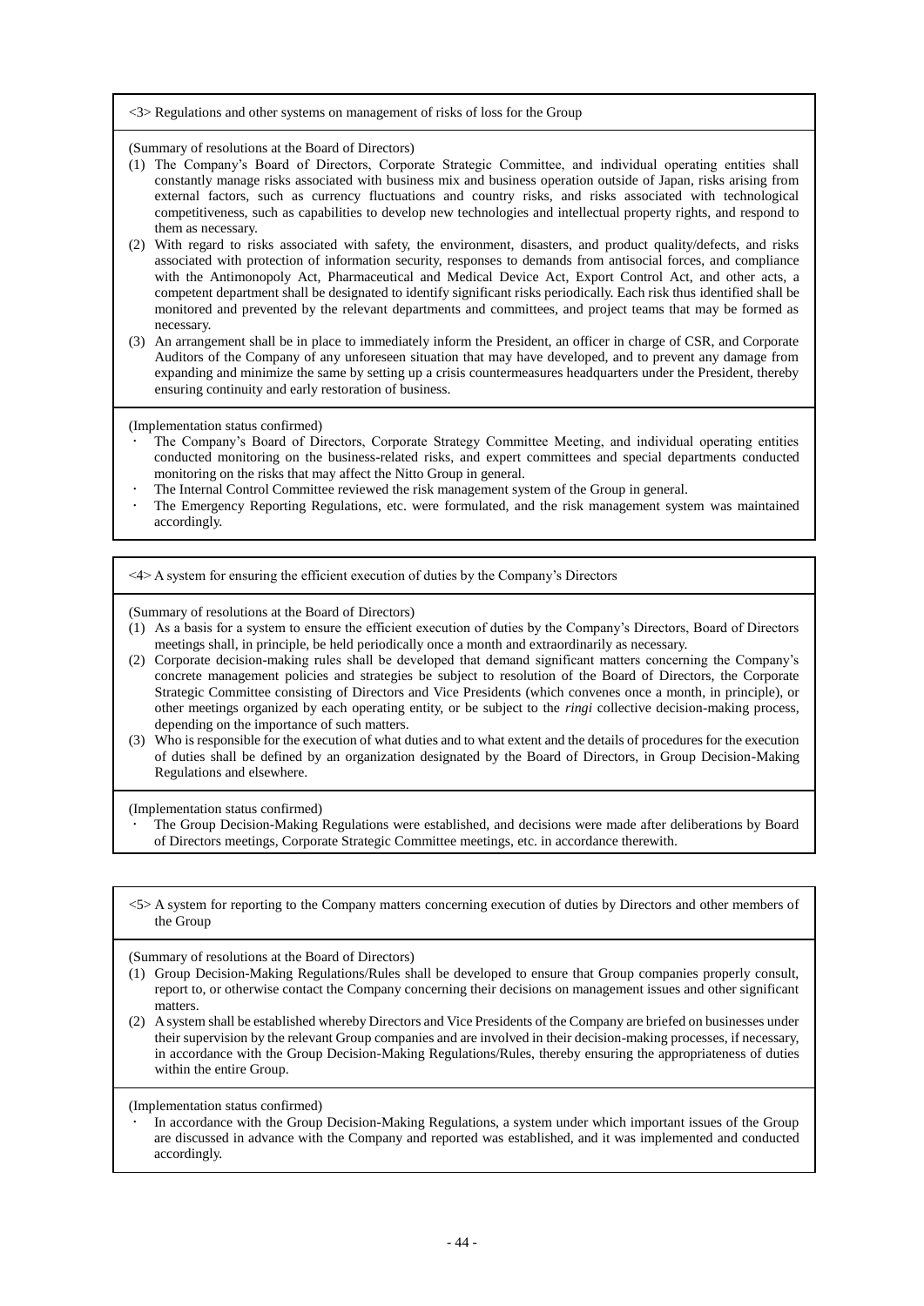<3> Regulations and other systems on management of risks of loss for the Group

(Summary of resolutions at the Board of Directors)

(1) The Company's Board of Directors, Corporate Strategic Committee, and individual operating entities shall constantly manage risks associated with business mix and business operation outside of Japan, risks arising from external factors, such as currency fluctuations and country risks, and risks associated with technological competitiveness, such as capabilities to develop new technologies and intellectual property rights, and respond to them as necessary.
(2) With regard to risks associated with safety, the environment, disasters, and product quality/defects, and risks associated with protection of information security, responses to demands from antisocial forces, and compliance with the Antimonopoly Act, Pharmaceutical and Medical Device Act, Export Control Act, and other acts, a competent department shall be designated to identify significant risks periodically. Each risk thus identified shall be monitored and prevented by the relevant departments and committees, and project teams that may be formed as necessary.
(3) An arrangement shall be in place to immediately inform the President, an officer in charge of CSR, and Corporate Auditors of the Company of any unforeseen situation that may have developed, and to prevent any damage from expanding and minimize the same by setting up a crisis countermeasures headquarters under the President, thereby ensuring continuity and early restoration of business.

(Implementation status confirmed)

- The Company's Board of Directors, Corporate Strategy Committee Meeting, and individual operating entities conducted monitoring on the business-related risks, and expert committees and special departments conducted monitoring on the risks that may affect the Nitto Group in general.
- The Internal Control Committee reviewed the risk management system of the Group in general.
- The Emergency Reporting Regulations, etc. were formulated, and the risk management system was maintained accordingly.

<4> A system for ensuring the efficient execution of duties by the Company's Directors

(Summary of resolutions at the Board of Directors)

(1) As a basis for a system to ensure the efficient execution of duties by the Company's Directors, Board of Directors meetings shall, in principle, be held periodically once a month and extraordinarily as necessary.
(2) Corporate decision-making rules shall be developed that demand significant matters concerning the Company's concrete management policies and strategies be subject to resolution of the Board of Directors, the Corporate Strategic Committee consisting of Directors and Vice Presidents (which convenes once a month, in principle), or other meetings organized by each operating entity, or be subject to the *ringi* collective decision-making process, depending on the importance of such matters.
(3) Who is responsible for the execution of what duties and to what extent and the details of procedures for the execution of duties shall be defined by an organization designated by the Board of Directors, in Group Decision-Making Regulations and elsewhere.

(Implementation status confirmed)

- The Group Decision-Making Regulations were established, and decisions were made after deliberations by Board of Directors meetings, Corporate Strategic Committee meetings, etc. in accordance therewith.

<5> A system for reporting to the Company matters concerning execution of duties by Directors and other members of the Group

(Summary of resolutions at the Board of Directors)

(1) Group Decision-Making Regulations/Rules shall be developed to ensure that Group companies properly consult, report to, or otherwise contact the Company concerning their decisions on management issues and other significant matters.
(2) A system shall be established whereby Directors and Vice Presidents of the Company are briefed on businesses under their supervision by the relevant Group companies and are involved in their decision-making processes, if necessary, in accordance with the Group Decision-Making Regulations/Rules, thereby ensuring the appropriateness of duties within the entire Group.

(Implementation status confirmed)

- In accordance with the Group Decision-Making Regulations, a system under which important issues of the Group are discussed in advance with the Company and reported was established, and it was implemented and conducted accordingly.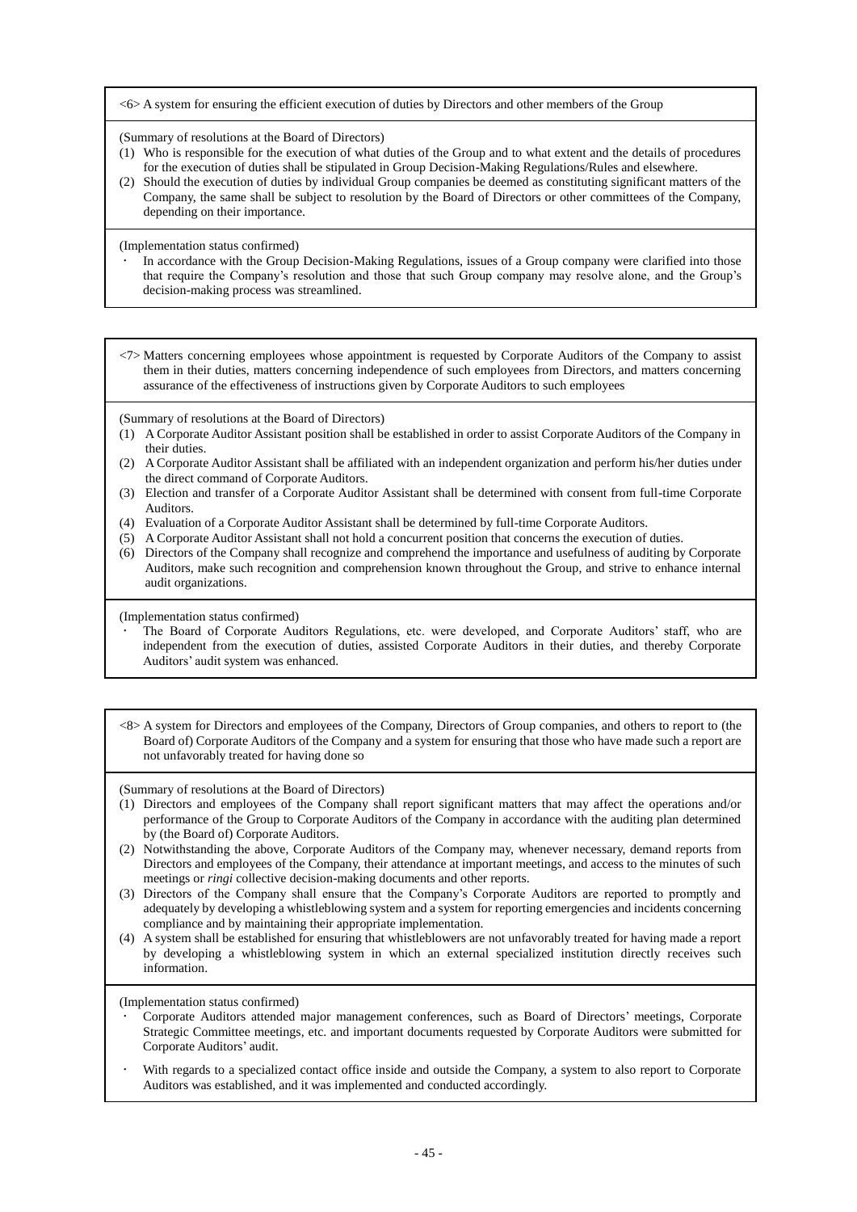<6> A system for ensuring the efficient execution of duties by Directors and other members of the Group

(Summary of resolutions at the Board of Directors)

(1) Who is responsible for the execution of what duties of the Group and to what extent and the details of procedures for the execution of duties shall be stipulated in Group Decision-Making Regulations/Rules and elsewhere.
(2) Should the execution of duties by individual Group companies be deemed as constituting significant matters of the Company, the same shall be subject to resolution by the Board of Directors or other committees of the Company, depending on their importance.

(Implementation status confirmed)

- In accordance with the Group Decision-Making Regulations, issues of a Group company were clarified into those that require the Company's resolution and those that such Group company may resolve alone, and the Group's decision-making process was streamlined.

<7> Matters concerning employees whose appointment is requested by Corporate Auditors of the Company to assist them in their duties, matters concerning independence of such employees from Directors, and matters concerning assurance of the effectiveness of instructions given by Corporate Auditors to such employees

(Summary of resolutions at the Board of Directors)

(1) A Corporate Auditor Assistant position shall be established in order to assist Corporate Auditors of the Company in their duties.
(2) A Corporate Auditor Assistant shall be affiliated with an independent organization and perform his/her duties under the direct command of Corporate Auditors.
(3) Election and transfer of a Corporate Auditor Assistant shall be determined with consent from full-time Corporate Auditors.
(4) Evaluation of a Corporate Auditor Assistant shall be determined by full-time Corporate Auditors.
(5) A Corporate Auditor Assistant shall not hold a concurrent position that concerns the execution of duties.
(6) Directors of the Company shall recognize and comprehend the importance and usefulness of auditing by Corporate Auditors, make such recognition and comprehension known throughout the Group, and strive to enhance internal audit organizations.

(Implementation status confirmed)

- The Board of Corporate Auditors Regulations, etc. were developed, and Corporate Auditors' staff, who are independent from the execution of duties, assisted Corporate Auditors in their duties, and thereby Corporate Auditors' audit system was enhanced.

<8> A system for Directors and employees of the Company, Directors of Group companies, and others to report to (the Board of) Corporate Auditors of the Company and a system for ensuring that those who have made such a report are not unfavorably treated for having done so

(Summary of resolutions at the Board of Directors)

(1) Directors and employees of the Company shall report significant matters that may affect the operations and/or performance of the Group to Corporate Auditors of the Company in accordance with the auditing plan determined by (the Board of) Corporate Auditors.
(2) Notwithstanding the above, Corporate Auditors of the Company may, whenever necessary, demand reports from Directors and employees of the Company, their attendance at important meetings, and access to the minutes of such meetings or *ringi* collective decision-making documents and other reports.
(3) Directors of the Company shall ensure that the Company's Corporate Auditors are reported to promptly and adequately by developing a whistleblowing system and a system for reporting emergencies and incidents concerning compliance and by maintaining their appropriate implementation.
(4) A system shall be established for ensuring that whistleblowers are not unfavorably treated for having made a report by developing a whistleblowing system in which an external specialized institution directly receives such information.

(Implementation status confirmed)

- Corporate Auditors attended major management conferences, such as Board of Directors' meetings, Corporate Strategic Committee meetings, etc. and important documents requested by Corporate Auditors were submitted for Corporate Auditors' audit.
- With regards to a specialized contact office inside and outside the Company, a system to also report to Corporate Auditors was established, and it was implemented and conducted accordingly.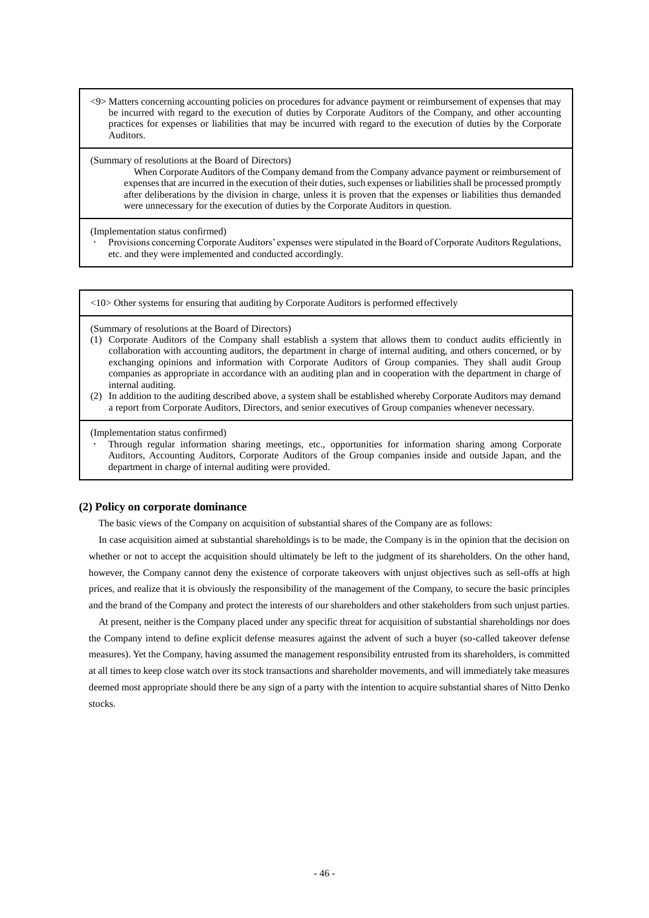<9> Matters concerning accounting policies on procedures for advance payment or reimbursement of expenses that may be incurred with regard to the execution of duties by Corporate Auditors of the Company, and other accounting practices for expenses or liabilities that may be incurred with regard to the execution of duties by the Corporate Auditors.

(Summary of resolutions at the Board of Directors)

When Corporate Auditors of the Company demand from the Company advance payment or reimbursement of expenses that are incurred in the execution of their duties, such expenses or liabilities shall be processed promptly after deliberations by the division in charge, unless it is proven that the expenses or liabilities thus demanded were unnecessary for the execution of duties by the Corporate Auditors in question.

(Implementation status confirmed)

- Provisions concerning Corporate Auditors' expenses were stipulated in the Board of Corporate Auditors Regulations, etc. and they were implemented and conducted accordingly.

<10> Other systems for ensuring that auditing by Corporate Auditors is performed effectively

(Summary of resolutions at the Board of Directors)

(1) Corporate Auditors of the Company shall establish a system that allows them to conduct audits efficiently in collaboration with accounting auditors, the department in charge of internal auditing, and others concerned, or by exchanging opinions and information with Corporate Auditors of Group companies. They shall audit Group companies as appropriate in accordance with an auditing plan and in cooperation with the department in charge of internal auditing.
(2) In addition to the auditing described above, a system shall be established whereby Corporate Auditors may demand a report from Corporate Auditors, Directors, and senior executives of Group companies whenever necessary.

(Implementation status confirmed)

- Through regular information sharing meetings, etc., opportunities for information sharing among Corporate Auditors, Accounting Auditors, Corporate Auditors of the Group companies inside and outside Japan, and the department in charge of internal auditing were provided.

### (2) Policy on corporate dominance

The basic views of the Company on acquisition of substantial shares of the Company are as follows:

In case acquisition aimed at substantial shareholdings is to be made, the Company is in the opinion that the decision on whether or not to accept the acquisition should ultimately be left to the judgment of its shareholders. On the other hand, however, the Company cannot deny the existence of corporate takeovers with unjust objectives such as sell-offs at high prices, and realize that it is obviously the responsibility of the management of the Company, to secure the basic principles and the brand of the Company and protect the interests of our shareholders and other stakeholders from such unjust parties.

At present, neither is the Company placed under any specific threat for acquisition of substantial shareholdings nor does the Company intend to define explicit defense measures against the advent of such a buyer (so-called takeover defense measures). Yet the Company, having assumed the management responsibility entrusted from its shareholders, is committed at all times to keep close watch over its stock transactions and shareholder movements, and will immediately take measures deemed most appropriate should there be any sign of a party with the intention to acquire substantial shares of Nitto Denko stocks.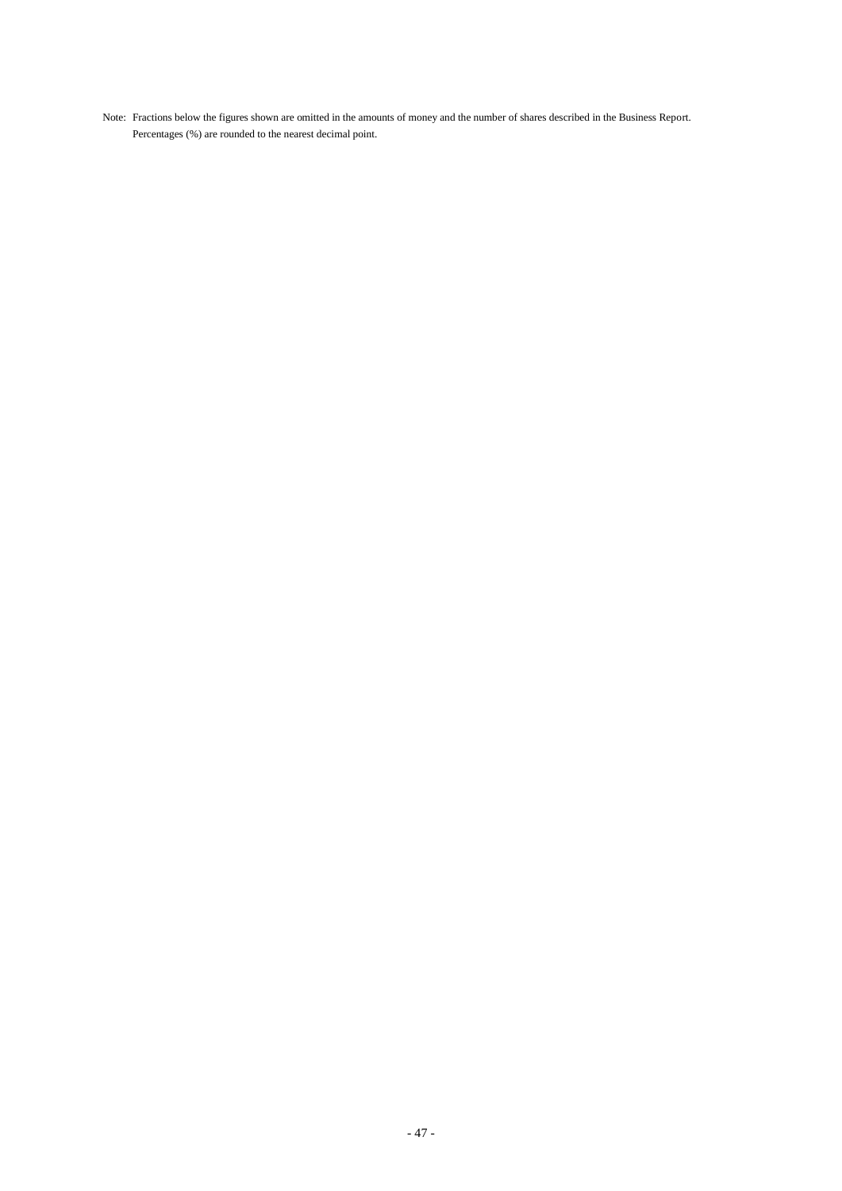Note: Fractions below the figures shown are omitted in the amounts of money and the number of shares described in the Business Report. Percentages (%) are rounded to the nearest decimal point.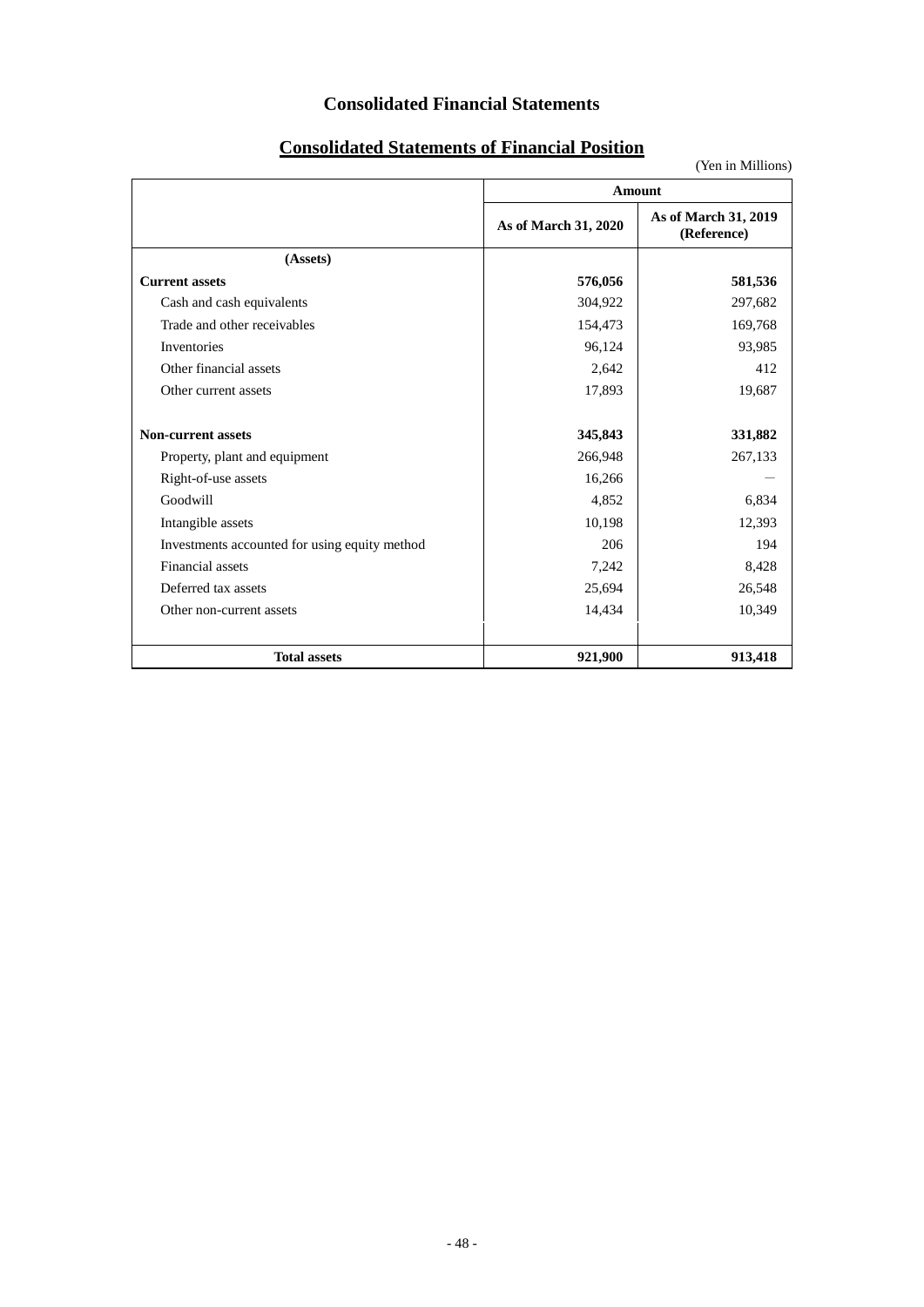# Consolidated Financial Statements

## Consolidated Statements of Financial Position

(Yen in Millions)

| | Amount | |
|---|---|---|
| | As of March 31, 2020 | As of March 31, 2019 (Reference) |
| **(Assets)** | | |
| **Current assets** | **576,056** | **581,536** |
| Cash and cash equivalents | 304,922 | 297,682 |
| Trade and other receivables | 154,473 | 169,768 |
| Inventories | 96,124 | 93,985 |
| Other financial assets | 2,642 | 412 |
| Other current assets | 17,893 | 19,687 |
| **Non-current assets** | **345,843** | **331,882** |
| Property, plant and equipment | 266,948 | 267,133 |
| Right-of-use assets | 16,266 | ― |
| Goodwill | 4,852 | 6,834 |
| Intangible assets | 10,198 | 12,393 |
| Investments accounted for using equity method | 206 | 194 |
| Financial assets | 7,242 | 8,428 |
| Deferred tax assets | 25,694 | 26,548 |
| Other non-current assets | 14,434 | 10,349 |
| **Total assets** | **921,900** | **913,418** |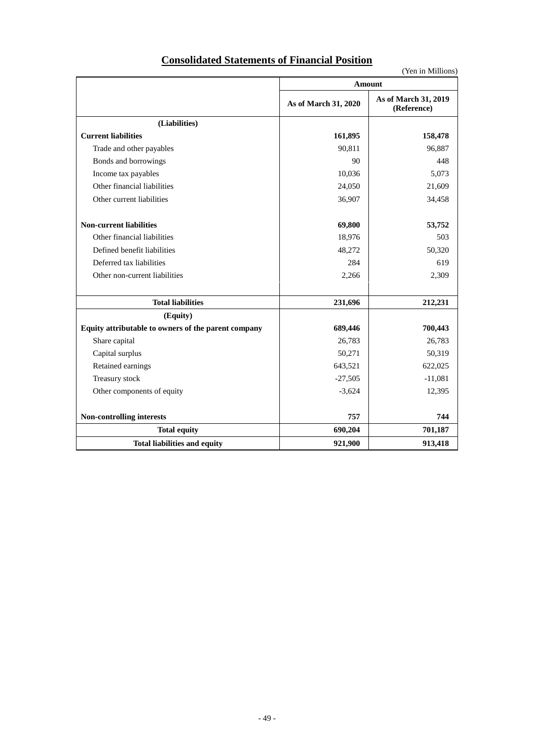## Consolidated Statements of Financial Position

(Yen in Millions)

| | Amount | |
|---|---|---|
| | As of March 31, 2020 | As of March 31, 2019 (Reference) |
| **(Liabilities)** | | |
| **Current liabilities** | **161,895** | **158,478** |
| Trade and other payables | 90,811 | 96,887 |
| Bonds and borrowings | 90 | 448 |
| Income tax payables | 10,036 | 5,073 |
| Other financial liabilities | 24,050 | 21,609 |
| Other current liabilities | 36,907 | 34,458 |
| **Non-current liabilities** | **69,800** | **53,752** |
| Other financial liabilities | 18,976 | 503 |
| Defined benefit liabilities | 48,272 | 50,320 |
| Deferred tax liabilities | 284 | 619 |
| Other non-current liabilities | 2,266 | 2,309 |
| **Total liabilities** | **231,696** | **212,231** |
| **(Equity)** | | |
| **Equity attributable to owners of the parent company** | **689,446** | **700,443** |
| Share capital | 26,783 | 26,783 |
| Capital surplus | 50,271 | 50,319 |
| Retained earnings | 643,521 | 622,025 |
| Treasury stock | -27,505 | -11,081 |
| Other components of equity | -3,624 | 12,395 |
| **Non-controlling interests** | **757** | **744** |
| **Total equity** | **690,204** | **701,187** |
| **Total liabilities and equity** | **921,900** | **913,418** |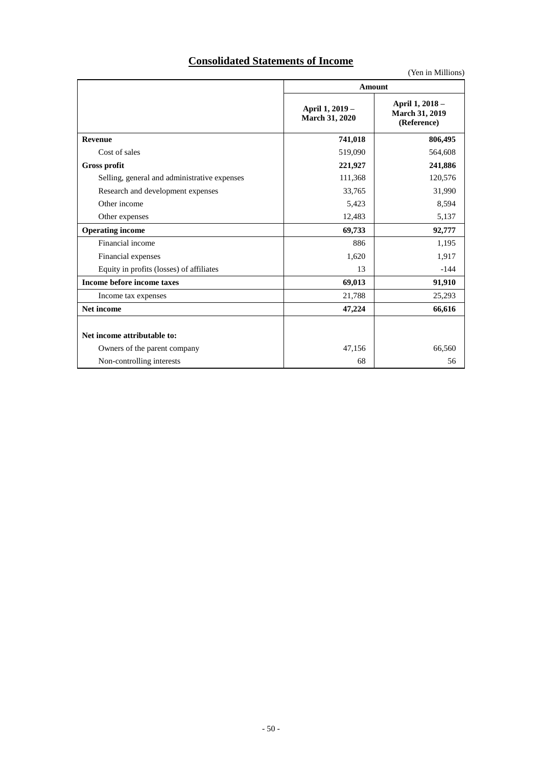# Consolidated Statements of Income

(Yen in Millions)

| | Amount | |
|---|---|---|
| | April 1, 2019 – March 31, 2020 | April 1, 2018 – March 31, 2019 (Reference) |
| **Revenue** | **741,018** | **806,495** |
| Cost of sales | 519,090 | 564,608 |
| **Gross profit** | **221,927** | **241,886** |
| Selling, general and administrative expenses | 111,368 | 120,576 |
| Research and development expenses | 33,765 | 31,990 |
| Other income | 5,423 | 8,594 |
| Other expenses | 12,483 | 5,137 |
| **Operating income** | **69,733** | **92,777** |
| Financial income | 886 | 1,195 |
| Financial expenses | 1,620 | 1,917 |
| Equity in profits (losses) of affiliates | 13 | -144 |
| **Income before income taxes** | **69,013** | **91,910** |
| Income tax expenses | 21,788 | 25,293 |
| **Net income** | **47,224** | **66,616** |
| **Net income attributable to:** | | |
| Owners of the parent company | 47,156 | 66,560 |
| Non-controlling interests | 68 | 56 |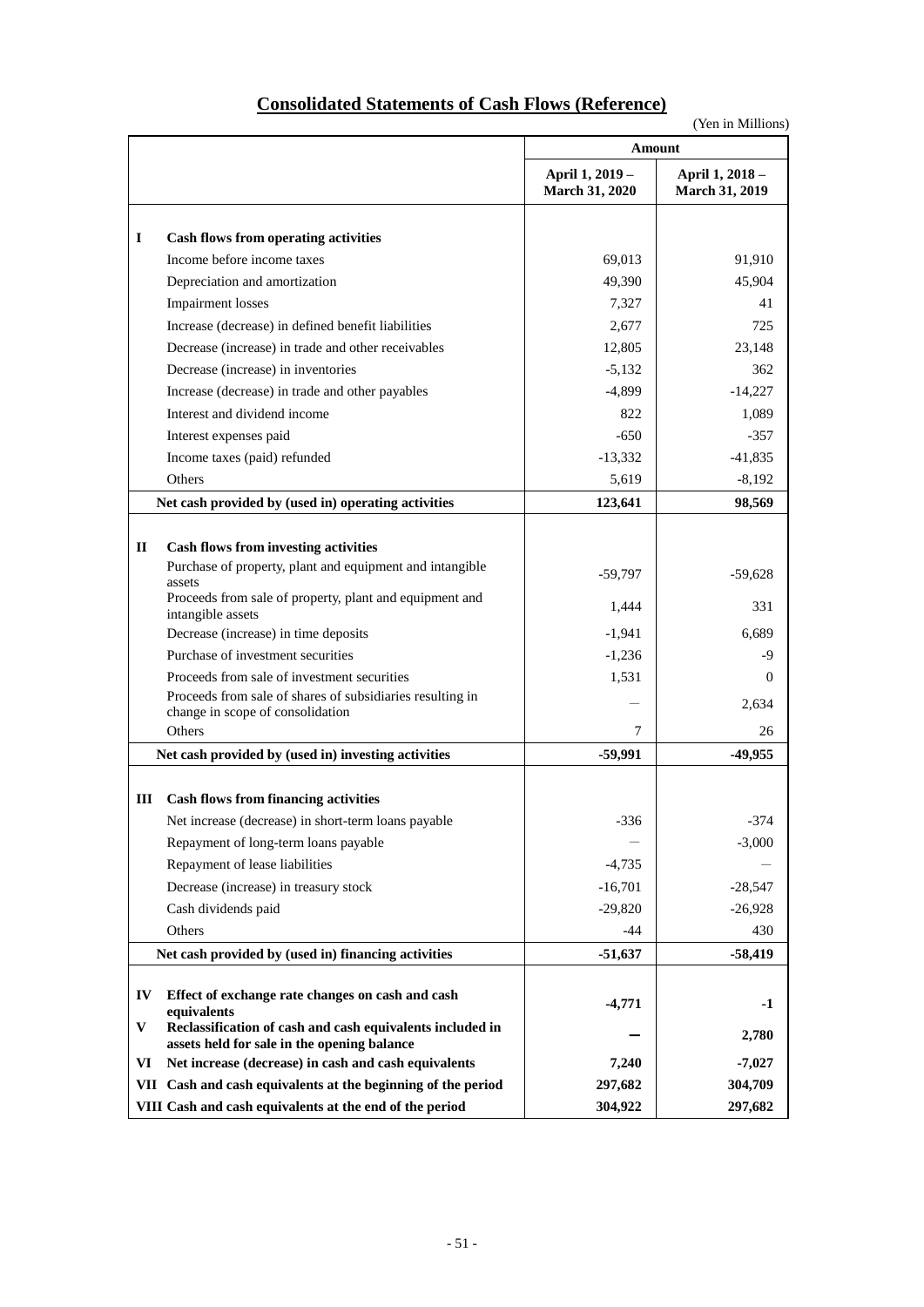# Consolidated Statements of Cash Flows (Reference)

(Yen in Millions)

| | | Amount | |
|---|---|---|---|
| | | April 1, 2019 – March 31, 2020 | April 1, 2018 – March 31, 2019 |
| **I** | **Cash flows from operating activities** | | |
| | Income before income taxes | 69,013 | 91,910 |
| | Depreciation and amortization | 49,390 | 45,904 |
| | Impairment losses | 7,327 | 41 |
| | Increase (decrease) in defined benefit liabilities | 2,677 | 725 |
| | Decrease (increase) in trade and other receivables | 12,805 | 23,148 |
| | Decrease (increase) in inventories | -5,132 | 362 |
| | Increase (decrease) in trade and other payables | -4,899 | -14,227 |
| | Interest and dividend income | 822 | 1,089 |
| | Interest expenses paid | -650 | -357 |
| | Income taxes (paid) refunded | -13,332 | -41,835 |
| | Others | 5,619 | -8,192 |
| | **Net cash provided by (used in) operating activities** | **123,641** | **98,569** |
| **II** | **Cash flows from investing activities** | | |
| | Purchase of property, plant and equipment and intangible assets | -59,797 | -59,628 |
| | Proceeds from sale of property, plant and equipment and intangible assets | 1,444 | 331 |
| | Decrease (increase) in time deposits | -1,941 | 6,689 |
| | Purchase of investment securities | -1,236 | -9 |
| | Proceeds from sale of investment securities | 1,531 | 0 |
| | Proceeds from sale of shares of subsidiaries resulting in change in scope of consolidation | — | 2,634 |
| | Others | 7 | 26 |
| | **Net cash provided by (used in) investing activities** | **-59,991** | **-49,955** |
| **III** | **Cash flows from financing activities** | | |
| | Net increase (decrease) in short-term loans payable | -336 | -374 |
| | Repayment of long-term loans payable | — | -3,000 |
| | Repayment of lease liabilities | -4,735 | — |
| | Decrease (increase) in treasury stock | -16,701 | -28,547 |
| | Cash dividends paid | -29,820 | -26,928 |
| | Others | -44 | 430 |
| | **Net cash provided by (used in) financing activities** | **-51,637** | **-58,419** |
| **IV** | **Effect of exchange rate changes on cash and cash equivalents** | **-4,771** | **-1** |
| **V** | **Reclassification of cash and cash equivalents included in assets held for sale in the opening balance** | **—** | **2,780** |
| **VI** | **Net increase (decrease) in cash and cash equivalents** | **7,240** | **-7,027** |
| **VII** | **Cash and cash equivalents at the beginning of the period** | **297,682** | **304,709** |
| **VIII** | **Cash and cash equivalents at the end of the period** | **304,922** | **297,682** |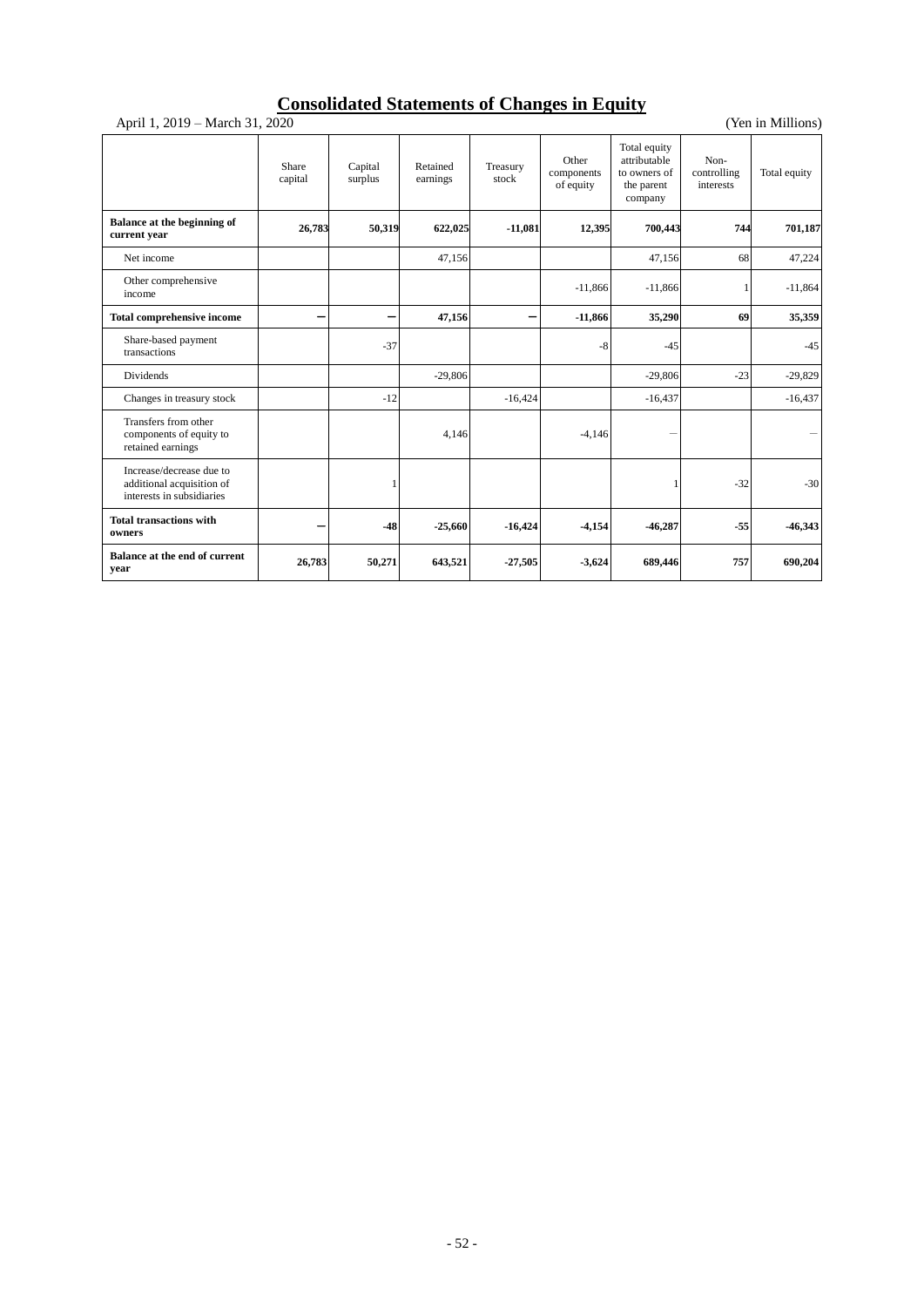# Consolidated Statements of Changes in Equity

April 1, 2019 – March 31, 2020 (Yen in Millions)

| | Share capital | Capital surplus | Retained earnings | Treasury stock | Other components of equity | Total equity attributable to owners of the parent company | Non-controlling interests | Total equity |
|---|---|---|---|---|---|---|---|---|
| **Balance at the beginning of current year** | **26,783** | **50,319** | **622,025** | **-11,081** | **12,395** | **700,443** | **744** | **701,187** |
| Net income | | | 47,156 | | | 47,156 | 68 | 47,224 |
| Other comprehensive income | | | | | -11,866 | -11,866 | 1 | -11,864 |
| **Total comprehensive income** | **—** | **—** | **47,156** | **—** | **-11,866** | **35,290** | **69** | **35,359** |
| Share-based payment transactions | | -37 | | | -8 | -45 | | -45 |
| Dividends | | | -29,806 | | | -29,806 | -23 | -29,829 |
| Changes in treasury stock | | -12 | | -16,424 | | -16,437 | | -16,437 |
| Transfers from other components of equity to retained earnings | | | 4,146 | | -4,146 | — | | — |
| Increase/decrease due to additional acquisition of interests in subsidiaries | | 1 | | | | 1 | -32 | -30 |
| **Total transactions with owners** | **—** | **-48** | **-25,660** | **-16,424** | **-4,154** | **-46,287** | **-55** | **-46,343** |
| **Balance at the end of current year** | **26,783** | **50,271** | **643,521** | **-27,505** | **-3,624** | **689,446** | **757** | **690,204** |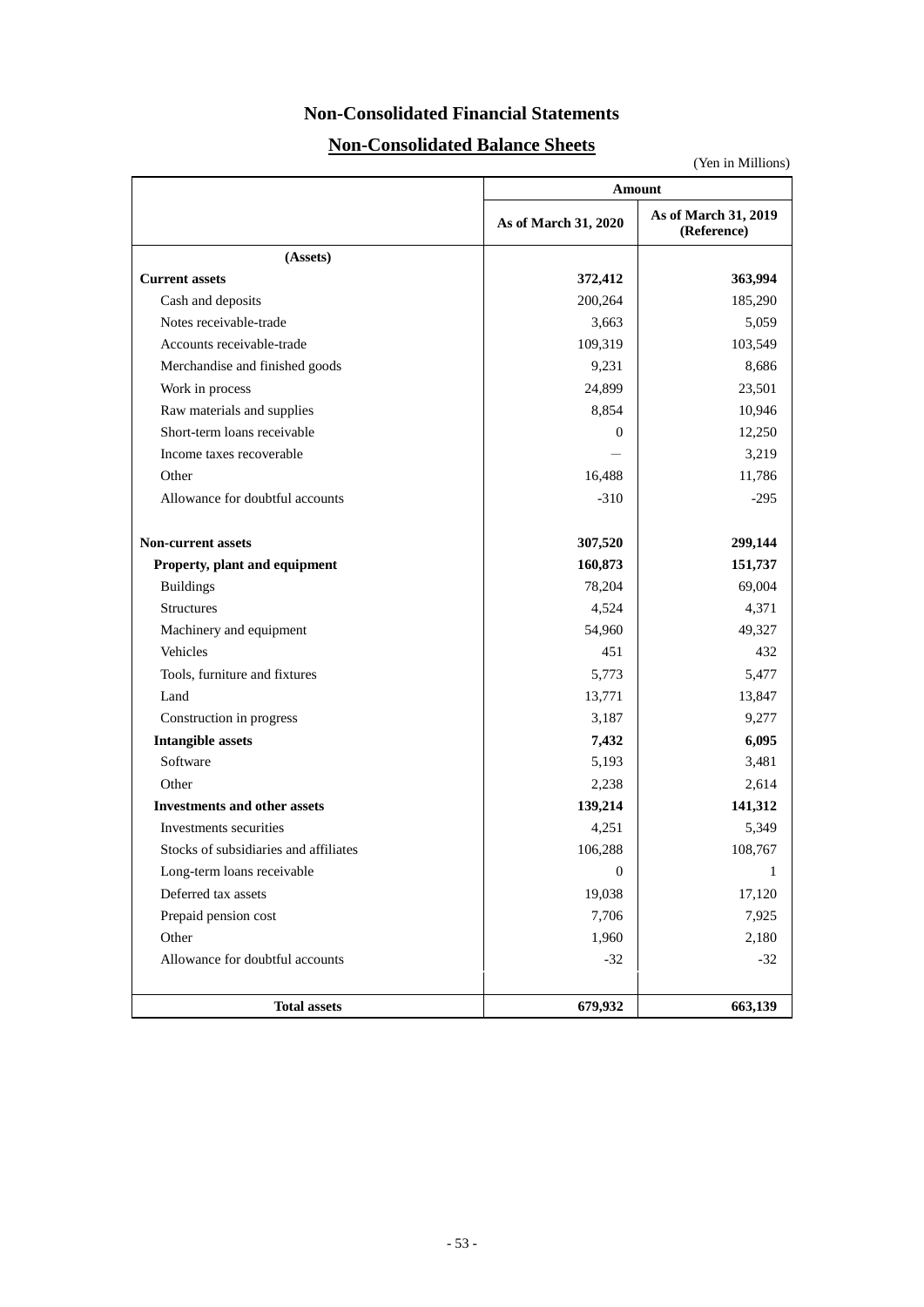# Non-Consolidated Financial Statements

## Non-Consolidated Balance Sheets

(Yen in Millions)

| | Amount | |
|---|---|---|
| | As of March 31, 2020 | As of March 31, 2019 (Reference) |
| **(Assets)** | | |
| **Current assets** | **372,412** | **363,994** |
| Cash and deposits | 200,264 | 185,290 |
| Notes receivable-trade | 3,663 | 5,059 |
| Accounts receivable-trade | 109,319 | 103,549 |
| Merchandise and finished goods | 9,231 | 8,686 |
| Work in process | 24,899 | 23,501 |
| Raw materials and supplies | 8,854 | 10,946 |
| Short-term loans receivable | 0 | 12,250 |
| Income taxes recoverable | — | 3,219 |
| Other | 16,488 | 11,786 |
| Allowance for doubtful accounts | -310 | -295 |
| **Non-current assets** | **307,520** | **299,144** |
| **Property, plant and equipment** | **160,873** | **151,737** |
| Buildings | 78,204 | 69,004 |
| Structures | 4,524 | 4,371 |
| Machinery and equipment | 54,960 | 49,327 |
| Vehicles | 451 | 432 |
| Tools, furniture and fixtures | 5,773 | 5,477 |
| Land | 13,771 | 13,847 |
| Construction in progress | 3,187 | 9,277 |
| **Intangible assets** | **7,432** | **6,095** |
| Software | 5,193 | 3,481 |
| Other | 2,238 | 2,614 |
| **Investments and other assets** | **139,214** | **141,312** |
| Investments securities | 4,251 | 5,349 |
| Stocks of subsidiaries and affiliates | 106,288 | 108,767 |
| Long-term loans receivable | 0 | 1 |
| Deferred tax assets | 19,038 | 17,120 |
| Prepaid pension cost | 7,706 | 7,925 |
| Other | 1,960 | 2,180 |
| Allowance for doubtful accounts | -32 | -32 |
| **Total assets** | **679,932** | **663,139** |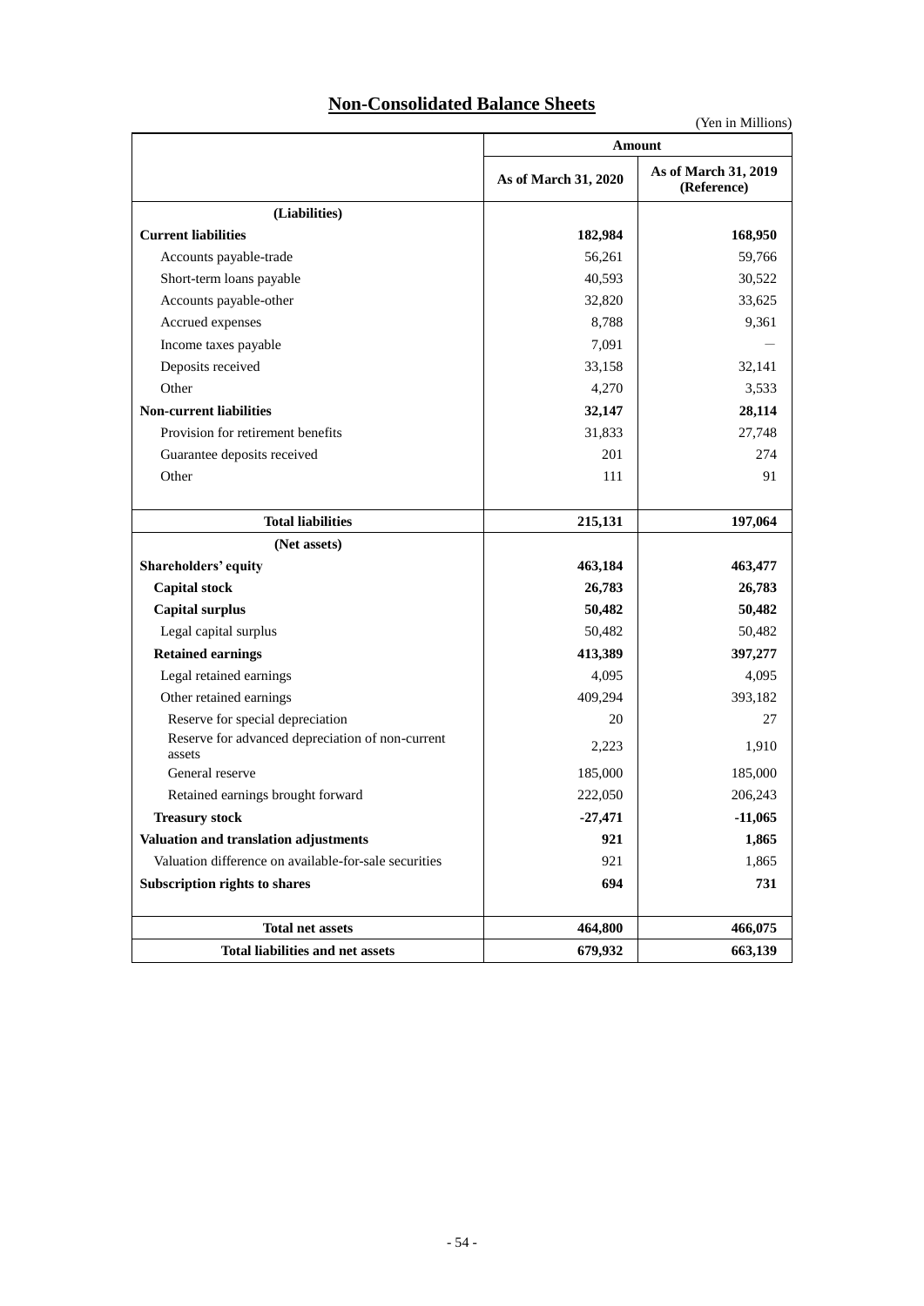## Non-Consolidated Balance Sheets

(Yen in Millions)

| | Amount | |
|---|---|---|
| | As of March 31, 2020 | As of March 31, 2019 (Reference) |
| **(Liabilities)** | | |
| **Current liabilities** | **182,984** | **168,950** |
| Accounts payable-trade | 56,261 | 59,766 |
| Short-term loans payable | 40,593 | 30,522 |
| Accounts payable-other | 32,820 | 33,625 |
| Accrued expenses | 8,788 | 9,361 |
| Income taxes payable | 7,091 | — |
| Deposits received | 33,158 | 32,141 |
| Other | 4,270 | 3,533 |
| **Non-current liabilities** | **32,147** | **28,114** |
| Provision for retirement benefits | 31,833 | 27,748 |
| Guarantee deposits received | 201 | 274 |
| Other | 111 | 91 |
| **Total liabilities** | **215,131** | **197,064** |
| **(Net assets)** | | |
| **Shareholders' equity** | **463,184** | **463,477** |
| **Capital stock** | **26,783** | **26,783** |
| **Capital surplus** | **50,482** | **50,482** |
| Legal capital surplus | 50,482 | 50,482 |
| **Retained earnings** | **413,389** | **397,277** |
| Legal retained earnings | 4,095 | 4,095 |
| Other retained earnings | 409,294 | 393,182 |
| Reserve for special depreciation | 20 | 27 |
| Reserve for advanced depreciation of non-current assets | 2,223 | 1,910 |
| General reserve | 185,000 | 185,000 |
| Retained earnings brought forward | 222,050 | 206,243 |
| **Treasury stock** | **-27,471** | **-11,065** |
| **Valuation and translation adjustments** | **921** | **1,865** |
| Valuation difference on available-for-sale securities | 921 | 1,865 |
| **Subscription rights to shares** | **694** | **731** |
| **Total net assets** | **464,800** | **466,075** |
| **Total liabilities and net assets** | **679,932** | **663,139** |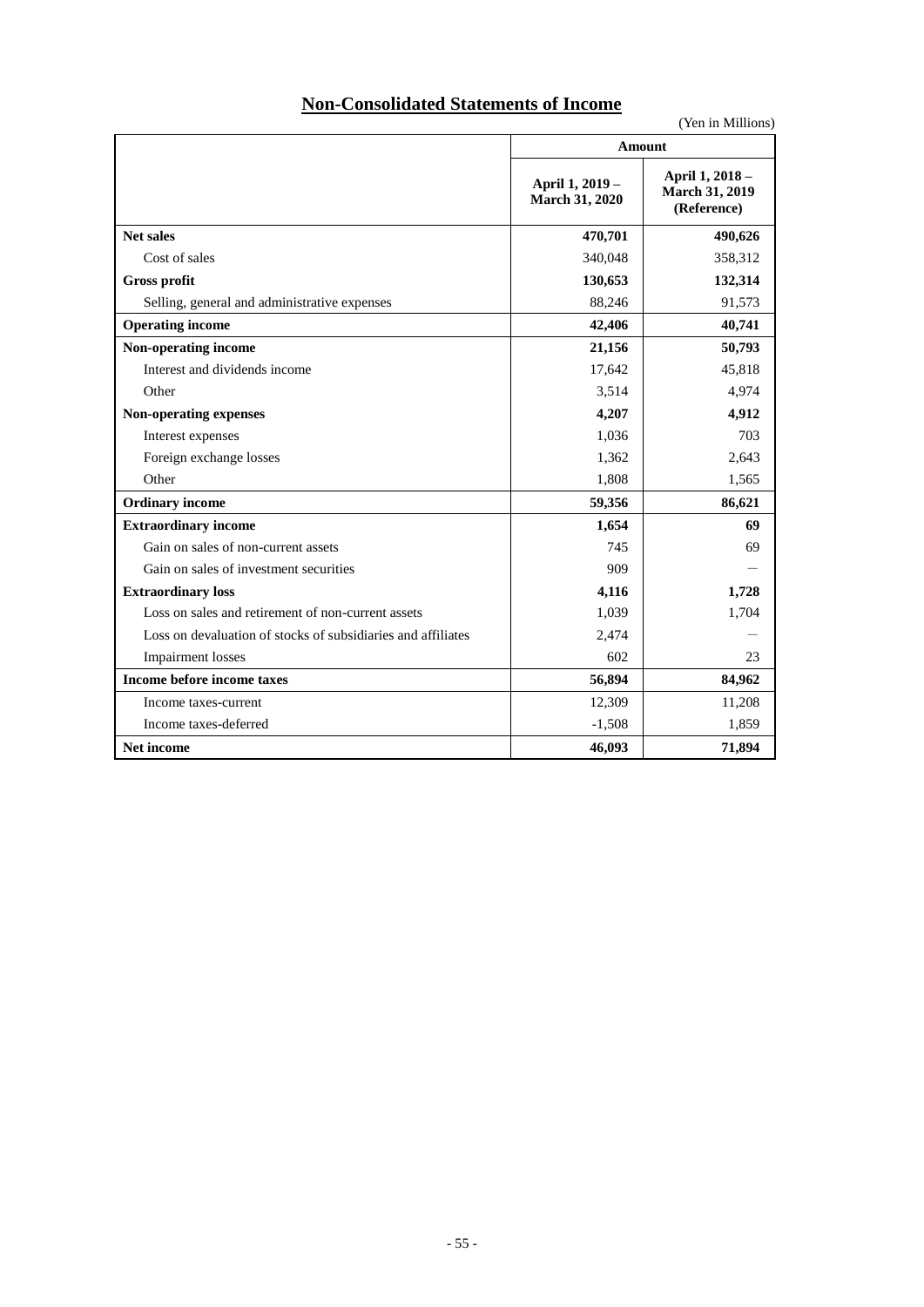# Non-Consolidated Statements of Income

(Yen in Millions)

| | Amount | |
|---|---|---|
| | April 1, 2019 – March 31, 2020 | April 1, 2018 – March 31, 2019 (Reference) |
| **Net sales** | **470,701** | **490,626** |
| Cost of sales | 340,048 | 358,312 |
| **Gross profit** | **130,653** | **132,314** |
| Selling, general and administrative expenses | 88,246 | 91,573 |
| **Operating income** | **42,406** | **40,741** |
| **Non-operating income** | **21,156** | **50,793** |
| Interest and dividends income | 17,642 | 45,818 |
| Other | 3,514 | 4,974 |
| **Non-operating expenses** | **4,207** | **4,912** |
| Interest expenses | 1,036 | 703 |
| Foreign exchange losses | 1,362 | 2,643 |
| Other | 1,808 | 1,565 |
| **Ordinary income** | **59,356** | **86,621** |
| **Extraordinary income** | **1,654** | **69** |
| Gain on sales of non-current assets | 745 | 69 |
| Gain on sales of investment securities | 909 | — |
| **Extraordinary loss** | **4,116** | **1,728** |
| Loss on sales and retirement of non-current assets | 1,039 | 1,704 |
| Loss on devaluation of stocks of subsidiaries and affiliates | 2,474 | — |
| Impairment losses | 602 | 23 |
| **Income before income taxes** | **56,894** | **84,962** |
| Income taxes-current | 12,309 | 11,208 |
| Income taxes-deferred | -1,508 | 1,859 |
| **Net income** | **46,093** | **71,894** |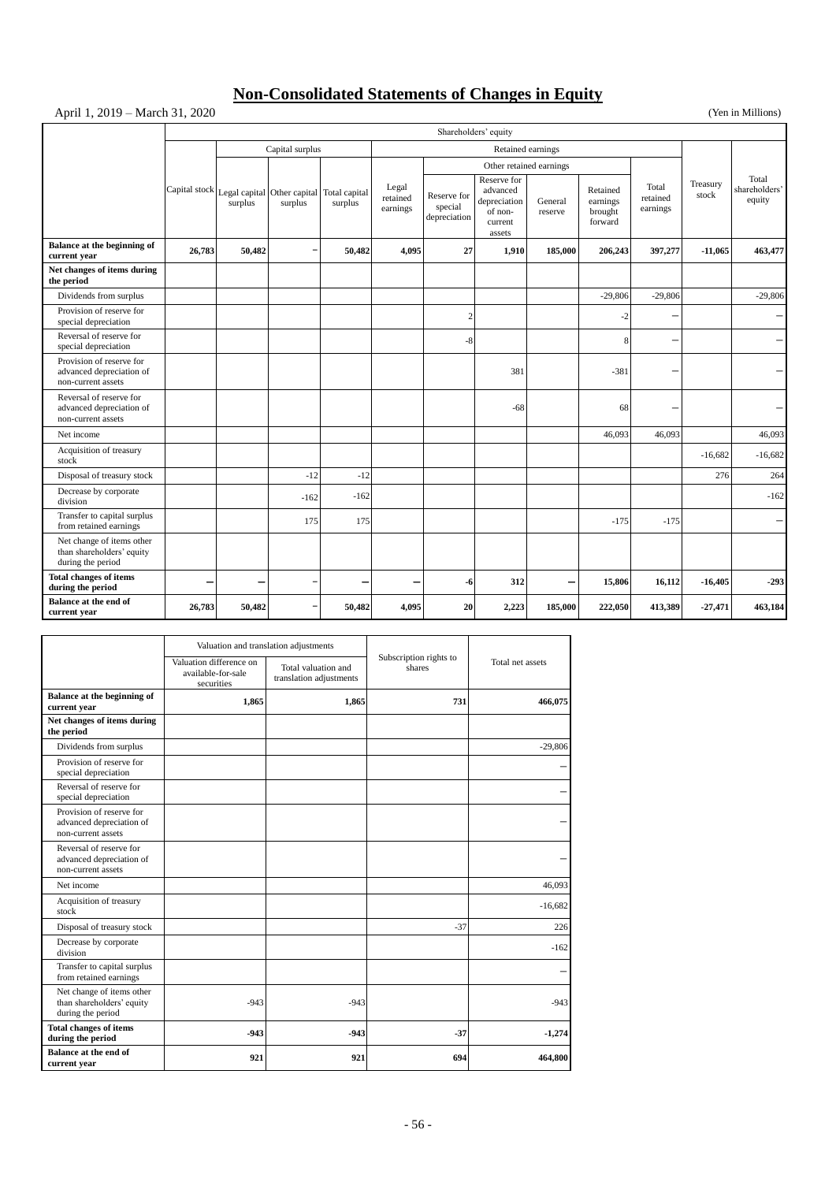# Non-Consolidated Statements of Changes in Equity

April 1, 2019 – March 31, 2020

(Yen in Millions)

| | Shareholders' equity | | | | | | | | | | | |
|---|---|---|---|---|---|---|---|---|---|---|---|---|
| | | Capital surplus | | | Retained earnings | | | | | | | |
| | | | | | | Other retained earnings | | | | | | |
| | Capital stock | Legal capital surplus | Other capital surplus | Total capital surplus | Legal retained earnings | Reserve for special depreciation | Reserve for advanced depreciation of non-current assets | General reserve | Retained earnings brought forward | Total retained earnings | Treasury stock | Total shareholders' equity |
| **Balance at the beginning of current year** | **26,783** | **50,482** | **–** | **50,482** | **4,095** | **27** | **1,910** | **185,000** | **206,243** | **397,277** | **-11,065** | **463,477** |
| **Net changes of items during the period** | | | | | | | | | | | | |
| Dividends from surplus | | | | | | | | | -29,806 | -29,806 | | -29,806 |
| Provision of reserve for special depreciation | | | | | | 2 | | | -2 | – | | – |
| Reversal of reserve for special depreciation | | | | | | -8 | | | 8 | – | | – |
| Provision of reserve for advanced depreciation of non-current assets | | | | | | | 381 | | -381 | – | | – |
| Reversal of reserve for advanced depreciation of non-current assets | | | | | | | -68 | | 68 | – | | – |
| Net income | | | | | | | | | 46,093 | 46,093 | | 46,093 |
| Acquisition of treasury stock | | | | | | | | | | | -16,682 | -16,682 |
| Disposal of treasury stock | | | -12 | -12 | | | | | | | 276 | 264 |
| Decrease by corporate division | | | -162 | -162 | | | | | | | | -162 |
| Transfer to capital surplus from retained earnings | | | 175 | 175 | | | | | -175 | -175 | | – |
| Net change of items other than shareholders' equity during the period | | | | | | | | | | | | |
| **Total changes of items during the period** | **–** | **–** | **–** | **–** | **–** | **-6** | **312** | **–** | **15,806** | **16,112** | **-16,405** | **-293** |
| **Balance at the end of current year** | **26,783** | **50,482** | **–** | **50,482** | **4,095** | **20** | **2,223** | **185,000** | **222,050** | **413,389** | **-27,471** | **463,184** |

| | Valuation and translation adjustments | | Subscription rights to shares | Total net assets |
|---|---|---|---|---|
| | Valuation difference on available-for-sale securities | Total valuation and translation adjustments | | |
| **Balance at the beginning of current year** | **1,865** | **1,865** | **731** | **466,075** |
| **Net changes of items during the period** | | | | |
| Dividends from surplus | | | | -29,806 |
| Provision of reserve for special depreciation | | | | – |
| Reversal of reserve for special depreciation | | | | – |
| Provision of reserve for advanced depreciation of non-current assets | | | | – |
| Reversal of reserve for advanced depreciation of non-current assets | | | | – |
| Net income | | | | 46,093 |
| Acquisition of treasury stock | | | | -16,682 |
| Disposal of treasury stock | | | -37 | 226 |
| Decrease by corporate division | | | | -162 |
| Transfer to capital surplus from retained earnings | | | | – |
| Net change of items other than shareholders' equity during the period | -943 | -943 | | -943 |
| **Total changes of items during the period** | **-943** | **-943** | **-37** | **-1,274** |
| **Balance at the end of current year** | **921** | **921** | **694** | **464,800** |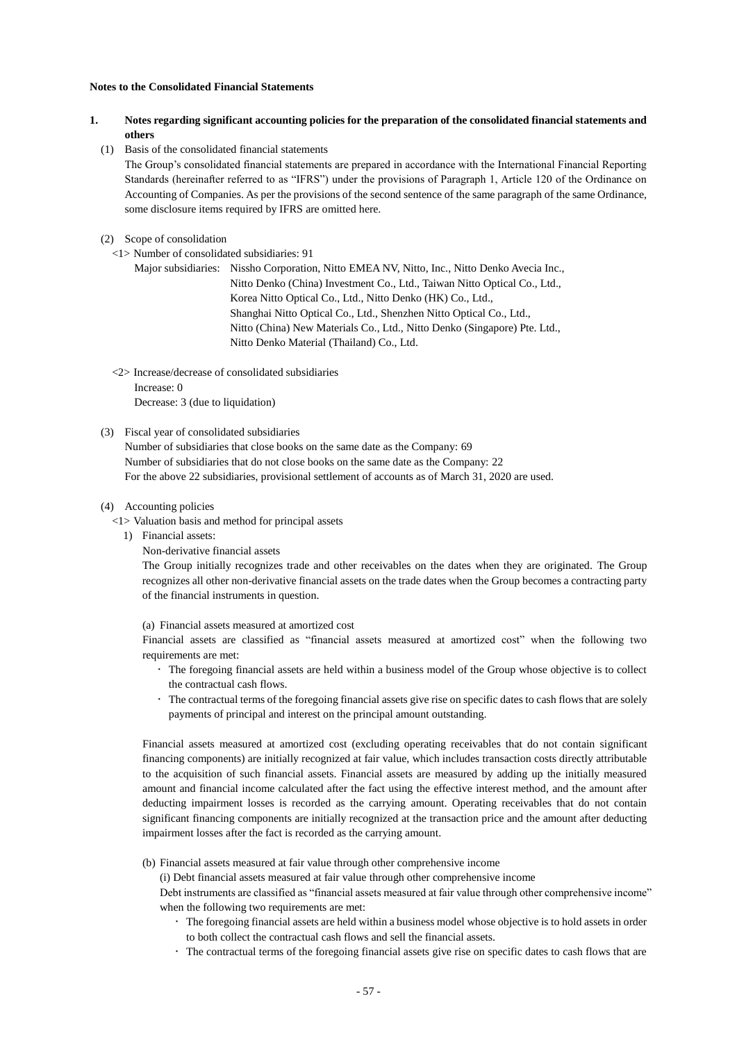**Notes to the Consolidated Financial Statements**

**1. Notes regarding significant accounting policies for the preparation of the consolidated financial statements and others**

(1) Basis of the consolidated financial statements

The Group's consolidated financial statements are prepared in accordance with the International Financial Reporting Standards (hereinafter referred to as "IFRS") under the provisions of Paragraph 1, Article 120 of the Ordinance on Accounting of Companies. As per the provisions of the second sentence of the same paragraph of the same Ordinance, some disclosure items required by IFRS are omitted here.

(2) Scope of consolidation

<1> Number of consolidated subsidiaries: 91

Major subsidiaries: Nissho Corporation, Nitto EMEA NV, Nitto, Inc., Nitto Denko Avecia Inc., Nitto Denko (China) Investment Co., Ltd., Taiwan Nitto Optical Co., Ltd., Korea Nitto Optical Co., Ltd., Nitto Denko (HK) Co., Ltd., Shanghai Nitto Optical Co., Ltd., Shenzhen Nitto Optical Co., Ltd., Nitto (China) New Materials Co., Ltd., Nitto Denko (Singapore) Pte. Ltd., Nitto Denko Material (Thailand) Co., Ltd.

<2> Increase/decrease of consolidated subsidiaries

Increase: 0

Decrease: 3 (due to liquidation)

(3) Fiscal year of consolidated subsidiaries

Number of subsidiaries that close books on the same date as the Company: 69

Number of subsidiaries that do not close books on the same date as the Company: 22

For the above 22 subsidiaries, provisional settlement of accounts as of March 31, 2020 are used.

(4) Accounting policies

<1> Valuation basis and method for principal assets

1) Financial assets:

Non-derivative financial assets

The Group initially recognizes trade and other receivables on the dates when they are originated. The Group recognizes all other non-derivative financial assets on the trade dates when the Group becomes a contracting party of the financial instruments in question.

(a) Financial assets measured at amortized cost

Financial assets are classified as "financial assets measured at amortized cost" when the following two requirements are met:

- The foregoing financial assets are held within a business model of the Group whose objective is to collect the contractual cash flows.
- The contractual terms of the foregoing financial assets give rise on specific dates to cash flows that are solely payments of principal and interest on the principal amount outstanding.

Financial assets measured at amortized cost (excluding operating receivables that do not contain significant financing components) are initially recognized at fair value, which includes transaction costs directly attributable to the acquisition of such financial assets. Financial assets are measured by adding up the initially measured amount and financial income calculated after the fact using the effective interest method, and the amount after deducting impairment losses is recorded as the carrying amount. Operating receivables that do not contain significant financing components are initially recognized at the transaction price and the amount after deducting impairment losses after the fact is recorded as the carrying amount.

(b) Financial assets measured at fair value through other comprehensive income

(i) Debt financial assets measured at fair value through other comprehensive income

Debt instruments are classified as "financial assets measured at fair value through other comprehensive income" when the following two requirements are met:

- The foregoing financial assets are held within a business model whose objective is to hold assets in order to both collect the contractual cash flows and sell the financial assets.
- The contractual terms of the foregoing financial assets give rise on specific dates to cash flows that are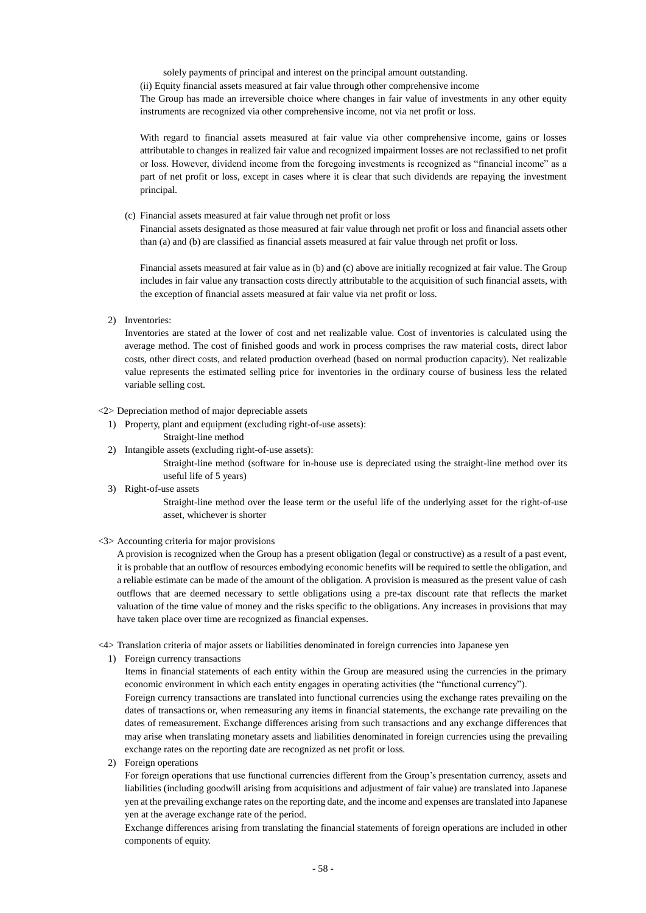solely payments of principal and interest on the principal amount outstanding.

(ii) Equity financial assets measured at fair value through other comprehensive income

The Group has made an irreversible choice where changes in fair value of investments in any other equity instruments are recognized via other comprehensive income, not via net profit or loss.

With regard to financial assets measured at fair value via other comprehensive income, gains or losses attributable to changes in realized fair value and recognized impairment losses are not reclassified to net profit or loss. However, dividend income from the foregoing investments is recognized as "financial income" as a part of net profit or loss, except in cases where it is clear that such dividends are repaying the investment principal.

(c) Financial assets measured at fair value through net profit or loss

Financial assets designated as those measured at fair value through net profit or loss and financial assets other than (a) and (b) are classified as financial assets measured at fair value through net profit or loss.

Financial assets measured at fair value as in (b) and (c) above are initially recognized at fair value. The Group includes in fair value any transaction costs directly attributable to the acquisition of such financial assets, with the exception of financial assets measured at fair value via net profit or loss.

2) Inventories:

Inventories are stated at the lower of cost and net realizable value. Cost of inventories is calculated using the average method. The cost of finished goods and work in process comprises the raw material costs, direct labor costs, other direct costs, and related production overhead (based on normal production capacity). Net realizable value represents the estimated selling price for inventories in the ordinary course of business less the related variable selling cost.

<2> Depreciation method of major depreciable assets

1) Property, plant and equipment (excluding right-of-use assets):

Straight-line method

2) Intangible assets (excluding right-of-use assets):

Straight-line method (software for in-house use is depreciated using the straight-line method over its useful life of 5 years)

3) Right-of-use assets

Straight-line method over the lease term or the useful life of the underlying asset for the right-of-use asset, whichever is shorter

<3> Accounting criteria for major provisions

A provision is recognized when the Group has a present obligation (legal or constructive) as a result of a past event, it is probable that an outflow of resources embodying economic benefits will be required to settle the obligation, and a reliable estimate can be made of the amount of the obligation. A provision is measured as the present value of cash outflows that are deemed necessary to settle obligations using a pre-tax discount rate that reflects the market valuation of the time value of money and the risks specific to the obligations. Any increases in provisions that may have taken place over time are recognized as financial expenses.

<4> Translation criteria of major assets or liabilities denominated in foreign currencies into Japanese yen

1) Foreign currency transactions

Items in financial statements of each entity within the Group are measured using the currencies in the primary economic environment in which each entity engages in operating activities (the "functional currency").

Foreign currency transactions are translated into functional currencies using the exchange rates prevailing on the dates of transactions or, when remeasuring any items in financial statements, the exchange rate prevailing on the dates of remeasurement. Exchange differences arising from such transactions and any exchange differences that may arise when translating monetary assets and liabilities denominated in foreign currencies using the prevailing exchange rates on the reporting date are recognized as net profit or loss.

2) Foreign operations

For foreign operations that use functional currencies different from the Group's presentation currency, assets and liabilities (including goodwill arising from acquisitions and adjustment of fair value) are translated into Japanese yen at the prevailing exchange rates on the reporting date, and the income and expenses are translated into Japanese yen at the average exchange rate of the period.

Exchange differences arising from translating the financial statements of foreign operations are included in other components of equity.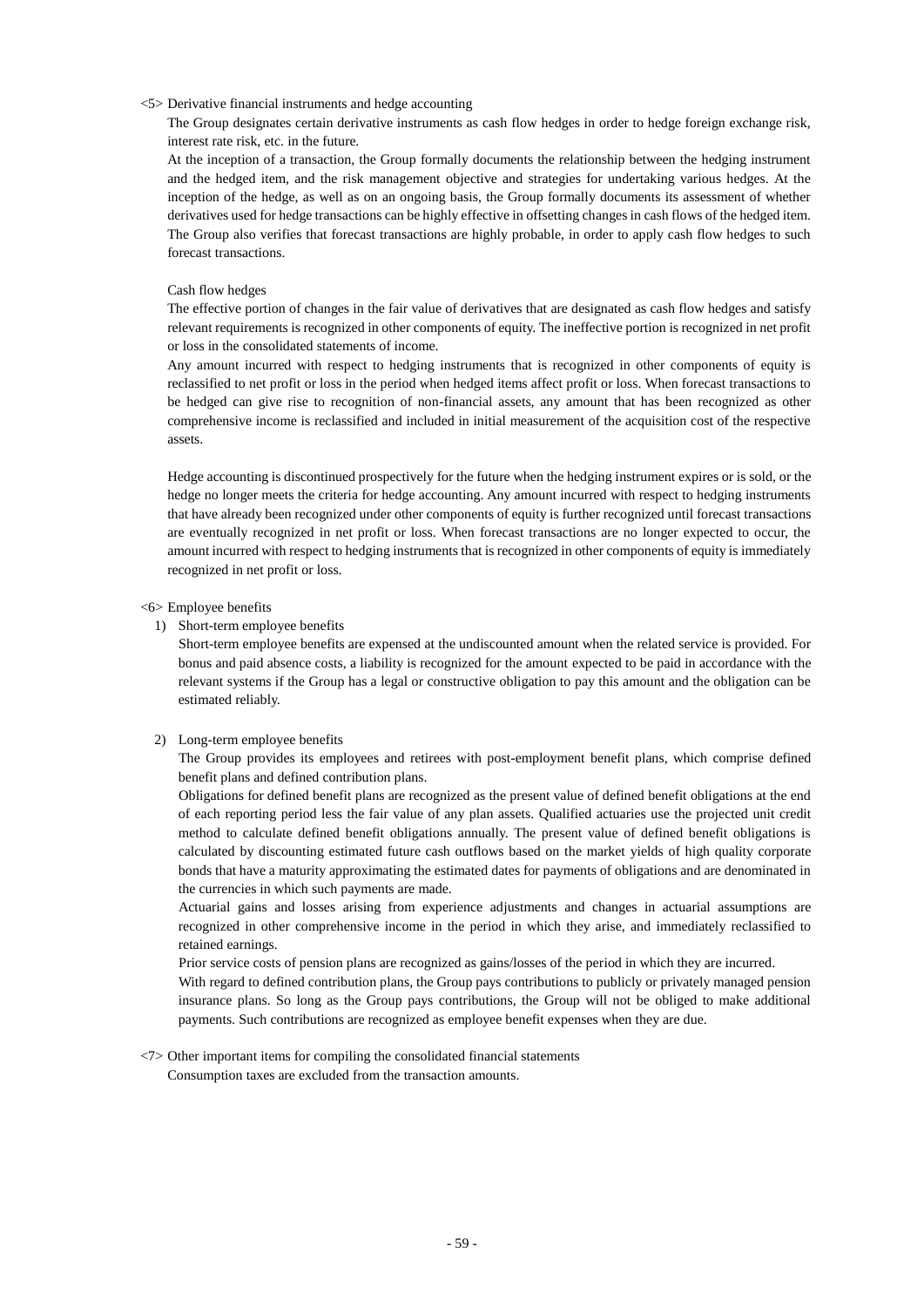<5> Derivative financial instruments and hedge accounting

The Group designates certain derivative instruments as cash flow hedges in order to hedge foreign exchange risk, interest rate risk, etc. in the future.

At the inception of a transaction, the Group formally documents the relationship between the hedging instrument and the hedged item, and the risk management objective and strategies for undertaking various hedges. At the inception of the hedge, as well as on an ongoing basis, the Group formally documents its assessment of whether derivatives used for hedge transactions can be highly effective in offsetting changes in cash flows of the hedged item. The Group also verifies that forecast transactions are highly probable, in order to apply cash flow hedges to such forecast transactions.

Cash flow hedges

The effective portion of changes in the fair value of derivatives that are designated as cash flow hedges and satisfy relevant requirements is recognized in other components of equity. The ineffective portion is recognized in net profit or loss in the consolidated statements of income.

Any amount incurred with respect to hedging instruments that is recognized in other components of equity is reclassified to net profit or loss in the period when hedged items affect profit or loss. When forecast transactions to be hedged can give rise to recognition of non-financial assets, any amount that has been recognized as other comprehensive income is reclassified and included in initial measurement of the acquisition cost of the respective assets.

Hedge accounting is discontinued prospectively for the future when the hedging instrument expires or is sold, or the hedge no longer meets the criteria for hedge accounting. Any amount incurred with respect to hedging instruments that have already been recognized under other components of equity is further recognized until forecast transactions are eventually recognized in net profit or loss. When forecast transactions are no longer expected to occur, the amount incurred with respect to hedging instruments that is recognized in other components of equity is immediately recognized in net profit or loss.

<6> Employee benefits

1) Short-term employee benefits

Short-term employee benefits are expensed at the undiscounted amount when the related service is provided. For bonus and paid absence costs, a liability is recognized for the amount expected to be paid in accordance with the relevant systems if the Group has a legal or constructive obligation to pay this amount and the obligation can be estimated reliably.

2) Long-term employee benefits

The Group provides its employees and retirees with post-employment benefit plans, which comprise defined benefit plans and defined contribution plans.

Obligations for defined benefit plans are recognized as the present value of defined benefit obligations at the end of each reporting period less the fair value of any plan assets. Qualified actuaries use the projected unit credit method to calculate defined benefit obligations annually. The present value of defined benefit obligations is calculated by discounting estimated future cash outflows based on the market yields of high quality corporate bonds that have a maturity approximating the estimated dates for payments of obligations and are denominated in the currencies in which such payments are made.

Actuarial gains and losses arising from experience adjustments and changes in actuarial assumptions are recognized in other comprehensive income in the period in which they arise, and immediately reclassified to retained earnings.

Prior service costs of pension plans are recognized as gains/losses of the period in which they are incurred.

With regard to defined contribution plans, the Group pays contributions to publicly or privately managed pension insurance plans. So long as the Group pays contributions, the Group will not be obliged to make additional payments. Such contributions are recognized as employee benefit expenses when they are due.

<7> Other important items for compiling the consolidated financial statements

Consumption taxes are excluded from the transaction amounts.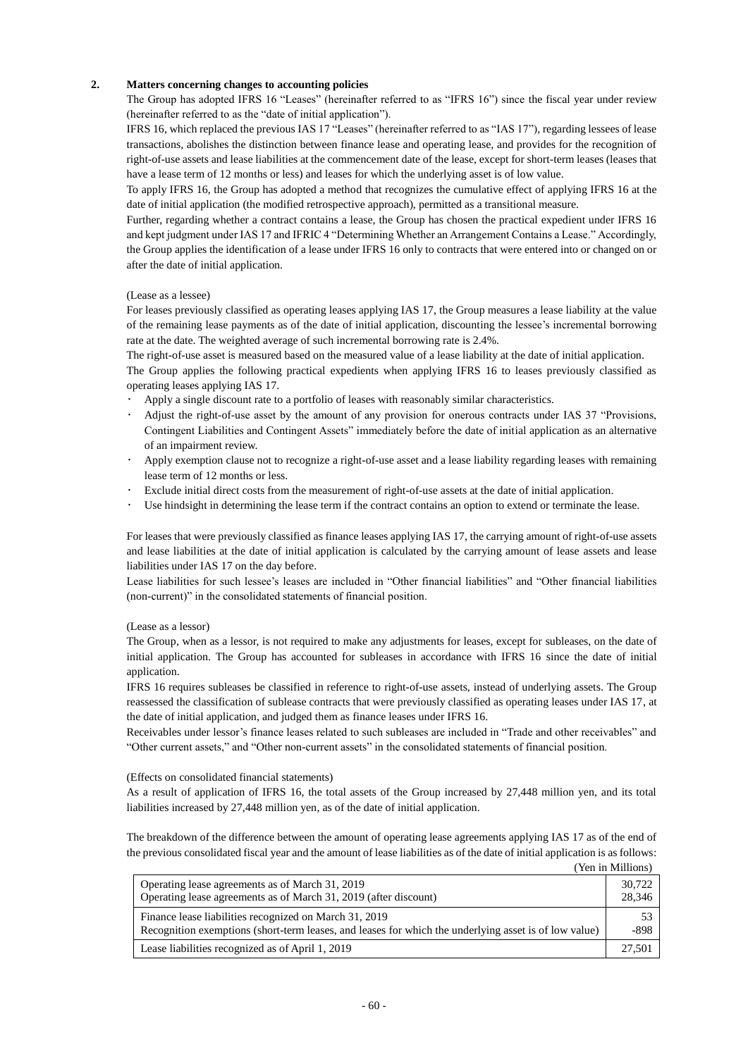## 2. Matters concerning changes to accounting policies

The Group has adopted IFRS 16 "Leases" (hereinafter referred to as "IFRS 16") since the fiscal year under review (hereinafter referred to as the "date of initial application").

IFRS 16, which replaced the previous IAS 17 "Leases" (hereinafter referred to as "IAS 17"), regarding lessees of lease transactions, abolishes the distinction between finance lease and operating lease, and provides for the recognition of right-of-use assets and lease liabilities at the commencement date of the lease, except for short-term leases (leases that have a lease term of 12 months or less) and leases for which the underlying asset is of low value.

To apply IFRS 16, the Group has adopted a method that recognizes the cumulative effect of applying IFRS 16 at the date of initial application (the modified retrospective approach), permitted as a transitional measure.

Further, regarding whether a contract contains a lease, the Group has chosen the practical expedient under IFRS 16 and kept judgment under IAS 17 and IFRIC 4 "Determining Whether an Arrangement Contains a Lease." Accordingly, the Group applies the identification of a lease under IFRS 16 only to contracts that were entered into or changed on or after the date of initial application.

(Lease as a lessee)

For leases previously classified as operating leases applying IAS 17, the Group measures a lease liability at the value of the remaining lease payments as of the date of initial application, discounting the lessee's incremental borrowing rate at the date. The weighted average of such incremental borrowing rate is 2.4%.

The right-of-use asset is measured based on the measured value of a lease liability at the date of initial application.

The Group applies the following practical expedients when applying IFRS 16 to leases previously classified as operating leases applying IAS 17.

- Apply a single discount rate to a portfolio of leases with reasonably similar characteristics.
- Adjust the right-of-use asset by the amount of any provision for onerous contracts under IAS 37 "Provisions, Contingent Liabilities and Contingent Assets" immediately before the date of initial application as an alternative of an impairment review.
- Apply exemption clause not to recognize a right-of-use asset and a lease liability regarding leases with remaining lease term of 12 months or less.
- Exclude initial direct costs from the measurement of right-of-use assets at the date of initial application.
- Use hindsight in determining the lease term if the contract contains an option to extend or terminate the lease.

For leases that were previously classified as finance leases applying IAS 17, the carrying amount of right-of-use assets and lease liabilities at the date of initial application is calculated by the carrying amount of lease assets and lease liabilities under IAS 17 on the day before.

Lease liabilities for such lessee's leases are included in "Other financial liabilities" and "Other financial liabilities (non-current)" in the consolidated statements of financial position.

(Lease as a lessor)

The Group, when as a lessor, is not required to make any adjustments for leases, except for subleases, on the date of initial application. The Group has accounted for subleases in accordance with IFRS 16 since the date of initial application.

IFRS 16 requires subleases be classified in reference to right-of-use assets, instead of underlying assets. The Group reassessed the classification of sublease contracts that were previously classified as operating leases under IAS 17, at the date of initial application, and judged them as finance leases under IFRS 16.

Receivables under lessor's finance leases related to such subleases are included in "Trade and other receivables" and "Other current assets," and "Other non-current assets" in the consolidated statements of financial position.

(Effects on consolidated financial statements)

As a result of application of IFRS 16, the total assets of the Group increased by 27,448 million yen, and its total liabilities increased by 27,448 million yen, as of the date of initial application.

The breakdown of the difference between the amount of operating lease agreements applying IAS 17 as of the end of the previous consolidated fiscal year and the amount of lease liabilities as of the date of initial application is as follows:

(Yen in Millions)

| | |
|---|---|
| Operating lease agreements as of March 31, 2019 | 30,722 |
| Operating lease agreements as of March 31, 2019 (after discount) | 28,346 |
| Finance lease liabilities recognized on March 31, 2019 | 53 |
| Recognition exemptions (short-term leases, and leases for which the underlying asset is of low value) | -898 |
| Lease liabilities recognized as of April 1, 2019 | 27,501 |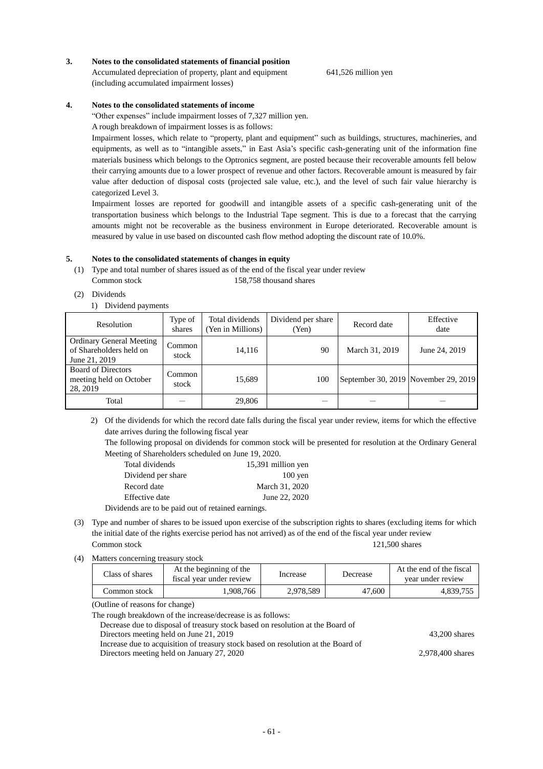**3. Notes to the consolidated statements of financial position**

Accumulated depreciation of property, plant and equipment (including accumulated impairment losses) 641,526 million yen

**4. Notes to the consolidated statements of income**

"Other expenses" include impairment losses of 7,327 million yen.

A rough breakdown of impairment losses is as follows:

Impairment losses, which relate to "property, plant and equipment" such as buildings, structures, machineries, and equipments, as well as to "intangible assets," in East Asia's specific cash-generating unit of the information fine materials business which belongs to the Optronics segment, are posted because their recoverable amounts fell below their carrying amounts due to a lower prospect of revenue and other factors. Recoverable amount is measured by fair value after deduction of disposal costs (projected sale value, etc.), and the level of such fair value hierarchy is categorized Level 3.

Impairment losses are reported for goodwill and intangible assets of a specific cash-generating unit of the transportation business which belongs to the Industrial Tape segment. This is due to a forecast that the carrying amounts might not be recoverable as the business environment in Europe deteriorated. Recoverable amount is measured by value in use based on discounted cash flow method adopting the discount rate of 10.0%.

**5. Notes to the consolidated statements of changes in equity**

(1) Type and total number of shares issued as of the end of the fiscal year under review

Common stock 158,758 thousand shares

(2) Dividends

1) Dividend payments

| Resolution | Type of shares | Total dividends (Yen in Millions) | Dividend per share (Yen) | Record date | Effective date |
|---|---|---|---|---|---|
| Ordinary General Meeting of Shareholders held on June 21, 2019 | Common stock | 14,116 | 90 | March 31, 2019 | June 24, 2019 |
| Board of Directors meeting held on October 28, 2019 | Common stock | 15,689 | 100 | September 30, 2019 | November 29, 2019 |
| Total | — | 29,806 | — | — | — |

2) Of the dividends for which the record date falls during the fiscal year under review, items for which the effective date arrives during the following fiscal year

The following proposal on dividends for common stock will be presented for resolution at the Ordinary General Meeting of Shareholders scheduled on June 19, 2020.

| | |
|---|---|
| Total dividends | 15,391 million yen |
| Dividend per share | 100 yen |
| Record date | March 31, 2020 |
| Effective date | June 22, 2020 |

Dividends are to be paid out of retained earnings.

(3) Type and number of shares to be issued upon exercise of the subscription rights to shares (excluding items for which the initial date of the rights exercise period has not arrived) as of the end of the fiscal year under review

Common stock 121,500 shares

(4) Matters concerning treasury stock

| Class of shares | At the beginning of the fiscal year under review | Increase | Decrease | At the end of the fiscal year under review |
|---|---|---|---|---|
| Common stock | 1,908,766 | 2,978,589 | 47,600 | 4,839,755 |

(Outline of reasons for change)

The rough breakdown of the increase/decrease is as follows:

Decrease due to disposal of treasury stock based on resolution at the Board of Directors meeting held on June 21, 2019 43,200 shares

Increase due to acquisition of treasury stock based on resolution at the Board of Directors meeting held on January 27, 2020 2,978,400 shares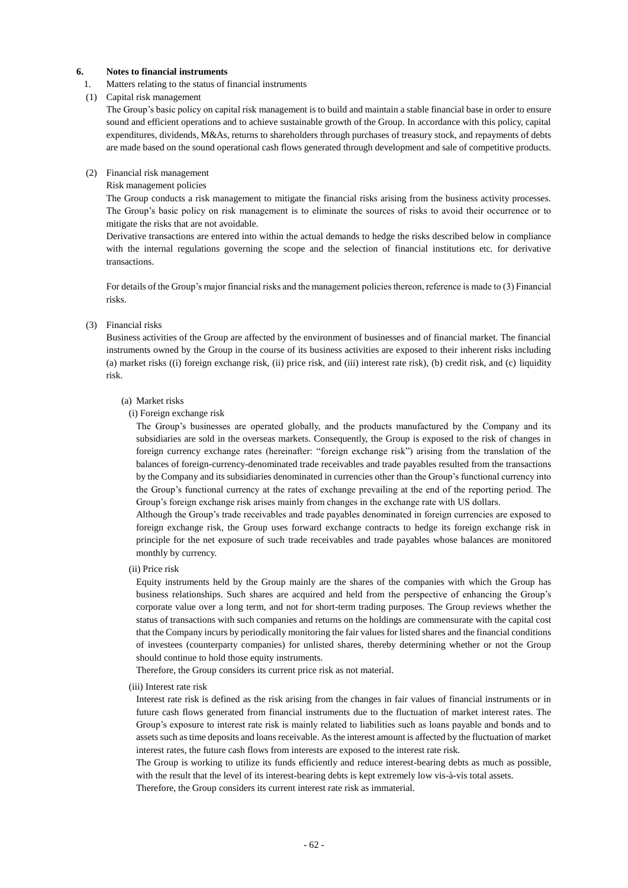## 6. Notes to financial instruments

1. Matters relating to the status of financial instruments

(1) Capital risk management

The Group's basic policy on capital risk management is to build and maintain a stable financial base in order to ensure sound and efficient operations and to achieve sustainable growth of the Group. In accordance with this policy, capital expenditures, dividends, M&As, returns to shareholders through purchases of treasury stock, and repayments of debts are made based on the sound operational cash flows generated through development and sale of competitive products.

(2) Financial risk management

Risk management policies

The Group conducts a risk management to mitigate the financial risks arising from the business activity processes. The Group's basic policy on risk management is to eliminate the sources of risks to avoid their occurrence or to mitigate the risks that are not avoidable.

Derivative transactions are entered into within the actual demands to hedge the risks described below in compliance with the internal regulations governing the scope and the selection of financial institutions etc. for derivative transactions.

For details of the Group's major financial risks and the management policies thereon, reference is made to (3) Financial risks.

(3) Financial risks

Business activities of the Group are affected by the environment of businesses and of financial market. The financial instruments owned by the Group in the course of its business activities are exposed to their inherent risks including (a) market risks ((i) foreign exchange risk, (ii) price risk, and (iii) interest rate risk), (b) credit risk, and (c) liquidity risk.

(a) Market risks

(i) Foreign exchange risk

The Group's businesses are operated globally, and the products manufactured by the Company and its subsidiaries are sold in the overseas markets. Consequently, the Group is exposed to the risk of changes in foreign currency exchange rates (hereinafter: "foreign exchange risk") arising from the translation of the balances of foreign-currency-denominated trade receivables and trade payables resulted from the transactions by the Company and its subsidiaries denominated in currencies other than the Group's functional currency into the Group's functional currency at the rates of exchange prevailing at the end of the reporting period. The Group's foreign exchange risk arises mainly from changes in the exchange rate with US dollars.

Although the Group's trade receivables and trade payables denominated in foreign currencies are exposed to foreign exchange risk, the Group uses forward exchange contracts to hedge its foreign exchange risk in principle for the net exposure of such trade receivables and trade payables whose balances are monitored monthly by currency.

(ii) Price risk

Equity instruments held by the Group mainly are the shares of the companies with which the Group has business relationships. Such shares are acquired and held from the perspective of enhancing the Group's corporate value over a long term, and not for short-term trading purposes. The Group reviews whether the status of transactions with such companies and returns on the holdings are commensurate with the capital cost that the Company incurs by periodically monitoring the fair values for listed shares and the financial conditions of investees (counterparty companies) for unlisted shares, thereby determining whether or not the Group should continue to hold those equity instruments.

Therefore, the Group considers its current price risk as not material.

(iii) Interest rate risk

Interest rate risk is defined as the risk arising from the changes in fair values of financial instruments or in future cash flows generated from financial instruments due to the fluctuation of market interest rates. The Group's exposure to interest rate risk is mainly related to liabilities such as loans payable and bonds and to assets such as time deposits and loans receivable. As the interest amount is affected by the fluctuation of market interest rates, the future cash flows from interests are exposed to the interest rate risk.

The Group is working to utilize its funds efficiently and reduce interest-bearing debts as much as possible, with the result that the level of its interest-bearing debts is kept extremely low vis-à-vis total assets.

Therefore, the Group considers its current interest rate risk as immaterial.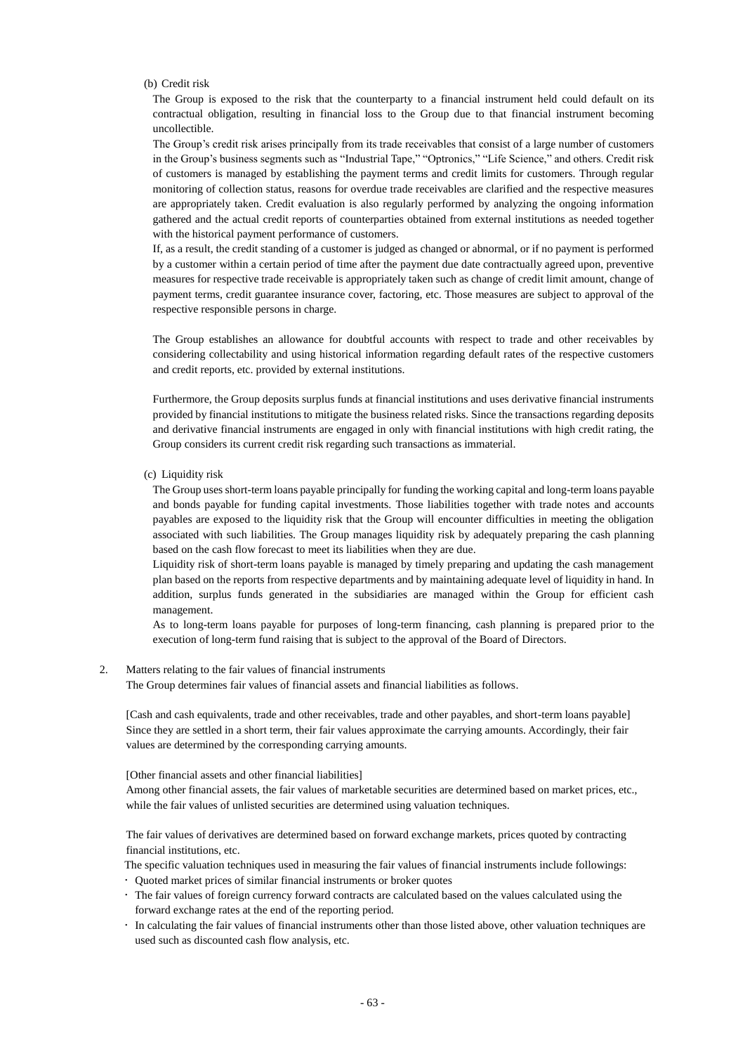(b) Credit risk

The Group is exposed to the risk that the counterparty to a financial instrument held could default on its contractual obligation, resulting in financial loss to the Group due to that financial instrument becoming uncollectible.

The Group's credit risk arises principally from its trade receivables that consist of a large number of customers in the Group's business segments such as "Industrial Tape," "Optronics," "Life Science," and others. Credit risk of customers is managed by establishing the payment terms and credit limits for customers. Through regular monitoring of collection status, reasons for overdue trade receivables are clarified and the respective measures are appropriately taken. Credit evaluation is also regularly performed by analyzing the ongoing information gathered and the actual credit reports of counterparties obtained from external institutions as needed together with the historical payment performance of customers.

If, as a result, the credit standing of a customer is judged as changed or abnormal, or if no payment is performed by a customer within a certain period of time after the payment due date contractually agreed upon, preventive measures for respective trade receivable is appropriately taken such as change of credit limit amount, change of payment terms, credit guarantee insurance cover, factoring, etc. Those measures are subject to approval of the respective responsible persons in charge.

The Group establishes an allowance for doubtful accounts with respect to trade and other receivables by considering collectability and using historical information regarding default rates of the respective customers and credit reports, etc. provided by external institutions.

Furthermore, the Group deposits surplus funds at financial institutions and uses derivative financial instruments provided by financial institutions to mitigate the business related risks. Since the transactions regarding deposits and derivative financial instruments are engaged in only with financial institutions with high credit rating, the Group considers its current credit risk regarding such transactions as immaterial.

(c) Liquidity risk

The Group uses short-term loans payable principally for funding the working capital and long-term loans payable and bonds payable for funding capital investments. Those liabilities together with trade notes and accounts payables are exposed to the liquidity risk that the Group will encounter difficulties in meeting the obligation associated with such liabilities. The Group manages liquidity risk by adequately preparing the cash planning based on the cash flow forecast to meet its liabilities when they are due.

Liquidity risk of short-term loans payable is managed by timely preparing and updating the cash management plan based on the reports from respective departments and by maintaining adequate level of liquidity in hand. In addition, surplus funds generated in the subsidiaries are managed within the Group for efficient cash management.

As to long-term loans payable for purposes of long-term financing, cash planning is prepared prior to the execution of long-term fund raising that is subject to the approval of the Board of Directors.

2. Matters relating to the fair values of financial instruments

The Group determines fair values of financial assets and financial liabilities as follows.

[Cash and cash equivalents, trade and other receivables, trade and other payables, and short-term loans payable]
Since they are settled in a short term, their fair values approximate the carrying amounts. Accordingly, their fair values are determined by the corresponding carrying amounts.

[Other financial assets and other financial liabilities]
Among other financial assets, the fair values of marketable securities are determined based on market prices, etc., while the fair values of unlisted securities are determined using valuation techniques.

The fair values of derivatives are determined based on forward exchange markets, prices quoted by contracting financial institutions, etc.

The specific valuation techniques used in measuring the fair values of financial instruments include followings:

- Quoted market prices of similar financial instruments or broker quotes
- The fair values of foreign currency forward contracts are calculated based on the values calculated using the forward exchange rates at the end of the reporting period.
- In calculating the fair values of financial instruments other than those listed above, other valuation techniques are used such as discounted cash flow analysis, etc.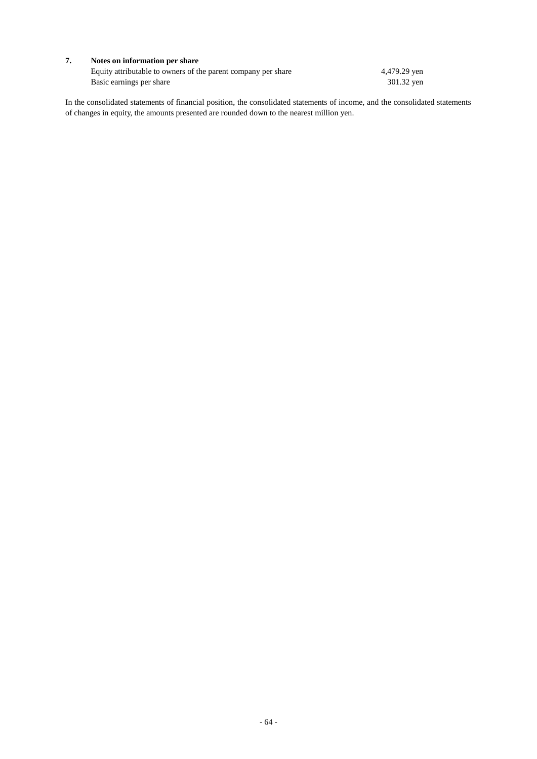## 7. Notes on information per share

| | |
|---|---|
| Equity attributable to owners of the parent company per share | 4,479.29 yen |
| Basic earnings per share | 301.32 yen |

In the consolidated statements of financial position, the consolidated statements of income, and the consolidated statements of changes in equity, the amounts presented are rounded down to the nearest million yen.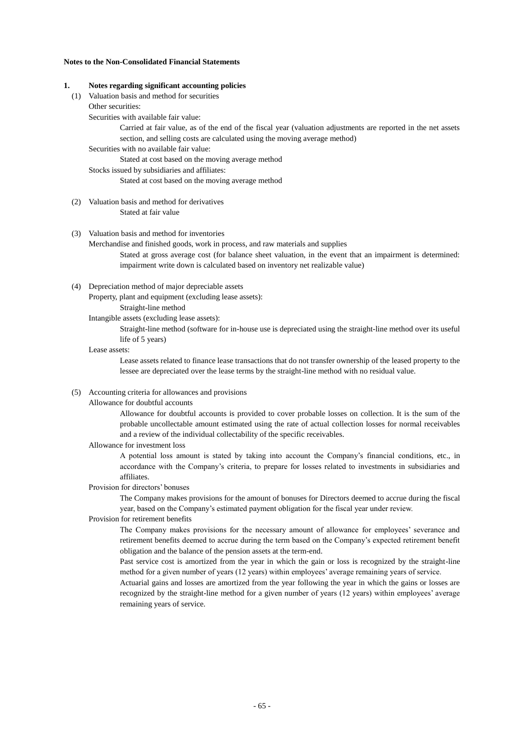**Notes to the Non-Consolidated Financial Statements**

**1. Notes regarding significant accounting policies**

(1) Valuation basis and method for securities

Other securities:

Securities with available fair value:

Carried at fair value, as of the end of the fiscal year (valuation adjustments are reported in the net assets section, and selling costs are calculated using the moving average method)

Securities with no available fair value:

Stated at cost based on the moving average method

Stocks issued by subsidiaries and affiliates:

Stated at cost based on the moving average method

(2) Valuation basis and method for derivatives

Stated at fair value

(3) Valuation basis and method for inventories

Merchandise and finished goods, work in process, and raw materials and supplies

Stated at gross average cost (for balance sheet valuation, in the event that an impairment is determined: impairment write down is calculated based on inventory net realizable value)

(4) Depreciation method of major depreciable assets

Property, plant and equipment (excluding lease assets):

Straight-line method

Intangible assets (excluding lease assets):

Straight-line method (software for in-house use is depreciated using the straight-line method over its useful life of 5 years)

Lease assets:

Lease assets related to finance lease transactions that do not transfer ownership of the leased property to the lessee are depreciated over the lease terms by the straight-line method with no residual value.

(5) Accounting criteria for allowances and provisions

Allowance for doubtful accounts

Allowance for doubtful accounts is provided to cover probable losses on collection. It is the sum of the probable uncollectable amount estimated using the rate of actual collection losses for normal receivables and a review of the individual collectability of the specific receivables.

Allowance for investment loss

A potential loss amount is stated by taking into account the Company's financial conditions, etc., in accordance with the Company's criteria, to prepare for losses related to investments in subsidiaries and affiliates.

Provision for directors' bonuses

The Company makes provisions for the amount of bonuses for Directors deemed to accrue during the fiscal year, based on the Company's estimated payment obligation for the fiscal year under review.

Provision for retirement benefits

The Company makes provisions for the necessary amount of allowance for employees' severance and retirement benefits deemed to accrue during the term based on the Company's expected retirement benefit obligation and the balance of the pension assets at the term-end.

Past service cost is amortized from the year in which the gain or loss is recognized by the straight-line method for a given number of years (12 years) within employees' average remaining years of service.

Actuarial gains and losses are amortized from the year following the year in which the gains or losses are recognized by the straight-line method for a given number of years (12 years) within employees' average remaining years of service.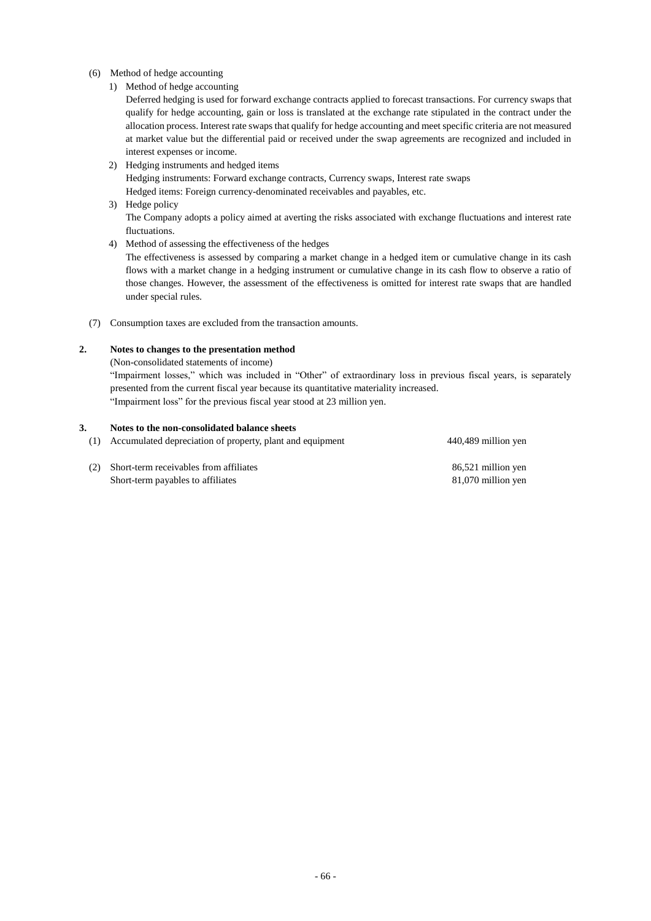(6) Method of hedge accounting

1) Method of hedge accounting

Deferred hedging is used for forward exchange contracts applied to forecast transactions. For currency swaps that qualify for hedge accounting, gain or loss is translated at the exchange rate stipulated in the contract under the allocation process. Interest rate swaps that qualify for hedge accounting and meet specific criteria are not measured at market value but the differential paid or received under the swap agreements are recognized and included in interest expenses or income.

2) Hedging instruments and hedged items

Hedging instruments: Forward exchange contracts, Currency swaps, Interest rate swaps
Hedged items: Foreign currency-denominated receivables and payables, etc.

3) Hedge policy

The Company adopts a policy aimed at averting the risks associated with exchange fluctuations and interest rate fluctuations.

4) Method of assessing the effectiveness of the hedges

The effectiveness is assessed by comparing a market change in a hedged item or cumulative change in its cash flows with a market change in a hedging instrument or cumulative change in its cash flow to observe a ratio of those changes. However, the assessment of the effectiveness is omitted for interest rate swaps that are handled under special rules.

(7) Consumption taxes are excluded from the transaction amounts.

## 2. Notes to changes to the presentation method

(Non-consolidated statements of income)

"Impairment losses," which was included in "Other" of extraordinary loss in previous fiscal years, is separately presented from the current fiscal year because its quantitative materiality increased.

"Impairment loss" for the previous fiscal year stood at 23 million yen.

## 3. Notes to the non-consolidated balance sheets

| | | |
|---|---|---|
| (1) | Accumulated depreciation of property, plant and equipment | 440,489 million yen |
| (2) | Short-term receivables from affiliates | 86,521 million yen |
| | Short-term payables to affiliates | 81,070 million yen |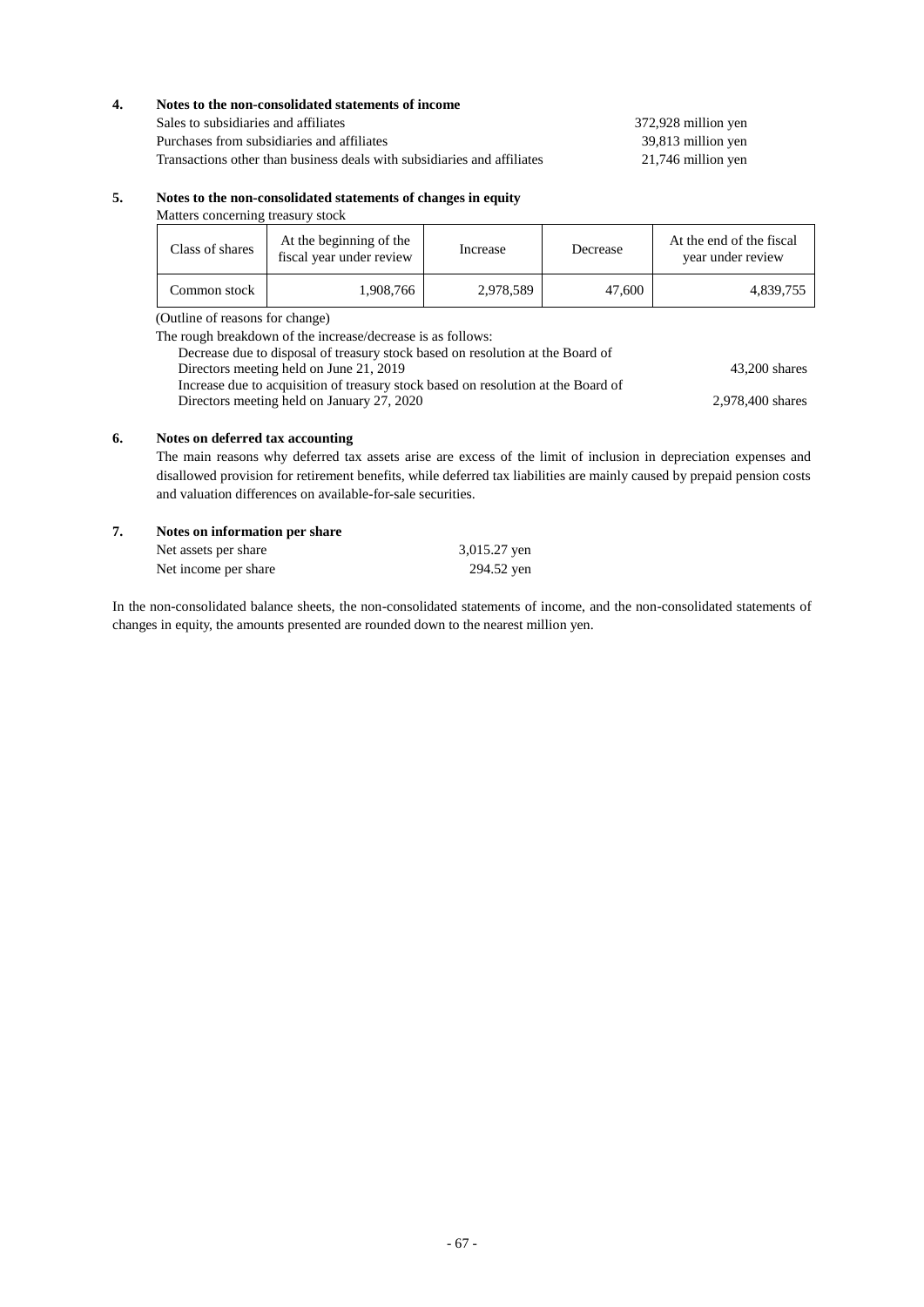## 4. Notes to the non-consolidated statements of income

| | |
|---|---|
| Sales to subsidiaries and affiliates | 372,928 million yen |
| Purchases from subsidiaries and affiliates | 39,813 million yen |
| Transactions other than business deals with subsidiaries and affiliates | 21,746 million yen |

## 5. Notes to the non-consolidated statements of changes in equity

Matters concerning treasury stock

| Class of shares | At the beginning of the fiscal year under review | Increase | Decrease | At the end of the fiscal year under review |
|---|---|---|---|---|
| Common stock | 1,908,766 | 2,978,589 | 47,600 | 4,839,755 |

(Outline of reasons for change)

The rough breakdown of the increase/decrease is as follows:

| | |
|---|---|
| Decrease due to disposal of treasury stock based on resolution at the Board of Directors meeting held on June 21, 2019 | 43,200 shares |
| Increase due to acquisition of treasury stock based on resolution at the Board of Directors meeting held on January 27, 2020 | 2,978,400 shares |

## 6. Notes on deferred tax accounting

The main reasons why deferred tax assets arise are excess of the limit of inclusion in depreciation expenses and disallowed provision for retirement benefits, while deferred tax liabilities are mainly caused by prepaid pension costs and valuation differences on available-for-sale securities.

## 7. Notes on information per share

| | |
|---|---|
| Net assets per share | 3,015.27 yen |
| Net income per share | 294.52 yen |

In the non-consolidated balance sheets, the non-consolidated statements of income, and the non-consolidated statements of changes in equity, the amounts presented are rounded down to the nearest million yen.